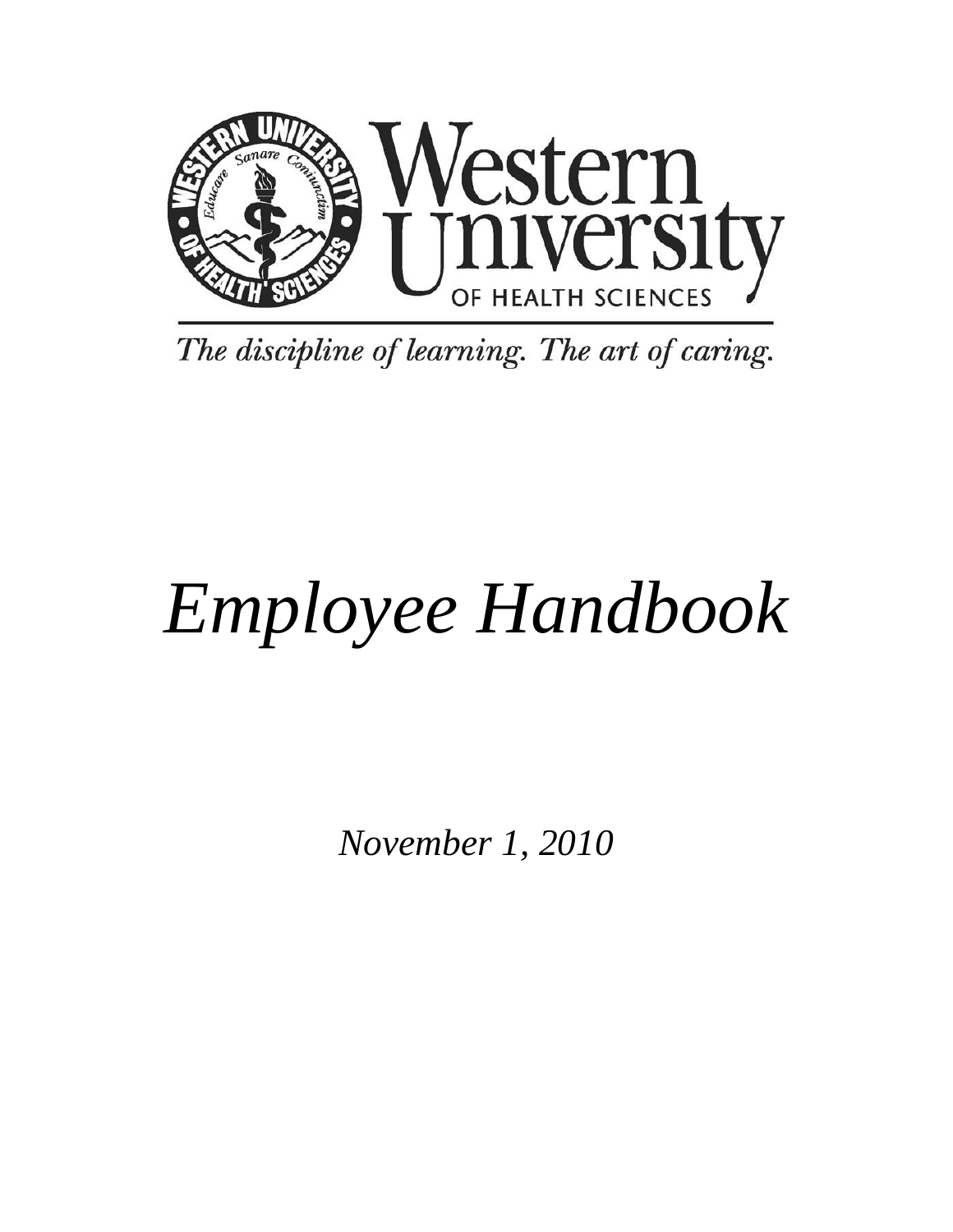Western University

OF HEALTH SCIENCES

*The discipline of learning. The art of caring.*

# *Employee Handbook*

*November 1, 2010*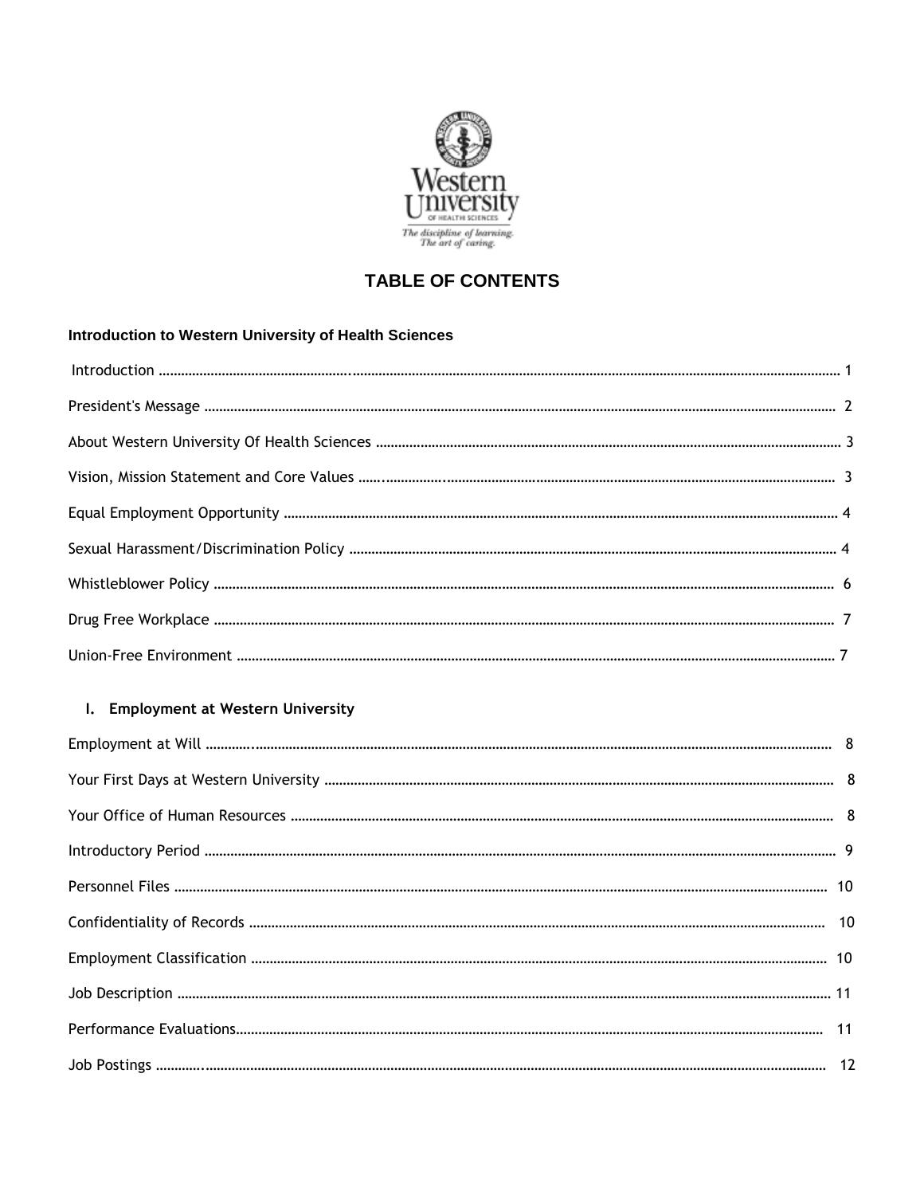# TABLE OF CONTENTS

### Introduction to Western University of Health Sciences

Introduction ........................................................................................................ 1

President's Message ........................................................................................ 2

About Western University Of Health Sciences ................................................ 3

Vision, Mission Statement and Core Values .................................................... 3

Equal Employment Opportunity ....................................................................... 4

Sexual Harassment/Discrimination Policy ....................................................... 4

Whistleblower Policy ........................................................................................ 6

Drug Free Workplace ........................................................................................ 7

Union-Free Environment ................................................................................... 7

### I. Employment at Western University

Employment at Will ........................................................................................... 8

Your First Days at Western University ............................................................. 8

Your Office of Human Resources ..................................................................... 8

Introductory Period ........................................................................................... 9

Personnel Files ................................................................................................ 10

Confidentiality of Records ............................................................................... 10

Employment Classification .............................................................................. 10

Job Description ................................................................................................ 11

Performance Evaluations ................................................................................. 11

Job Postings ..................................................................................................... 12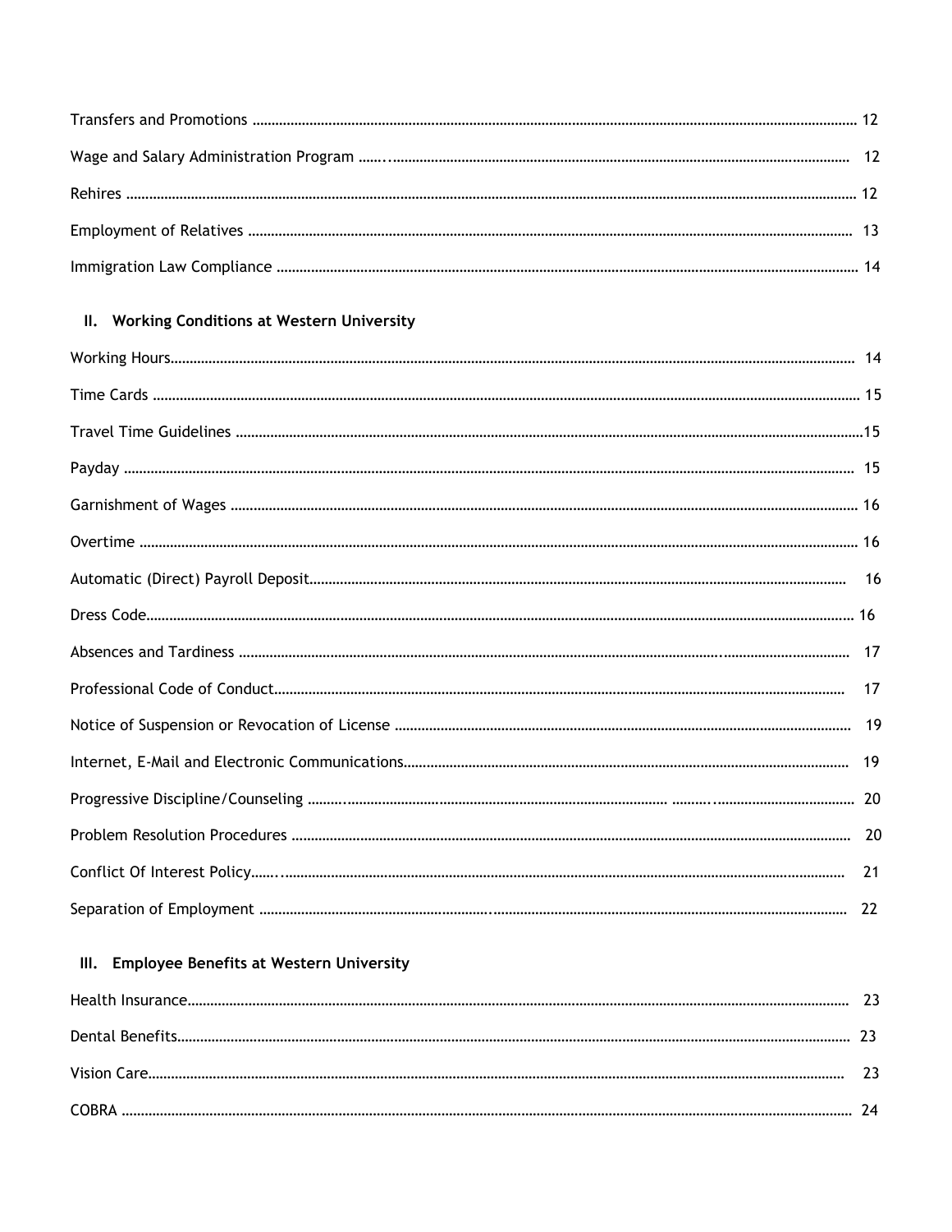Transfers and Promotions .......... 12

Wage and Salary Administration Program .......... 12

Rehires .......... 12

Employment of Relatives .......... 13

Immigration Law Compliance .......... 14

## II. Working Conditions at Western University

Working Hours .......... 14

Time Cards .......... 15

Travel Time Guidelines .......... 15

Payday .......... 15

Garnishment of Wages .......... 16

Overtime .......... 16

Automatic (Direct) Payroll Deposit .......... 16

Dress Code .......... 16

Absences and Tardiness .......... 17

Professional Code of Conduct .......... 17

Notice of Suspension or Revocation of License .......... 19

Internet, E-Mail and Electronic Communications .......... 19

Progressive Discipline/Counseling .......... 20

Problem Resolution Procedures .......... 20

Conflict Of Interest Policy .......... 21

Separation of Employment .......... 22

## III. Employee Benefits at Western University

Health Insurance .......... 23

Dental Benefits .......... 23

Vision Care .......... 23

COBRA .......... 24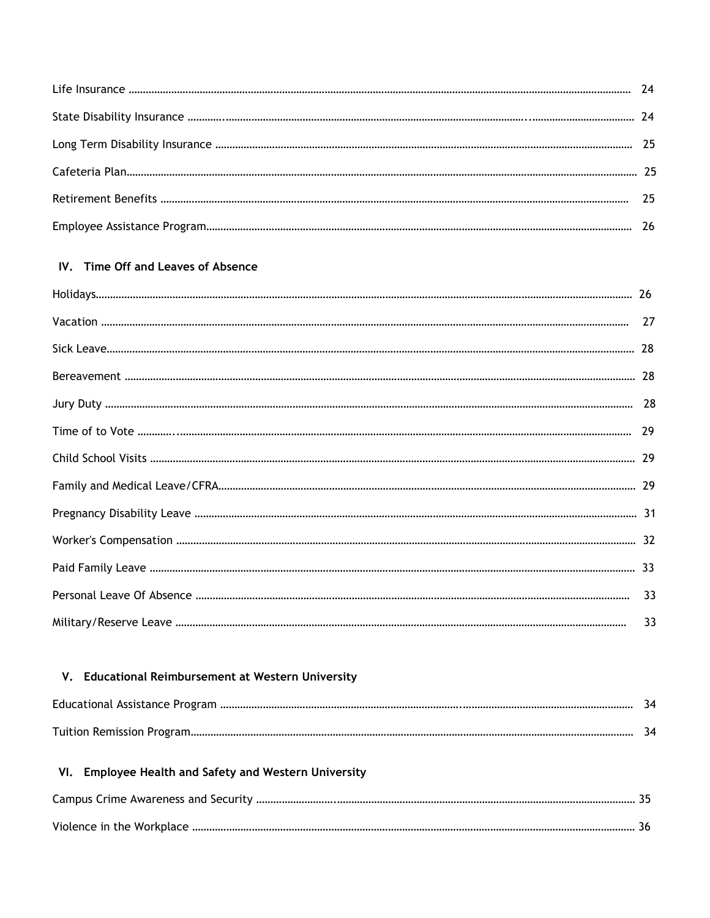Life Insurance ........................................................................ 24

State Disability Insurance ........................................................................ 24

Long Term Disability Insurance ........................................................................ 25

Cafeteria Plan........................................................................ 25

Retirement Benefits ........................................................................ 25

Employee Assistance Program........................................................................ 26

## IV. Time Off and Leaves of Absence

Holidays........................................................................ 26

Vacation ........................................................................ 27

Sick Leave........................................................................ 28

Bereavement ........................................................................ 28

Jury Duty ........................................................................ 28

Time of to Vote ........................................................................ 29

Child School Visits ........................................................................ 29

Family and Medical Leave/CFRA........................................................................ 29

Pregnancy Disability Leave ........................................................................ 31

Worker's Compensation ........................................................................ 32

Paid Family Leave ........................................................................ 33

Personal Leave Of Absence ........................................................................ 33

Military/Reserve Leave ........................................................................ 33

## V. Educational Reimbursement at Western University

Educational Assistance Program ........................................................................ 34

Tuition Remission Program........................................................................ 34

## VI. Employee Health and Safety and Western University

Campus Crime Awareness and Security ........................................................................ 35

Violence in the Workplace ........................................................................ 36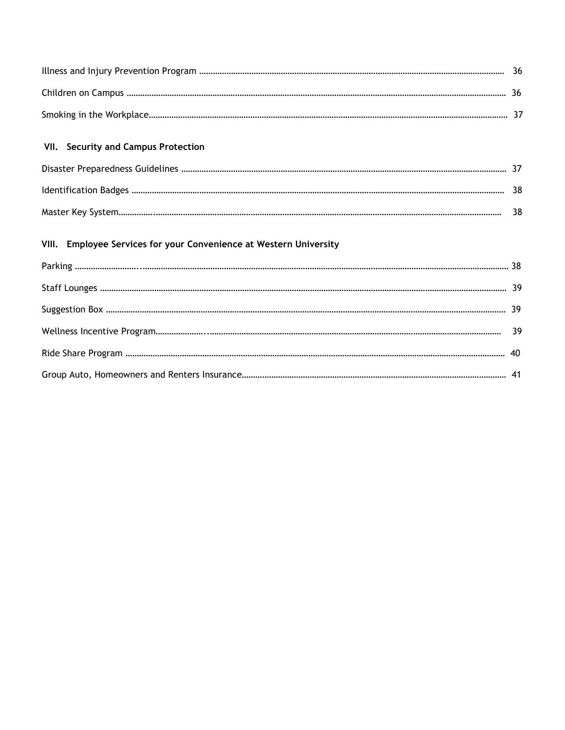Illness and Injury Prevention Program ........................................................................ 36

Children on Campus ........................................................................ 36

Smoking in the Workplace........................................................................ 37

## VII. Security and Campus Protection

Disaster Preparedness Guidelines ........................................................................ 37

Identification Badges ........................................................................ 38

Master Key System........................................................................ 38

## VIII. Employee Services for your Convenience at Western University

Parking ........................................................................ 38

Staff Lounges ........................................................................ 39

Suggestion Box ........................................................................ 39

Wellness Incentive Program........................................................................ 39

Ride Share Program ........................................................................ 40

Group Auto, Homeowners and Renters Insurance........................................................................ 41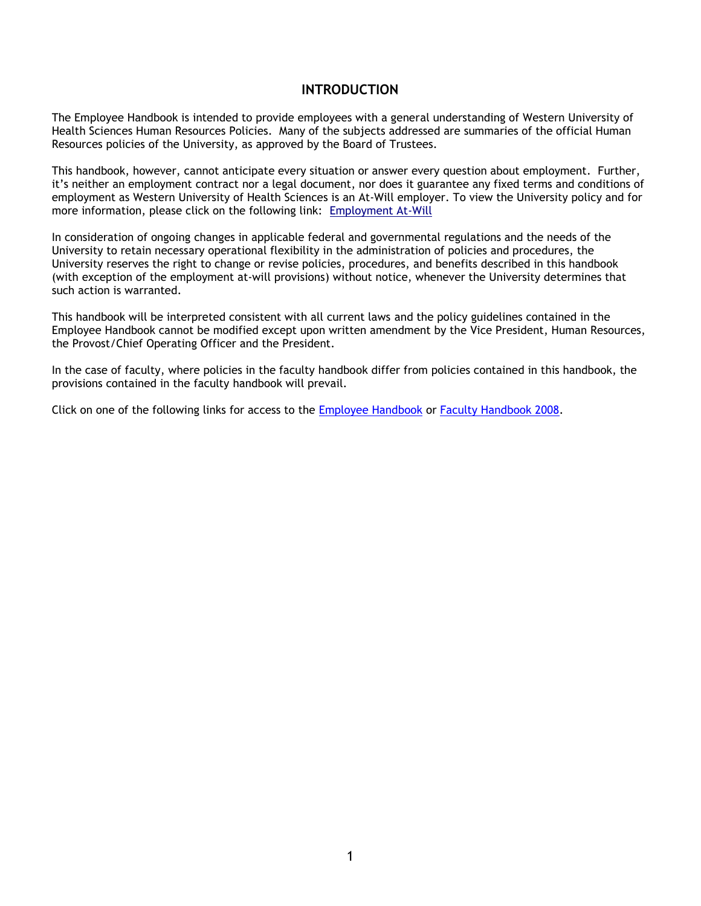# INTRODUCTION

The Employee Handbook is intended to provide employees with a general understanding of Western University of Health Sciences Human Resources Policies. Many of the subjects addressed are summaries of the official Human Resources policies of the University, as approved by the Board of Trustees.

This handbook, however, cannot anticipate every situation or answer every question about employment. Further, it's neither an employment contract nor a legal document, nor does it guarantee any fixed terms and conditions of employment as Western University of Health Sciences is an At-Will employer. To view the University policy and for more information, please click on the following link: Employment At-Will

In consideration of ongoing changes in applicable federal and governmental regulations and the needs of the University to retain necessary operational flexibility in the administration of policies and procedures, the University reserves the right to change or revise policies, procedures, and benefits described in this handbook (with exception of the employment at-will provisions) without notice, whenever the University determines that such action is warranted.

This handbook will be interpreted consistent with all current laws and the policy guidelines contained in the Employee Handbook cannot be modified except upon written amendment by the Vice President, Human Resources, the Provost/Chief Operating Officer and the President.

In the case of faculty, where policies in the faculty handbook differ from policies contained in this handbook, the provisions contained in the faculty handbook will prevail.

Click on one of the following links for access to the Employee Handbook or Faculty Handbook 2008.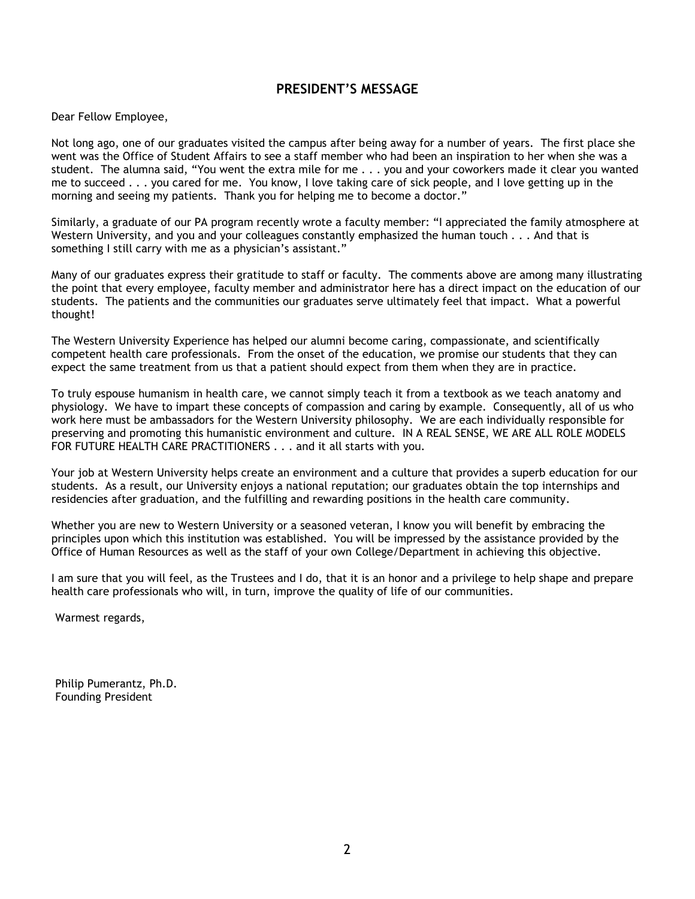## PRESIDENT'S MESSAGE

Dear Fellow Employee,

Not long ago, one of our graduates visited the campus after being away for a number of years. The first place she went was the Office of Student Affairs to see a staff member who had been an inspiration to her when she was a student. The alumna said, "You went the extra mile for me . . . you and your coworkers made it clear you wanted me to succeed . . . you cared for me. You know, I love taking care of sick people, and I love getting up in the morning and seeing my patients. Thank you for helping me to become a doctor."

Similarly, a graduate of our PA program recently wrote a faculty member: "I appreciated the family atmosphere at Western University, and you and your colleagues constantly emphasized the human touch . . . And that is something I still carry with me as a physician's assistant."

Many of our graduates express their gratitude to staff or faculty. The comments above are among many illustrating the point that every employee, faculty member and administrator here has a direct impact on the education of our students. The patients and the communities our graduates serve ultimately feel that impact. What a powerful thought!

The Western University Experience has helped our alumni become caring, compassionate, and scientifically competent health care professionals. From the onset of the education, we promise our students that they can expect the same treatment from us that a patient should expect from them when they are in practice.

To truly espouse humanism in health care, we cannot simply teach it from a textbook as we teach anatomy and physiology. We have to impart these concepts of compassion and caring by example. Consequently, all of us who work here must be ambassadors for the Western University philosophy. We are each individually responsible for preserving and promoting this humanistic environment and culture. IN A REAL SENSE, WE ARE ALL ROLE MODELS FOR FUTURE HEALTH CARE PRACTITIONERS . . . and it all starts with you.

Your job at Western University helps create an environment and a culture that provides a superb education for our students. As a result, our University enjoys a national reputation; our graduates obtain the top internships and residencies after graduation, and the fulfilling and rewarding positions in the health care community.

Whether you are new to Western University or a seasoned veteran, I know you will benefit by embracing the principles upon which this institution was established. You will be impressed by the assistance provided by the Office of Human Resources as well as the staff of your own College/Department in achieving this objective.

I am sure that you will feel, as the Trustees and I do, that it is an honor and a privilege to help shape and prepare health care professionals who will, in turn, improve the quality of life of our communities.

Warmest regards,

Philip Pumerantz, Ph.D.
Founding President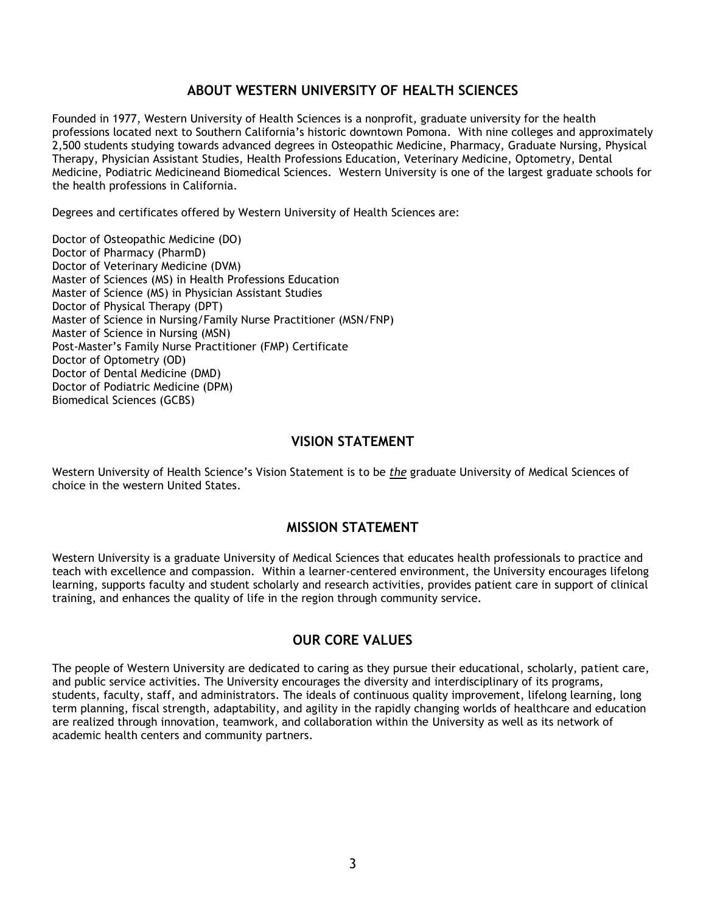## ABOUT WESTERN UNIVERSITY OF HEALTH SCIENCES

Founded in 1977, Western University of Health Sciences is a nonprofit, graduate university for the health professions located next to Southern California's historic downtown Pomona. With nine colleges and approximately 2,500 students studying towards advanced degrees in Osteopathic Medicine, Pharmacy, Graduate Nursing, Physical Therapy, Physician Assistant Studies, Health Professions Education, Veterinary Medicine, Optometry, Dental Medicine, Podiatric Medicineand Biomedical Sciences. Western University is one of the largest graduate schools for the health professions in California.

Degrees and certificates offered by Western University of Health Sciences are:

Doctor of Osteopathic Medicine (DO)
Doctor of Pharmacy (PharmD)
Doctor of Veterinary Medicine (DVM)
Master of Sciences (MS) in Health Professions Education
Master of Science (MS) in Physician Assistant Studies
Doctor of Physical Therapy (DPT)
Master of Science in Nursing/Family Nurse Practitioner (MSN/FNP)
Master of Science in Nursing (MSN)
Post-Master's Family Nurse Practitioner (FMP) Certificate
Doctor of Optometry (OD)
Doctor of Dental Medicine (DMD)
Doctor of Podiatric Medicine (DPM)
Biomedical Sciences (GCBS)

## VISION STATEMENT

Western University of Health Science's Vision Statement is to be ***the*** graduate University of Medical Sciences of choice in the western United States.

## MISSION STATEMENT

Western University is a graduate University of Medical Sciences that educates health professionals to practice and teach with excellence and compassion. Within a learner-centered environment, the University encourages lifelong learning, supports faculty and student scholarly and research activities, provides patient care in support of clinical training, and enhances the quality of life in the region through community service.

## OUR CORE VALUES

The people of Western University are dedicated to caring as they pursue their educational, scholarly, patient care, and public service activities. The University encourages the diversity and interdisciplinary of its programs, students, faculty, staff, and administrators. The ideals of continuous quality improvement, lifelong learning, long term planning, fiscal strength, adaptability, and agility in the rapidly changing worlds of healthcare and education are realized through innovation, teamwork, and collaboration within the University as well as its network of academic health centers and community partners.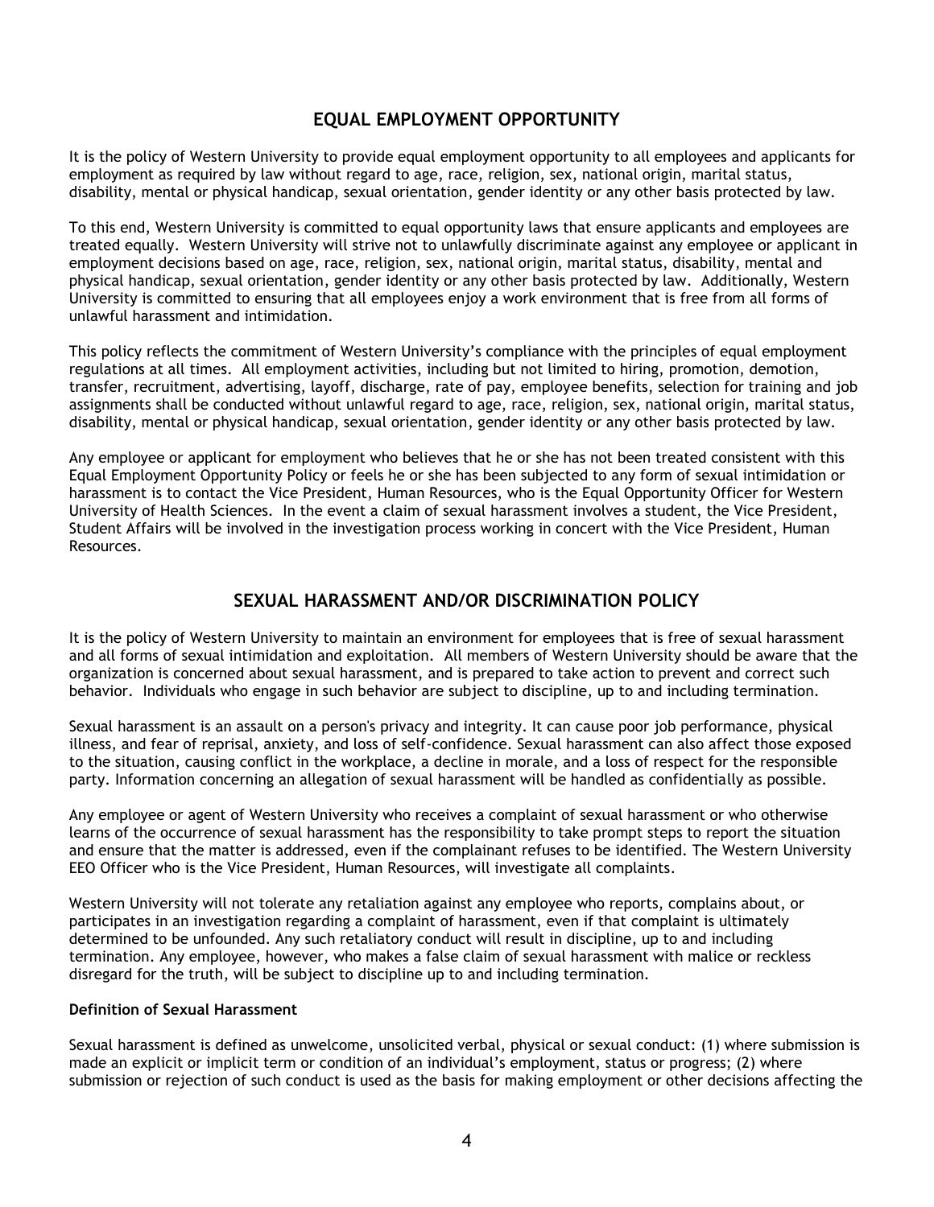## EQUAL EMPLOYMENT OPPORTUNITY

It is the policy of Western University to provide equal employment opportunity to all employees and applicants for employment as required by law without regard to age, race, religion, sex, national origin, marital status, disability, mental or physical handicap, sexual orientation, gender identity or any other basis protected by law.

To this end, Western University is committed to equal opportunity laws that ensure applicants and employees are treated equally. Western University will strive not to unlawfully discriminate against any employee or applicant in employment decisions based on age, race, religion, sex, national origin, marital status, disability, mental and physical handicap, sexual orientation, gender identity or any other basis protected by law. Additionally, Western University is committed to ensuring that all employees enjoy a work environment that is free from all forms of unlawful harassment and intimidation.

This policy reflects the commitment of Western University's compliance with the principles of equal employment regulations at all times. All employment activities, including but not limited to hiring, promotion, demotion, transfer, recruitment, advertising, layoff, discharge, rate of pay, employee benefits, selection for training and job assignments shall be conducted without unlawful regard to age, race, religion, sex, national origin, marital status, disability, mental or physical handicap, sexual orientation, gender identity or any other basis protected by law.

Any employee or applicant for employment who believes that he or she has not been treated consistent with this Equal Employment Opportunity Policy or feels he or she has been subjected to any form of sexual intimidation or harassment is to contact the Vice President, Human Resources, who is the Equal Opportunity Officer for Western University of Health Sciences. In the event a claim of sexual harassment involves a student, the Vice President, Student Affairs will be involved in the investigation process working in concert with the Vice President, Human Resources.

## SEXUAL HARASSMENT AND/OR DISCRIMINATION POLICY

It is the policy of Western University to maintain an environment for employees that is free of sexual harassment and all forms of sexual intimidation and exploitation. All members of Western University should be aware that the organization is concerned about sexual harassment, and is prepared to take action to prevent and correct such behavior. Individuals who engage in such behavior are subject to discipline, up to and including termination.

Sexual harassment is an assault on a person's privacy and integrity. It can cause poor job performance, physical illness, and fear of reprisal, anxiety, and loss of self-confidence. Sexual harassment can also affect those exposed to the situation, causing conflict in the workplace, a decline in morale, and a loss of respect for the responsible party. Information concerning an allegation of sexual harassment will be handled as confidentially as possible.

Any employee or agent of Western University who receives a complaint of sexual harassment or who otherwise learns of the occurrence of sexual harassment has the responsibility to take prompt steps to report the situation and ensure that the matter is addressed, even if the complainant refuses to be identified. The Western University EEO Officer who is the Vice President, Human Resources, will investigate all complaints.

Western University will not tolerate any retaliation against any employee who reports, complains about, or participates in an investigation regarding a complaint of harassment, even if that complaint is ultimately determined to be unfounded. Any such retaliatory conduct will result in discipline, up to and including termination. Any employee, however, who makes a false claim of sexual harassment with malice or reckless disregard for the truth, will be subject to discipline up to and including termination.

**Definition of Sexual Harassment**

Sexual harassment is defined as unwelcome, unsolicited verbal, physical or sexual conduct: (1) where submission is made an explicit or implicit term or condition of an individual's employment, status or progress; (2) where submission or rejection of such conduct is used as the basis for making employment or other decisions affecting the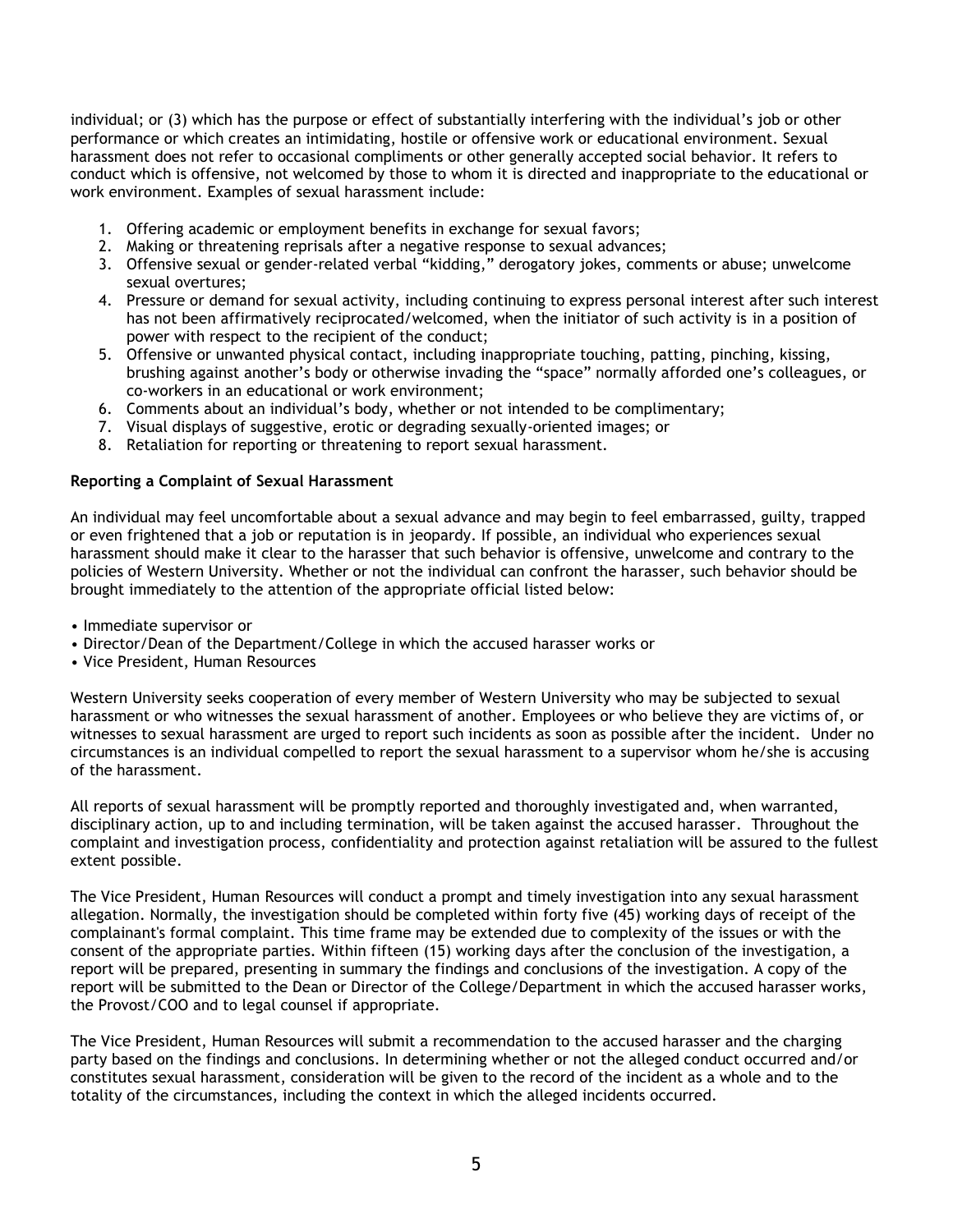individual; or (3) which has the purpose or effect of substantially interfering with the individual's job or other performance or which creates an intimidating, hostile or offensive work or educational environment. Sexual harassment does not refer to occasional compliments or other generally accepted social behavior. It refers to conduct which is offensive, not welcomed by those to whom it is directed and inappropriate to the educational or work environment. Examples of sexual harassment include:

1. Offering academic or employment benefits in exchange for sexual favors;
2. Making or threatening reprisals after a negative response to sexual advances;
3. Offensive sexual or gender-related verbal "kidding," derogatory jokes, comments or abuse; unwelcome sexual overtures;
4. Pressure or demand for sexual activity, including continuing to express personal interest after such interest has not been affirmatively reciprocated/welcomed, when the initiator of such activity is in a position of power with respect to the recipient of the conduct;
5. Offensive or unwanted physical contact, including inappropriate touching, patting, pinching, kissing, brushing against another's body or otherwise invading the "space" normally afforded one's colleagues, or co-workers in an educational or work environment;
6. Comments about an individual's body, whether or not intended to be complimentary;
7. Visual displays of suggestive, erotic or degrading sexually-oriented images; or
8. Retaliation for reporting or threatening to report sexual harassment.

**Reporting a Complaint of Sexual Harassment**

An individual may feel uncomfortable about a sexual advance and may begin to feel embarrassed, guilty, trapped or even frightened that a job or reputation is in jeopardy. If possible, an individual who experiences sexual harassment should make it clear to the harasser that such behavior is offensive, unwelcome and contrary to the policies of Western University. Whether or not the individual can confront the harasser, such behavior should be brought immediately to the attention of the appropriate official listed below:

- Immediate supervisor or
- Director/Dean of the Department/College in which the accused harasser works or
- Vice President, Human Resources

Western University seeks cooperation of every member of Western University who may be subjected to sexual harassment or who witnesses the sexual harassment of another. Employees or who believe they are victims of, or witnesses to sexual harassment are urged to report such incidents as soon as possible after the incident. Under no circumstances is an individual compelled to report the sexual harassment to a supervisor whom he/she is accusing of the harassment.

All reports of sexual harassment will be promptly reported and thoroughly investigated and, when warranted, disciplinary action, up to and including termination, will be taken against the accused harasser. Throughout the complaint and investigation process, confidentiality and protection against retaliation will be assured to the fullest extent possible.

The Vice President, Human Resources will conduct a prompt and timely investigation into any sexual harassment allegation. Normally, the investigation should be completed within forty five (45) working days of receipt of the complainant's formal complaint. This time frame may be extended due to complexity of the issues or with the consent of the appropriate parties. Within fifteen (15) working days after the conclusion of the investigation, a report will be prepared, presenting in summary the findings and conclusions of the investigation. A copy of the report will be submitted to the Dean or Director of the College/Department in which the accused harasser works, the Provost/COO and to legal counsel if appropriate.

The Vice President, Human Resources will submit a recommendation to the accused harasser and the charging party based on the findings and conclusions. In determining whether or not the alleged conduct occurred and/or constitutes sexual harassment, consideration will be given to the record of the incident as a whole and to the totality of the circumstances, including the context in which the alleged incidents occurred.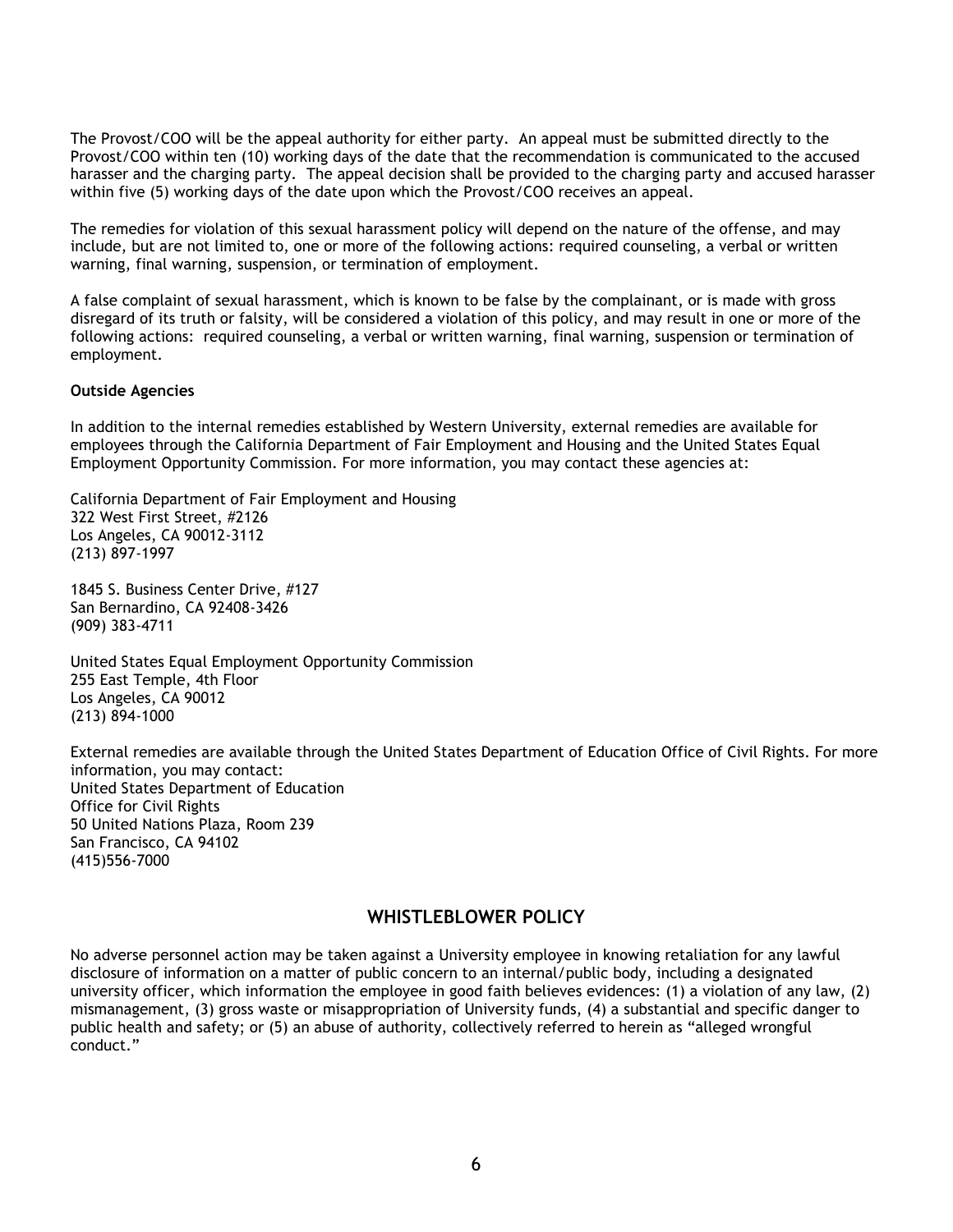The Provost/COO will be the appeal authority for either party. An appeal must be submitted directly to the Provost/COO within ten (10) working days of the date that the recommendation is communicated to the accused harasser and the charging party. The appeal decision shall be provided to the charging party and accused harasser within five (5) working days of the date upon which the Provost/COO receives an appeal.

The remedies for violation of this sexual harassment policy will depend on the nature of the offense, and may include, but are not limited to, one or more of the following actions: required counseling, a verbal or written warning, final warning, suspension, or termination of employment.

A false complaint of sexual harassment, which is known to be false by the complainant, or is made with gross disregard of its truth or falsity, will be considered a violation of this policy, and may result in one or more of the following actions: required counseling, a verbal or written warning, final warning, suspension or termination of employment.

**Outside Agencies**

In addition to the internal remedies established by Western University, external remedies are available for employees through the California Department of Fair Employment and Housing and the United States Equal Employment Opportunity Commission. For more information, you may contact these agencies at:

California Department of Fair Employment and Housing
322 West First Street, #2126
Los Angeles, CA 90012-3112
(213) 897-1997

1845 S. Business Center Drive, #127
San Bernardino, CA 92408-3426
(909) 383-4711

United States Equal Employment Opportunity Commission
255 East Temple, 4th Floor
Los Angeles, CA 90012
(213) 894-1000

External remedies are available through the United States Department of Education Office of Civil Rights. For more information, you may contact:
United States Department of Education
Office for Civil Rights
50 United Nations Plaza, Room 239
San Francisco, CA 94102
(415)556-7000

## WHISTLEBLOWER POLICY

No adverse personnel action may be taken against a University employee in knowing retaliation for any lawful disclosure of information on a matter of public concern to an internal/public body, including a designated university officer, which information the employee in good faith believes evidences: (1) a violation of any law, (2) mismanagement, (3) gross waste or misappropriation of University funds, (4) a substantial and specific danger to public health and safety; or (5) an abuse of authority, collectively referred to herein as "alleged wrongful conduct."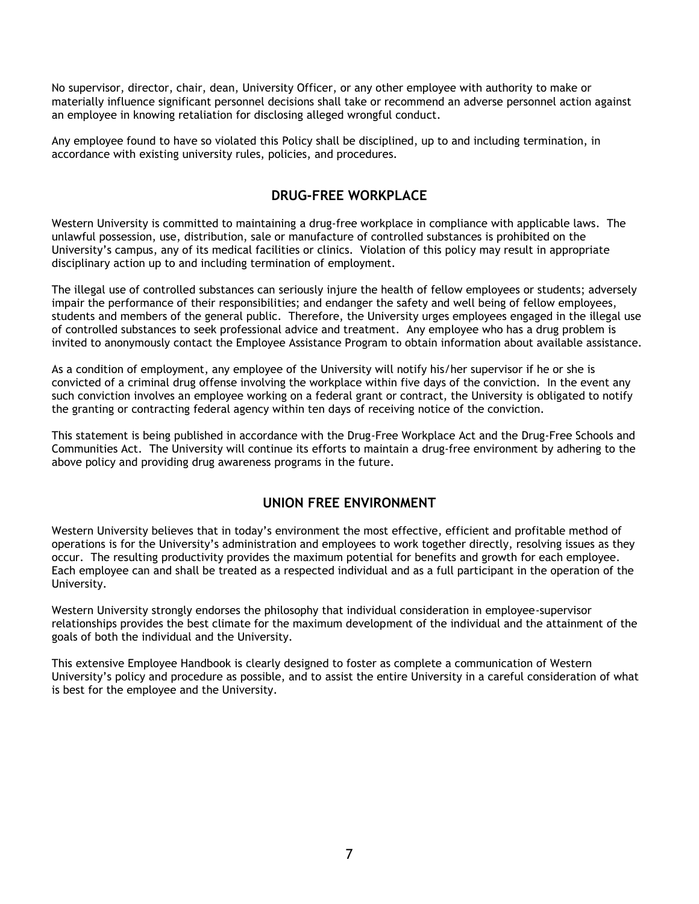No supervisor, director, chair, dean, University Officer, or any other employee with authority to make or materially influence significant personnel decisions shall take or recommend an adverse personnel action against an employee in knowing retaliation for disclosing alleged wrongful conduct.

Any employee found to have so violated this Policy shall be disciplined, up to and including termination, in accordance with existing university rules, policies, and procedures.

## DRUG-FREE WORKPLACE

Western University is committed to maintaining a drug-free workplace in compliance with applicable laws. The unlawful possession, use, distribution, sale or manufacture of controlled substances is prohibited on the University's campus, any of its medical facilities or clinics. Violation of this policy may result in appropriate disciplinary action up to and including termination of employment.

The illegal use of controlled substances can seriously injure the health of fellow employees or students; adversely impair the performance of their responsibilities; and endanger the safety and well being of fellow employees, students and members of the general public. Therefore, the University urges employees engaged in the illegal use of controlled substances to seek professional advice and treatment. Any employee who has a drug problem is invited to anonymously contact the Employee Assistance Program to obtain information about available assistance.

As a condition of employment, any employee of the University will notify his/her supervisor if he or she is convicted of a criminal drug offense involving the workplace within five days of the conviction. In the event any such conviction involves an employee working on a federal grant or contract, the University is obligated to notify the granting or contracting federal agency within ten days of receiving notice of the conviction.

This statement is being published in accordance with the Drug-Free Workplace Act and the Drug-Free Schools and Communities Act. The University will continue its efforts to maintain a drug-free environment by adhering to the above policy and providing drug awareness programs in the future.

## UNION FREE ENVIRONMENT

Western University believes that in today's environment the most effective, efficient and profitable method of operations is for the University's administration and employees to work together directly, resolving issues as they occur. The resulting productivity provides the maximum potential for benefits and growth for each employee. Each employee can and shall be treated as a respected individual and as a full participant in the operation of the University.

Western University strongly endorses the philosophy that individual consideration in employee-supervisor relationships provides the best climate for the maximum development of the individual and the attainment of the goals of both the individual and the University.

This extensive Employee Handbook is clearly designed to foster as complete a communication of Western University's policy and procedure as possible, and to assist the entire University in a careful consideration of what is best for the employee and the University.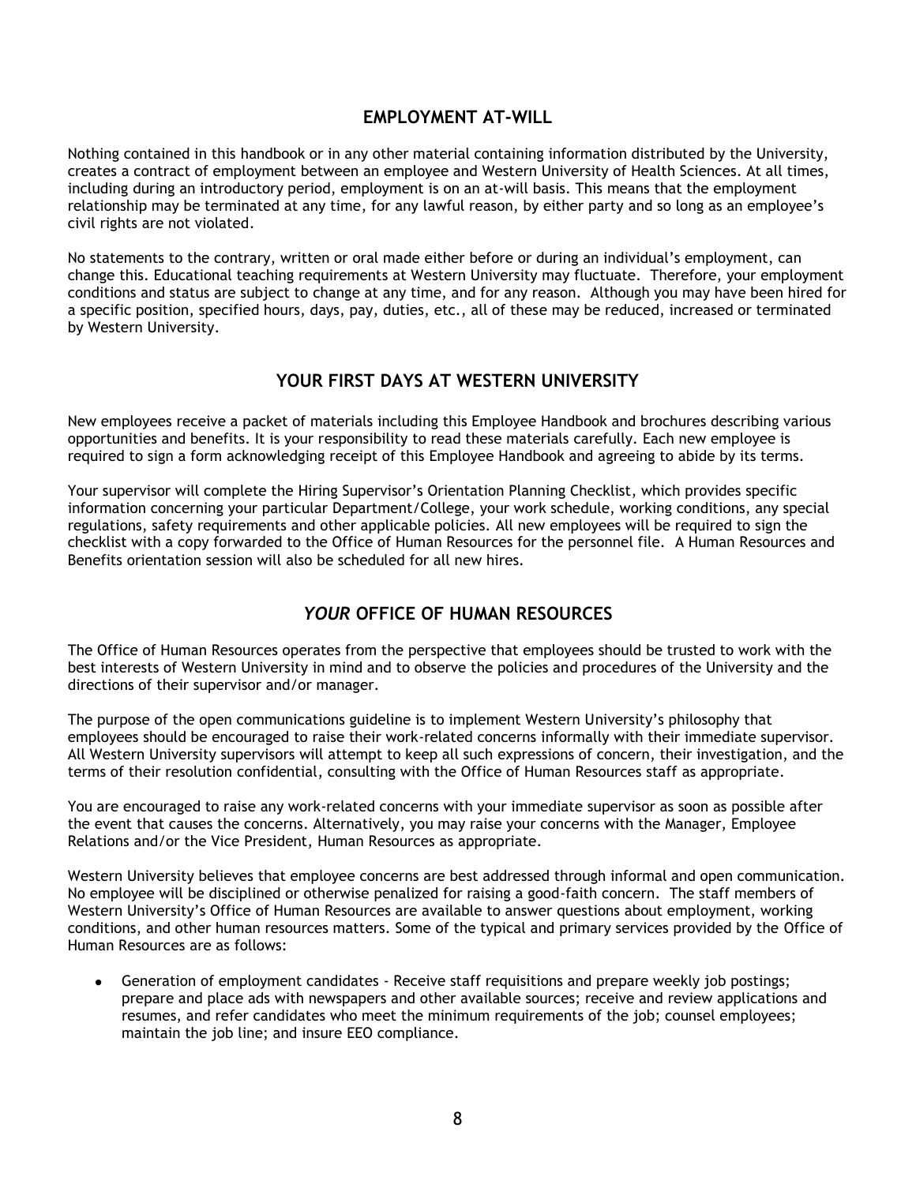## EMPLOYMENT AT-WILL

Nothing contained in this handbook or in any other material containing information distributed by the University, creates a contract of employment between an employee and Western University of Health Sciences. At all times, including during an introductory period, employment is on an at-will basis. This means that the employment relationship may be terminated at any time, for any lawful reason, by either party and so long as an employee's civil rights are not violated.

No statements to the contrary, written or oral made either before or during an individual's employment, can change this. Educational teaching requirements at Western University may fluctuate. Therefore, your employment conditions and status are subject to change at any time, and for any reason. Although you may have been hired for a specific position, specified hours, days, pay, duties, etc., all of these may be reduced, increased or terminated by Western University.

## YOUR FIRST DAYS AT WESTERN UNIVERSITY

New employees receive a packet of materials including this Employee Handbook and brochures describing various opportunities and benefits. It is your responsibility to read these materials carefully. Each new employee is required to sign a form acknowledging receipt of this Employee Handbook and agreeing to abide by its terms.

Your supervisor will complete the Hiring Supervisor's Orientation Planning Checklist, which provides specific information concerning your particular Department/College, your work schedule, working conditions, any special regulations, safety requirements and other applicable policies. All new employees will be required to sign the checklist with a copy forwarded to the Office of Human Resources for the personnel file. A Human Resources and Benefits orientation session will also be scheduled for all new hires.

## *YOUR* OFFICE OF HUMAN RESOURCES

The Office of Human Resources operates from the perspective that employees should be trusted to work with the best interests of Western University in mind and to observe the policies and procedures of the University and the directions of their supervisor and/or manager.

The purpose of the open communications guideline is to implement Western University's philosophy that employees should be encouraged to raise their work-related concerns informally with their immediate supervisor. All Western University supervisors will attempt to keep all such expressions of concern, their investigation, and the terms of their resolution confidential, consulting with the Office of Human Resources staff as appropriate.

You are encouraged to raise any work-related concerns with your immediate supervisor as soon as possible after the event that causes the concerns. Alternatively, you may raise your concerns with the Manager, Employee Relations and/or the Vice President, Human Resources as appropriate.

Western University believes that employee concerns are best addressed through informal and open communication. No employee will be disciplined or otherwise penalized for raising a good-faith concern. The staff members of Western University's Office of Human Resources are available to answer questions about employment, working conditions, and other human resources matters. Some of the typical and primary services provided by the Office of Human Resources are as follows:

- Generation of employment candidates - Receive staff requisitions and prepare weekly job postings; prepare and place ads with newspapers and other available sources; receive and review applications and resumes, and refer candidates who meet the minimum requirements of the job; counsel employees; maintain the job line; and insure EEO compliance.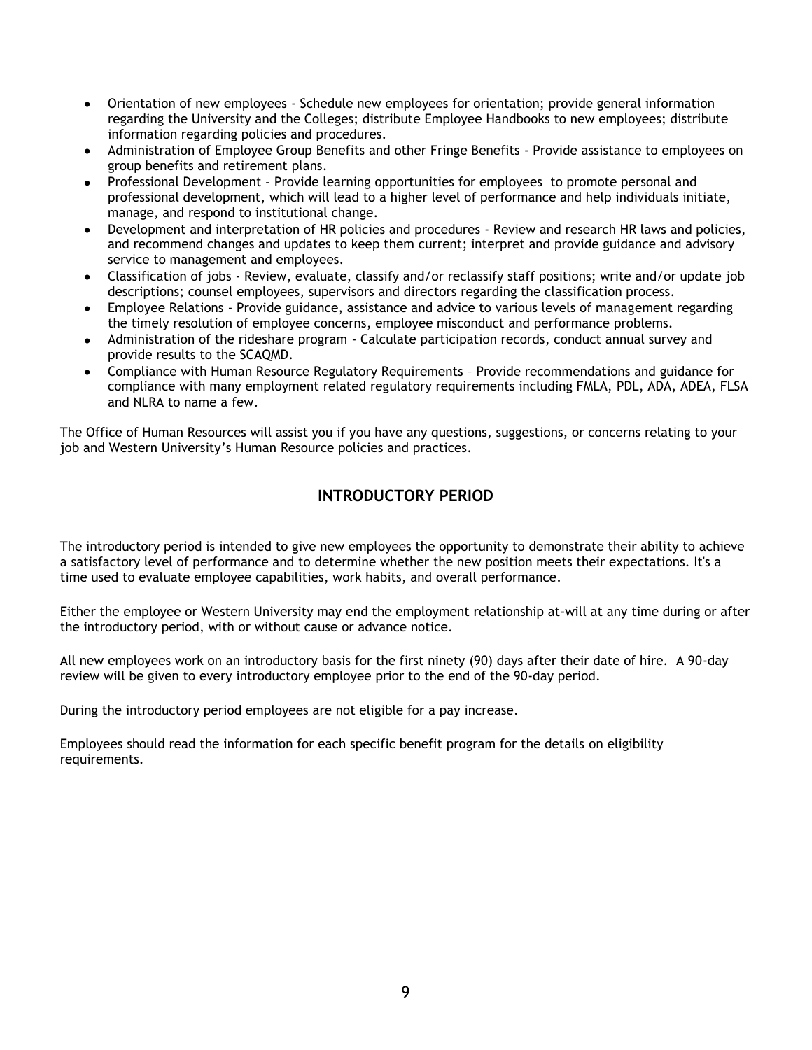- Orientation of new employees - Schedule new employees for orientation; provide general information regarding the University and the Colleges; distribute Employee Handbooks to new employees; distribute information regarding policies and procedures.
- Administration of Employee Group Benefits and other Fringe Benefits - Provide assistance to employees on group benefits and retirement plans.
- Professional Development – Provide learning opportunities for employees to promote personal and professional development, which will lead to a higher level of performance and help individuals initiate, manage, and respond to institutional change.
- Development and interpretation of HR policies and procedures - Review and research HR laws and policies, and recommend changes and updates to keep them current; interpret and provide guidance and advisory service to management and employees.
- Classification of jobs - Review, evaluate, classify and/or reclassify staff positions; write and/or update job descriptions; counsel employees, supervisors and directors regarding the classification process.
- Employee Relations - Provide guidance, assistance and advice to various levels of management regarding the timely resolution of employee concerns, employee misconduct and performance problems.
- Administration of the rideshare program - Calculate participation records, conduct annual survey and provide results to the SCAQMD.
- Compliance with Human Resource Regulatory Requirements – Provide recommendations and guidance for compliance with many employment related regulatory requirements including FMLA, PDL, ADA, ADEA, FLSA and NLRA to name a few.

The Office of Human Resources will assist you if you have any questions, suggestions, or concerns relating to your job and Western University's Human Resource policies and practices.

## INTRODUCTORY PERIOD

The introductory period is intended to give new employees the opportunity to demonstrate their ability to achieve a satisfactory level of performance and to determine whether the new position meets their expectations. It's a time used to evaluate employee capabilities, work habits, and overall performance.

Either the employee or Western University may end the employment relationship at-will at any time during or after the introductory period, with or without cause or advance notice.

All new employees work on an introductory basis for the first ninety (90) days after their date of hire. A 90-day review will be given to every introductory employee prior to the end of the 90-day period.

During the introductory period employees are not eligible for a pay increase.

Employees should read the information for each specific benefit program for the details on eligibility requirements.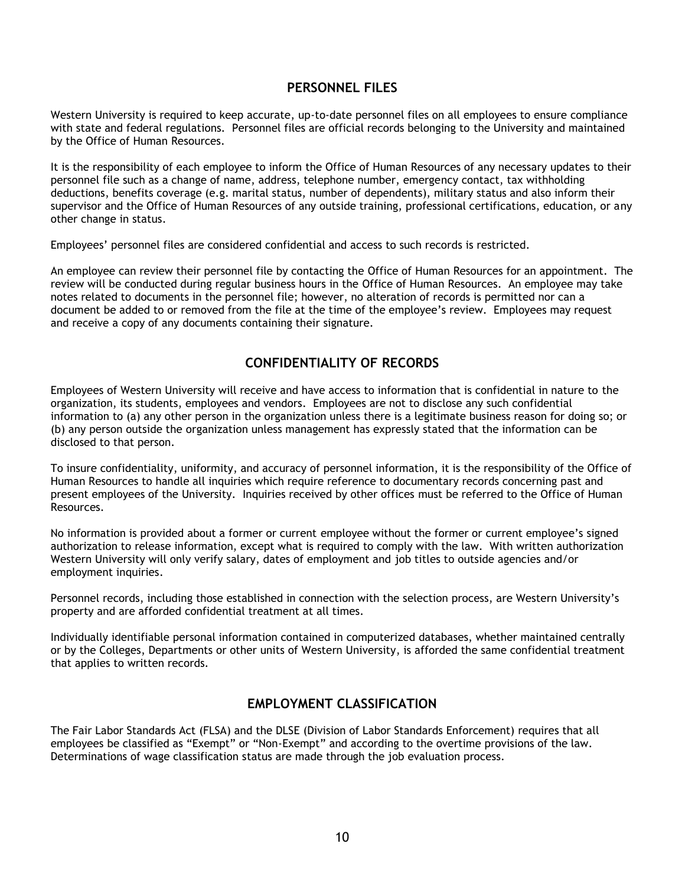## PERSONNEL FILES

Western University is required to keep accurate, up-to-date personnel files on all employees to ensure compliance with state and federal regulations. Personnel files are official records belonging to the University and maintained by the Office of Human Resources.

It is the responsibility of each employee to inform the Office of Human Resources of any necessary updates to their personnel file such as a change of name, address, telephone number, emergency contact, tax withholding deductions, benefits coverage (e.g. marital status, number of dependents), military status and also inform their supervisor and the Office of Human Resources of any outside training, professional certifications, education, or any other change in status.

Employees' personnel files are considered confidential and access to such records is restricted.

An employee can review their personnel file by contacting the Office of Human Resources for an appointment. The review will be conducted during regular business hours in the Office of Human Resources. An employee may take notes related to documents in the personnel file; however, no alteration of records is permitted nor can a document be added to or removed from the file at the time of the employee's review. Employees may request and receive a copy of any documents containing their signature.

## CONFIDENTIALITY OF RECORDS

Employees of Western University will receive and have access to information that is confidential in nature to the organization, its students, employees and vendors. Employees are not to disclose any such confidential information to (a) any other person in the organization unless there is a legitimate business reason for doing so; or (b) any person outside the organization unless management has expressly stated that the information can be disclosed to that person.

To insure confidentiality, uniformity, and accuracy of personnel information, it is the responsibility of the Office of Human Resources to handle all inquiries which require reference to documentary records concerning past and present employees of the University. Inquiries received by other offices must be referred to the Office of Human Resources.

No information is provided about a former or current employee without the former or current employee's signed authorization to release information, except what is required to comply with the law. With written authorization Western University will only verify salary, dates of employment and job titles to outside agencies and/or employment inquiries.

Personnel records, including those established in connection with the selection process, are Western University's property and are afforded confidential treatment at all times.

Individually identifiable personal information contained in computerized databases, whether maintained centrally or by the Colleges, Departments or other units of Western University, is afforded the same confidential treatment that applies to written records.

## EMPLOYMENT CLASSIFICATION

The Fair Labor Standards Act (FLSA) and the DLSE (Division of Labor Standards Enforcement) requires that all employees be classified as "Exempt" or "Non-Exempt" and according to the overtime provisions of the law. Determinations of wage classification status are made through the job evaluation process.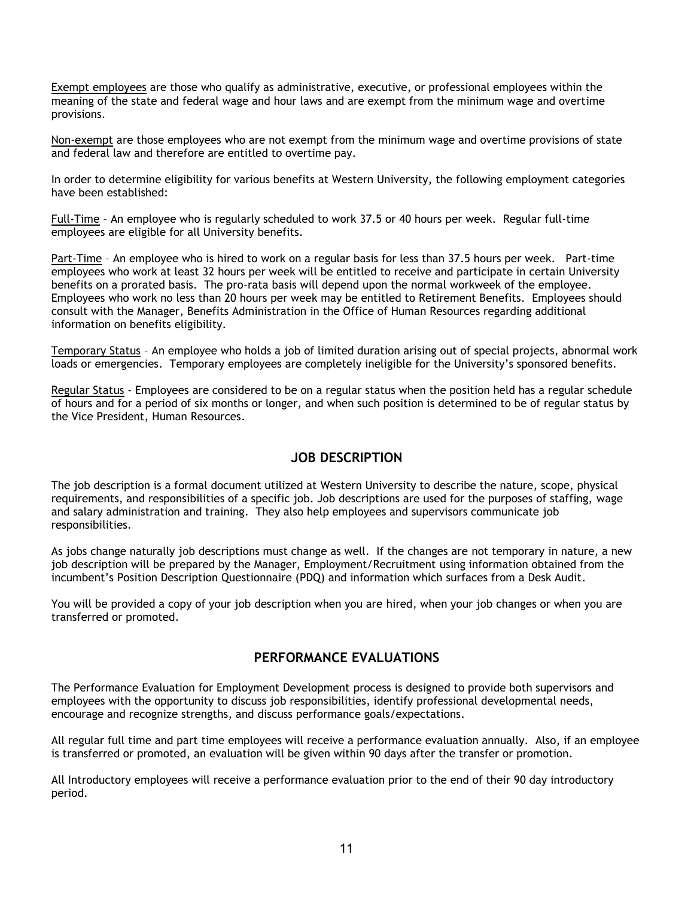Exempt employees are those who qualify as administrative, executive, or professional employees within the meaning of the state and federal wage and hour laws and are exempt from the minimum wage and overtime provisions.

Non-exempt are those employees who are not exempt from the minimum wage and overtime provisions of state and federal law and therefore are entitled to overtime pay.

In order to determine eligibility for various benefits at Western University, the following employment categories have been established:

Full-Time – An employee who is regularly scheduled to work 37.5 or 40 hours per week. Regular full-time employees are eligible for all University benefits.

Part-Time – An employee who is hired to work on a regular basis for less than 37.5 hours per week. Part-time employees who work at least 32 hours per week will be entitled to receive and participate in certain University benefits on a prorated basis. The pro-rata basis will depend upon the normal workweek of the employee. Employees who work no less than 20 hours per week may be entitled to Retirement Benefits. Employees should consult with the Manager, Benefits Administration in the Office of Human Resources regarding additional information on benefits eligibility.

Temporary Status – An employee who holds a job of limited duration arising out of special projects, abnormal work loads or emergencies. Temporary employees are completely ineligible for the University's sponsored benefits.

Regular Status - Employees are considered to be on a regular status when the position held has a regular schedule of hours and for a period of six months or longer, and when such position is determined to be of regular status by the Vice President, Human Resources.

## JOB DESCRIPTION

The job description is a formal document utilized at Western University to describe the nature, scope, physical requirements, and responsibilities of a specific job. Job descriptions are used for the purposes of staffing, wage and salary administration and training. They also help employees and supervisors communicate job responsibilities.

As jobs change naturally job descriptions must change as well. If the changes are not temporary in nature, a new job description will be prepared by the Manager, Employment/Recruitment using information obtained from the incumbent's Position Description Questionnaire (PDQ) and information which surfaces from a Desk Audit.

You will be provided a copy of your job description when you are hired, when your job changes or when you are transferred or promoted.

## PERFORMANCE EVALUATIONS

The Performance Evaluation for Employment Development process is designed to provide both supervisors and employees with the opportunity to discuss job responsibilities, identify professional developmental needs, encourage and recognize strengths, and discuss performance goals/expectations.

All regular full time and part time employees will receive a performance evaluation annually. Also, if an employee is transferred or promoted, an evaluation will be given within 90 days after the transfer or promotion.

All Introductory employees will receive a performance evaluation prior to the end of their 90 day introductory period.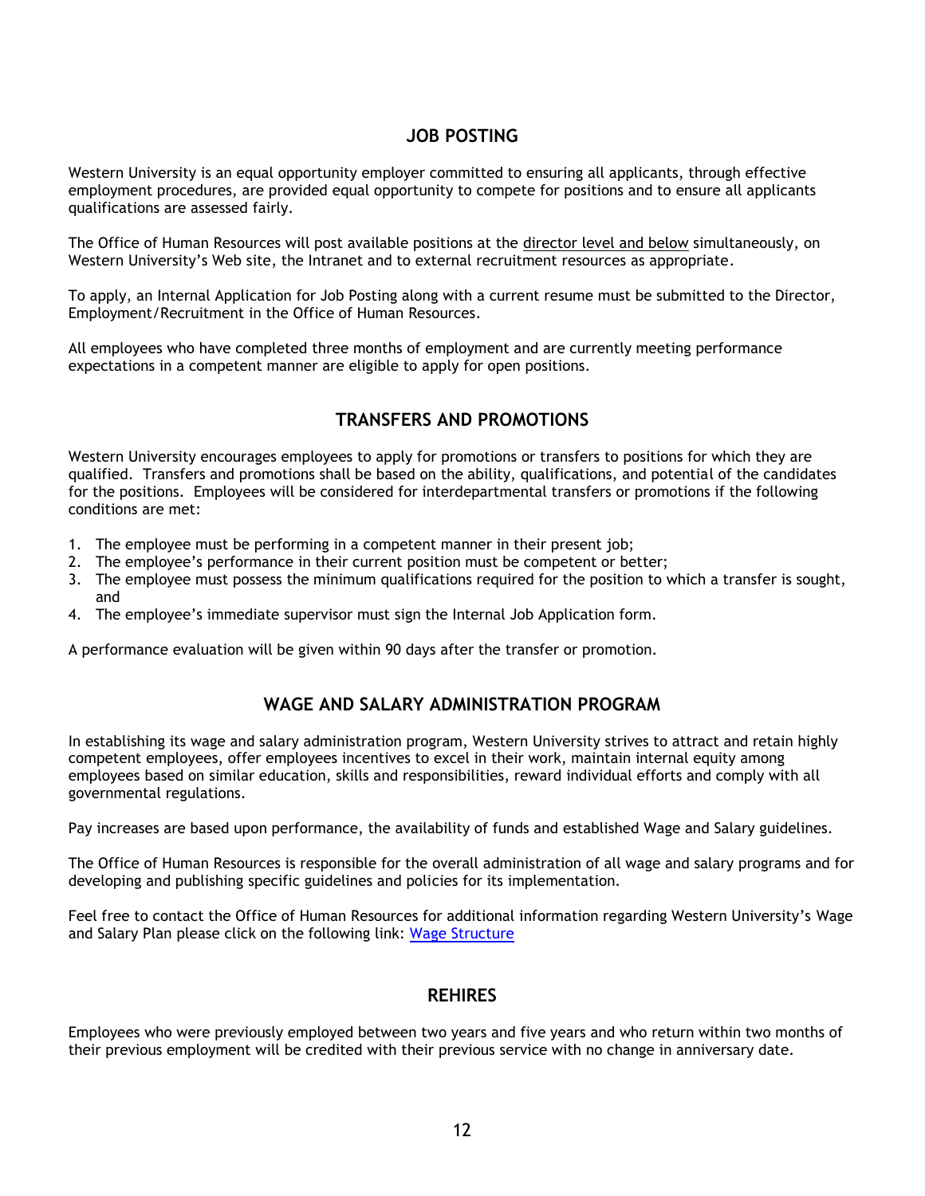## JOB POSTING

Western University is an equal opportunity employer committed to ensuring all applicants, through effective employment procedures, are provided equal opportunity to compete for positions and to ensure all applicants qualifications are assessed fairly.

The Office of Human Resources will post available positions at the <u>director level and below</u> simultaneously, on Western University's Web site, the Intranet and to external recruitment resources as appropriate.

To apply, an Internal Application for Job Posting along with a current resume must be submitted to the Director, Employment/Recruitment in the Office of Human Resources.

All employees who have completed three months of employment and are currently meeting performance expectations in a competent manner are eligible to apply for open positions.

## TRANSFERS AND PROMOTIONS

Western University encourages employees to apply for promotions or transfers to positions for which they are qualified. Transfers and promotions shall be based on the ability, qualifications, and potential of the candidates for the positions. Employees will be considered for interdepartmental transfers or promotions if the following conditions are met:

1. The employee must be performing in a competent manner in their present job;
2. The employee's performance in their current position must be competent or better;
3. The employee must possess the minimum qualifications required for the position to which a transfer is sought, and
4. The employee's immediate supervisor must sign the Internal Job Application form.

A performance evaluation will be given within 90 days after the transfer or promotion.

## WAGE AND SALARY ADMINISTRATION PROGRAM

In establishing its wage and salary administration program, Western University strives to attract and retain highly competent employees, offer employees incentives to excel in their work, maintain internal equity among employees based on similar education, skills and responsibilities, reward individual efforts and comply with all governmental regulations.

Pay increases are based upon performance, the availability of funds and established Wage and Salary guidelines.

The Office of Human Resources is responsible for the overall administration of all wage and salary programs and for developing and publishing specific guidelines and policies for its implementation.

Feel free to contact the Office of Human Resources for additional information regarding Western University's Wage and Salary Plan please click on the following link: Wage Structure

## REHIRES

Employees who were previously employed between two years and five years and who return within two months of their previous employment will be credited with their previous service with no change in anniversary date.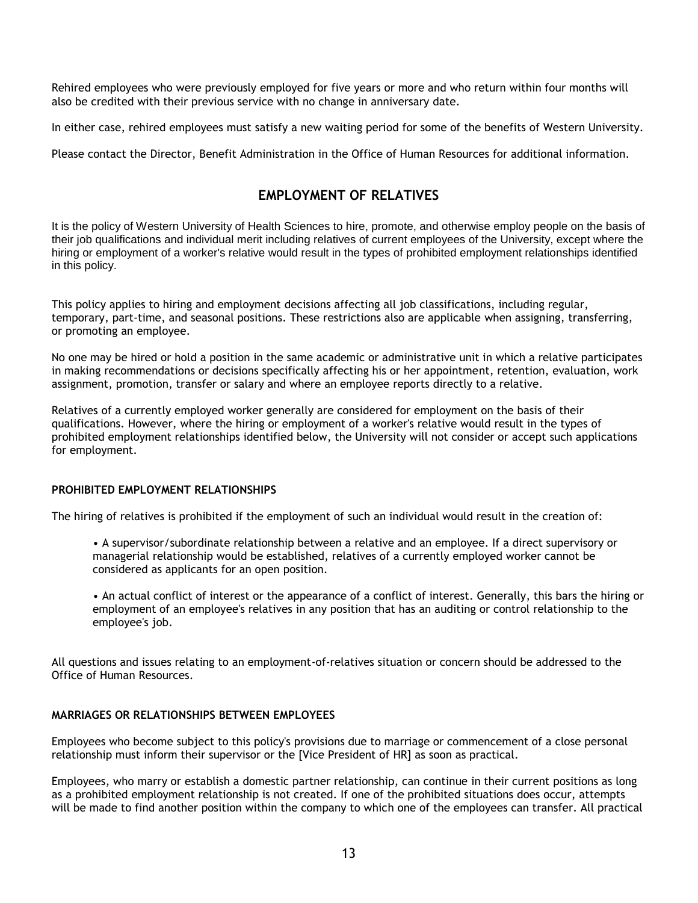Rehired employees who were previously employed for five years or more and who return within four months will also be credited with their previous service with no change in anniversary date.

In either case, rehired employees must satisfy a new waiting period for some of the benefits of Western University.

Please contact the Director, Benefit Administration in the Office of Human Resources for additional information.

## EMPLOYMENT OF RELATIVES

It is the policy of Western University of Health Sciences to hire, promote, and otherwise employ people on the basis of their job qualifications and individual merit including relatives of current employees of the University, except where the hiring or employment of a worker's relative would result in the types of prohibited employment relationships identified in this policy.

This policy applies to hiring and employment decisions affecting all job classifications, including regular, temporary, part-time, and seasonal positions. These restrictions also are applicable when assigning, transferring, or promoting an employee.

No one may be hired or hold a position in the same academic or administrative unit in which a relative participates in making recommendations or decisions specifically affecting his or her appointment, retention, evaluation, work assignment, promotion, transfer or salary and where an employee reports directly to a relative.

Relatives of a currently employed worker generally are considered for employment on the basis of their qualifications. However, where the hiring or employment of a worker's relative would result in the types of prohibited employment relationships identified below, the University will not consider or accept such applications for employment.

#### PROHIBITED EMPLOYMENT RELATIONSHIPS

The hiring of relatives is prohibited if the employment of such an individual would result in the creation of:

- A supervisor/subordinate relationship between a relative and an employee. If a direct supervisory or managerial relationship would be established, relatives of a currently employed worker cannot be considered as applicants for an open position.
- An actual conflict of interest or the appearance of a conflict of interest. Generally, this bars the hiring or employment of an employee's relatives in any position that has an auditing or control relationship to the employee's job.

All questions and issues relating to an employment-of-relatives situation or concern should be addressed to the Office of Human Resources.

#### MARRIAGES OR RELATIONSHIPS BETWEEN EMPLOYEES

Employees who become subject to this policy's provisions due to marriage or commencement of a close personal relationship must inform their supervisor or the [Vice President of HR] as soon as practical.

Employees, who marry or establish a domestic partner relationship, can continue in their current positions as long as a prohibited employment relationship is not created. If one of the prohibited situations does occur, attempts will be made to find another position within the company to which one of the employees can transfer. All practical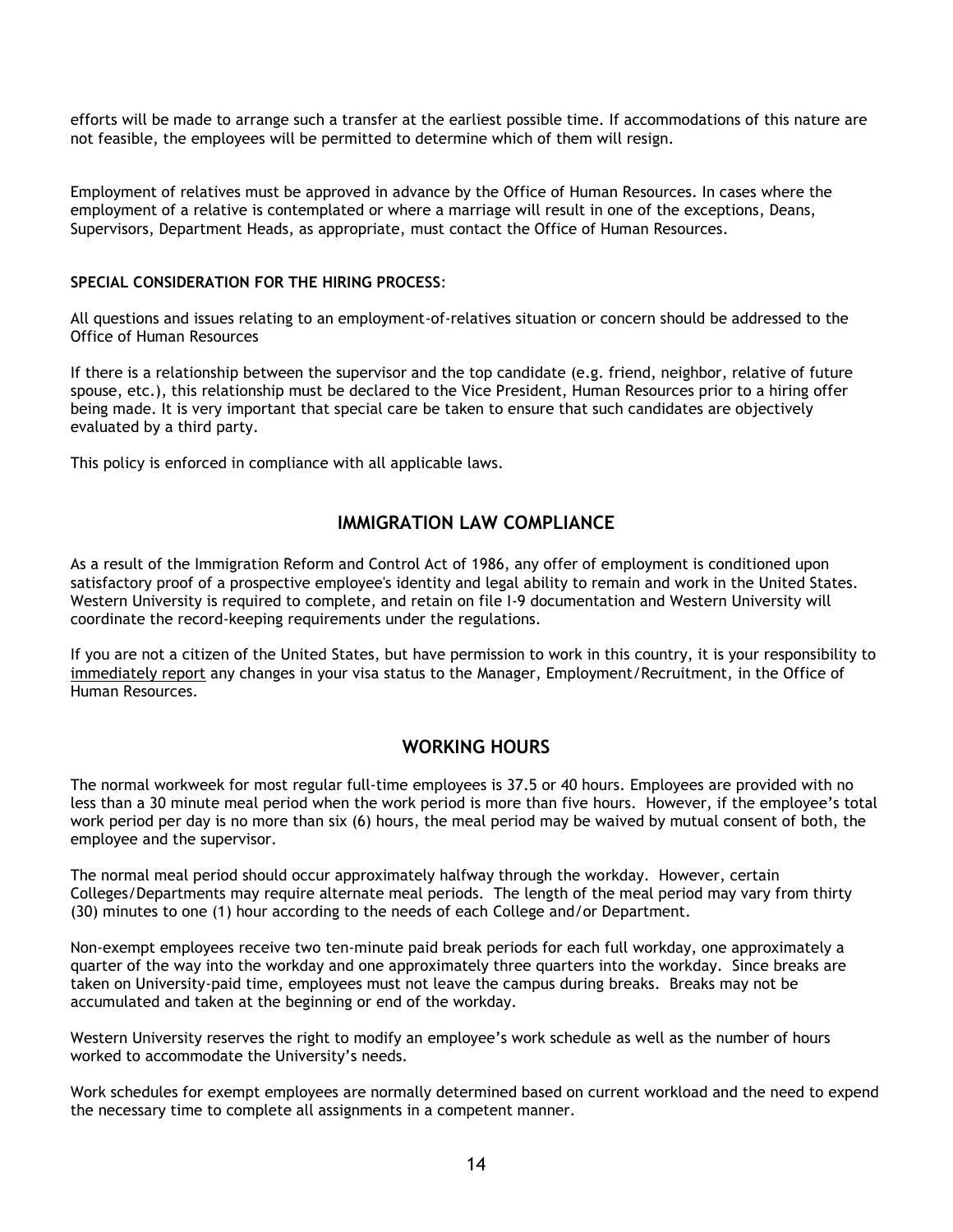efforts will be made to arrange such a transfer at the earliest possible time. If accommodations of this nature are not feasible, the employees will be permitted to determine which of them will resign.

Employment of relatives must be approved in advance by the Office of Human Resources. In cases where the employment of a relative is contemplated or where a marriage will result in one of the exceptions, Deans, Supervisors, Department Heads, as appropriate, must contact the Office of Human Resources.

**SPECIAL CONSIDERATION FOR THE HIRING PROCESS**:

All questions and issues relating to an employment-of-relatives situation or concern should be addressed to the Office of Human Resources

If there is a relationship between the supervisor and the top candidate (e.g. friend, neighbor, relative of future spouse, etc.), this relationship must be declared to the Vice President, Human Resources prior to a hiring offer being made. It is very important that special care be taken to ensure that such candidates are objectively evaluated by a third party.

This policy is enforced in compliance with all applicable laws.

## IMMIGRATION LAW COMPLIANCE

As a result of the Immigration Reform and Control Act of 1986, any offer of employment is conditioned upon satisfactory proof of a prospective employee's identity and legal ability to remain and work in the United States. Western University is required to complete, and retain on file I-9 documentation and Western University will coordinate the record-keeping requirements under the regulations.

If you are not a citizen of the United States, but have permission to work in this country, it is your responsibility to immediately report any changes in your visa status to the Manager, Employment/Recruitment, in the Office of Human Resources.

## WORKING HOURS

The normal workweek for most regular full-time employees is 37.5 or 40 hours. Employees are provided with no less than a 30 minute meal period when the work period is more than five hours. However, if the employee's total work period per day is no more than six (6) hours, the meal period may be waived by mutual consent of both, the employee and the supervisor.

The normal meal period should occur approximately halfway through the workday. However, certain Colleges/Departments may require alternate meal periods. The length of the meal period may vary from thirty (30) minutes to one (1) hour according to the needs of each College and/or Department.

Non-exempt employees receive two ten-minute paid break periods for each full workday, one approximately a quarter of the way into the workday and one approximately three quarters into the workday. Since breaks are taken on University-paid time, employees must not leave the campus during breaks. Breaks may not be accumulated and taken at the beginning or end of the workday.

Western University reserves the right to modify an employee's work schedule as well as the number of hours worked to accommodate the University's needs.

Work schedules for exempt employees are normally determined based on current workload and the need to expend the necessary time to complete all assignments in a competent manner.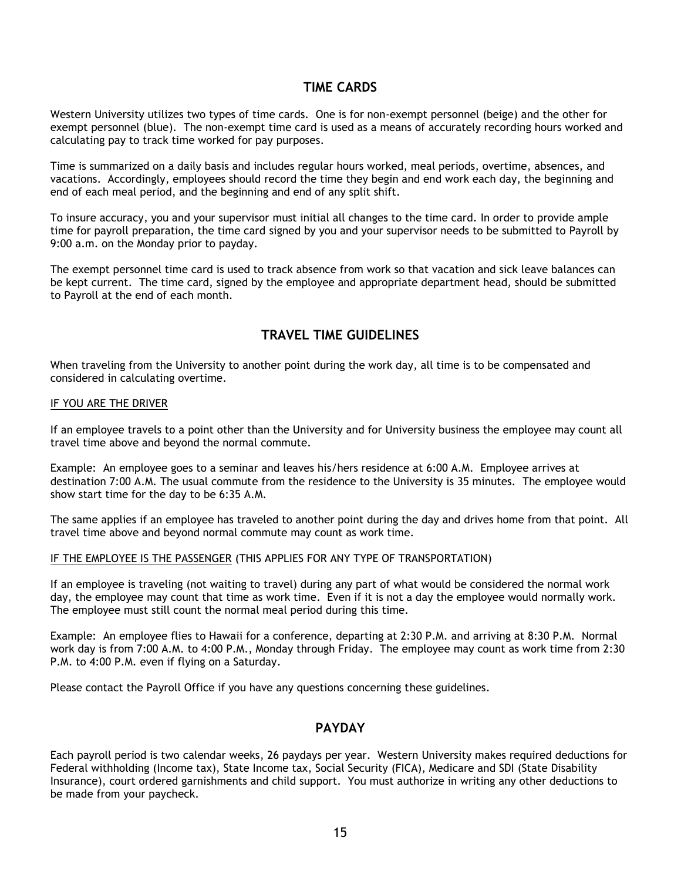## TIME CARDS

Western University utilizes two types of time cards. One is for non-exempt personnel (beige) and the other for exempt personnel (blue). The non-exempt time card is used as a means of accurately recording hours worked and calculating pay to track time worked for pay purposes.

Time is summarized on a daily basis and includes regular hours worked, meal periods, overtime, absences, and vacations. Accordingly, employees should record the time they begin and end work each day, the beginning and end of each meal period, and the beginning and end of any split shift.

To insure accuracy, you and your supervisor must initial all changes to the time card. In order to provide ample time for payroll preparation, the time card signed by you and your supervisor needs to be submitted to Payroll by 9:00 a.m. on the Monday prior to payday.

The exempt personnel time card is used to track absence from work so that vacation and sick leave balances can be kept current. The time card, signed by the employee and appropriate department head, should be submitted to Payroll at the end of each month.

## TRAVEL TIME GUIDELINES

When traveling from the University to another point during the work day, all time is to be compensated and considered in calculating overtime.

<u>IF YOU ARE THE DRIVER</u>

If an employee travels to a point other than the University and for University business the employee may count all travel time above and beyond the normal commute.

Example: An employee goes to a seminar and leaves his/hers residence at 6:00 A.M. Employee arrives at destination 7:00 A.M. The usual commute from the residence to the University is 35 minutes. The employee would show start time for the day to be 6:35 A.M.

The same applies if an employee has traveled to another point during the day and drives home from that point. All travel time above and beyond normal commute may count as work time.

<u>IF THE EMPLOYEE IS THE PASSENGER</u> (THIS APPLIES FOR ANY TYPE OF TRANSPORTATION)

If an employee is traveling (not waiting to travel) during any part of what would be considered the normal work day, the employee may count that time as work time. Even if it is not a day the employee would normally work. The employee must still count the normal meal period during this time.

Example: An employee flies to Hawaii for a conference, departing at 2:30 P.M. and arriving at 8:30 P.M. Normal work day is from 7:00 A.M. to 4:00 P.M., Monday through Friday. The employee may count as work time from 2:30 P.M. to 4:00 P.M. even if flying on a Saturday.

Please contact the Payroll Office if you have any questions concerning these guidelines.

## PAYDAY

Each payroll period is two calendar weeks, 26 paydays per year. Western University makes required deductions for Federal withholding (Income tax), State Income tax, Social Security (FICA), Medicare and SDI (State Disability Insurance), court ordered garnishments and child support. You must authorize in writing any other deductions to be made from your paycheck.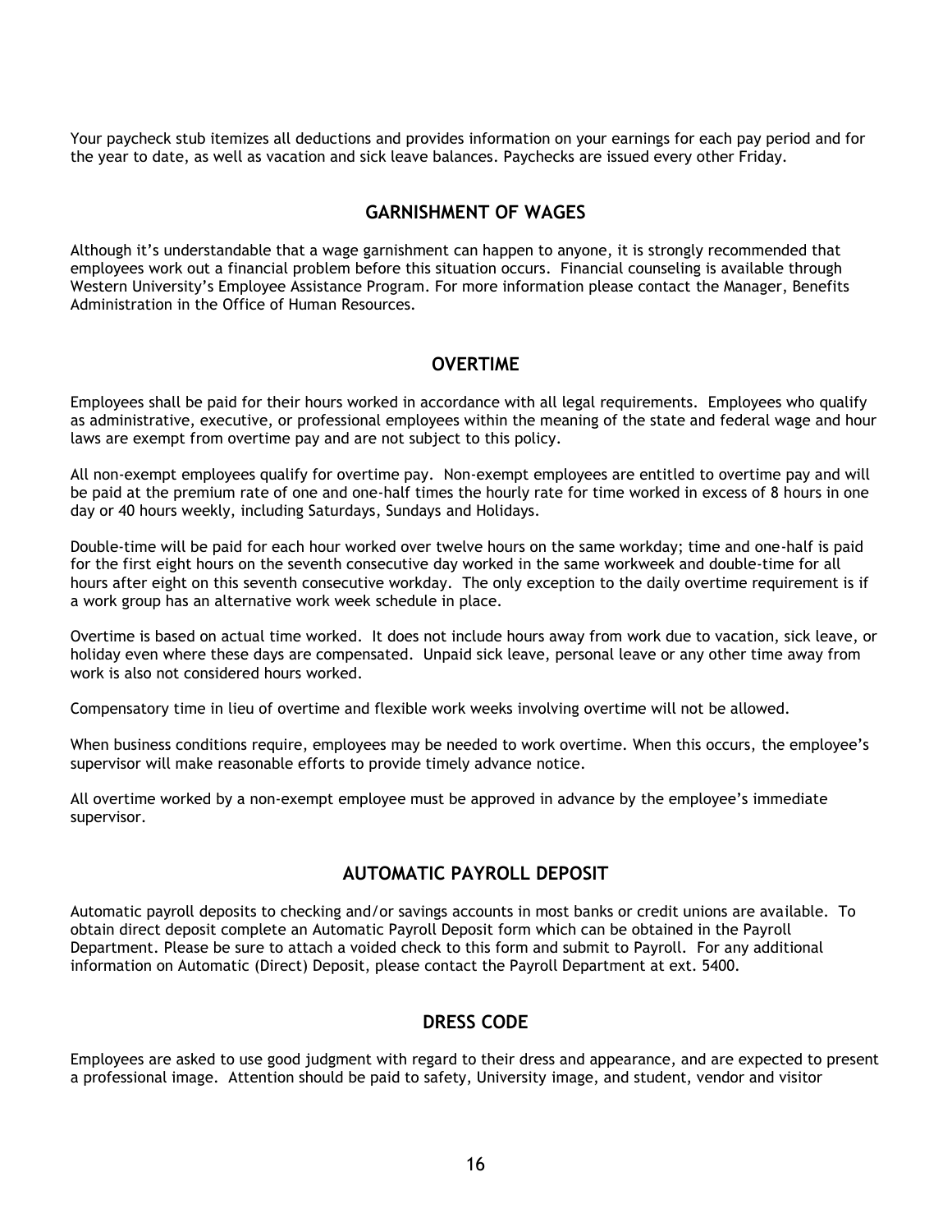Your paycheck stub itemizes all deductions and provides information on your earnings for each pay period and for the year to date, as well as vacation and sick leave balances. Paychecks are issued every other Friday.

## GARNISHMENT OF WAGES

Although it's understandable that a wage garnishment can happen to anyone, it is strongly recommended that employees work out a financial problem before this situation occurs. Financial counseling is available through Western University's Employee Assistance Program. For more information please contact the Manager, Benefits Administration in the Office of Human Resources.

## OVERTIME

Employees shall be paid for their hours worked in accordance with all legal requirements. Employees who qualify as administrative, executive, or professional employees within the meaning of the state and federal wage and hour laws are exempt from overtime pay and are not subject to this policy.

All non-exempt employees qualify for overtime pay. Non-exempt employees are entitled to overtime pay and will be paid at the premium rate of one and one-half times the hourly rate for time worked in excess of 8 hours in one day or 40 hours weekly, including Saturdays, Sundays and Holidays.

Double-time will be paid for each hour worked over twelve hours on the same workday; time and one-half is paid for the first eight hours on the seventh consecutive day worked in the same workweek and double-time for all hours after eight on this seventh consecutive workday. The only exception to the daily overtime requirement is if a work group has an alternative work week schedule in place.

Overtime is based on actual time worked. It does not include hours away from work due to vacation, sick leave, or holiday even where these days are compensated. Unpaid sick leave, personal leave or any other time away from work is also not considered hours worked.

Compensatory time in lieu of overtime and flexible work weeks involving overtime will not be allowed.

When business conditions require, employees may be needed to work overtime. When this occurs, the employee's supervisor will make reasonable efforts to provide timely advance notice.

All overtime worked by a non-exempt employee must be approved in advance by the employee's immediate supervisor.

## AUTOMATIC PAYROLL DEPOSIT

Automatic payroll deposits to checking and/or savings accounts in most banks or credit unions are available. To obtain direct deposit complete an Automatic Payroll Deposit form which can be obtained in the Payroll Department. Please be sure to attach a voided check to this form and submit to Payroll. For any additional information on Automatic (Direct) Deposit, please contact the Payroll Department at ext. 5400.

## DRESS CODE

Employees are asked to use good judgment with regard to their dress and appearance, and are expected to present a professional image. Attention should be paid to safety, University image, and student, vendor and visitor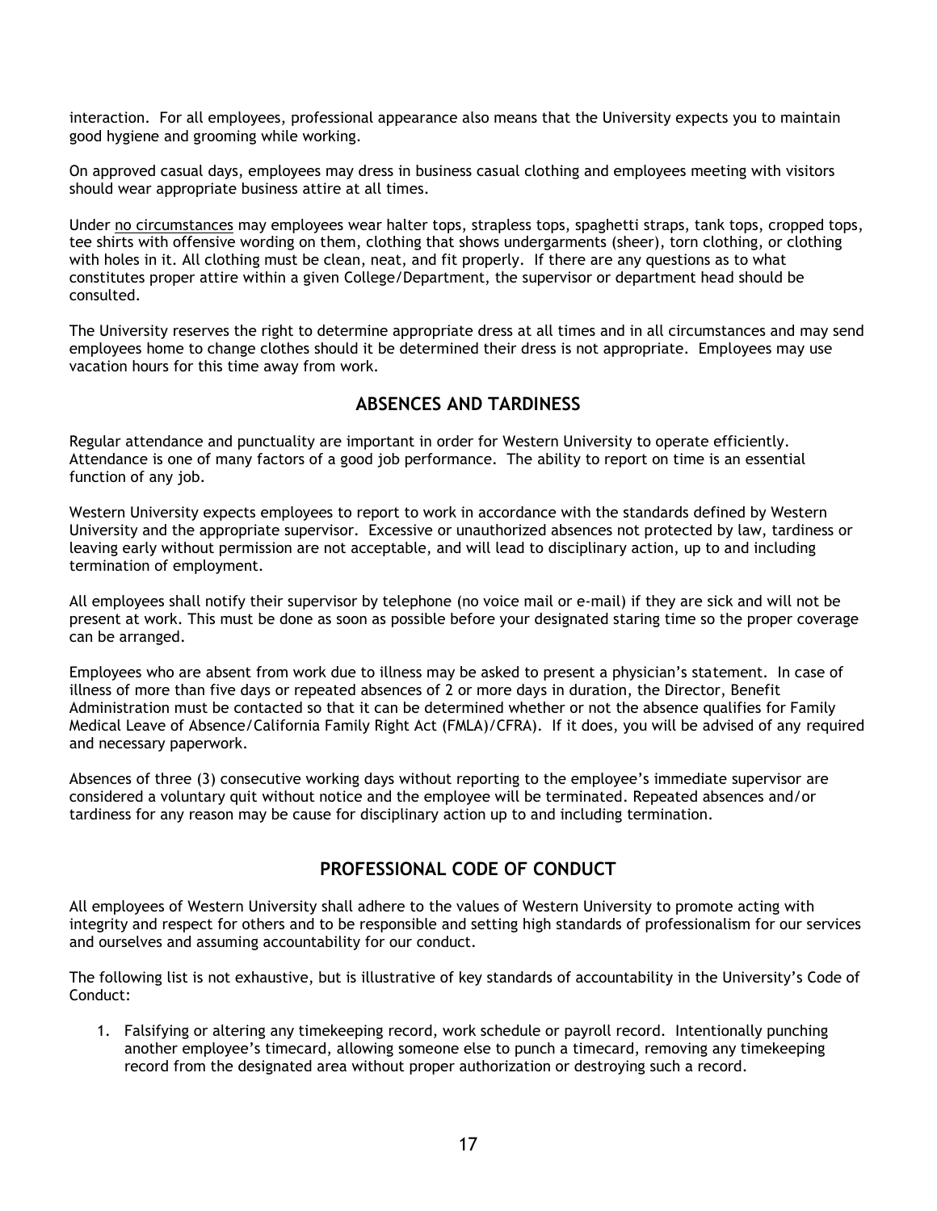interaction. For all employees, professional appearance also means that the University expects you to maintain good hygiene and grooming while working.

On approved casual days, employees may dress in business casual clothing and employees meeting with visitors should wear appropriate business attire at all times.

Under <u>no circumstances</u> may employees wear halter tops, strapless tops, spaghetti straps, tank tops, cropped tops, tee shirts with offensive wording on them, clothing that shows undergarments (sheer), torn clothing, or clothing with holes in it. All clothing must be clean, neat, and fit properly. If there are any questions as to what constitutes proper attire within a given College/Department, the supervisor or department head should be consulted.

The University reserves the right to determine appropriate dress at all times and in all circumstances and may send employees home to change clothes should it be determined their dress is not appropriate. Employees may use vacation hours for this time away from work.

## ABSENCES AND TARDINESS

Regular attendance and punctuality are important in order for Western University to operate efficiently. Attendance is one of many factors of a good job performance. The ability to report on time is an essential function of any job.

Western University expects employees to report to work in accordance with the standards defined by Western University and the appropriate supervisor. Excessive or unauthorized absences not protected by law, tardiness or leaving early without permission are not acceptable, and will lead to disciplinary action, up to and including termination of employment.

All employees shall notify their supervisor by telephone (no voice mail or e-mail) if they are sick and will not be present at work. This must be done as soon as possible before your designated staring time so the proper coverage can be arranged.

Employees who are absent from work due to illness may be asked to present a physician's statement. In case of illness of more than five days or repeated absences of 2 or more days in duration, the Director, Benefit Administration must be contacted so that it can be determined whether or not the absence qualifies for Family Medical Leave of Absence/California Family Right Act (FMLA)/CFRA). If it does, you will be advised of any required and necessary paperwork.

Absences of three (3) consecutive working days without reporting to the employee's immediate supervisor are considered a voluntary quit without notice and the employee will be terminated. Repeated absences and/or tardiness for any reason may be cause for disciplinary action up to and including termination.

## PROFESSIONAL CODE OF CONDUCT

All employees of Western University shall adhere to the values of Western University to promote acting with integrity and respect for others and to be responsible and setting high standards of professionalism for our services and ourselves and assuming accountability for our conduct.

The following list is not exhaustive, but is illustrative of key standards of accountability in the University's Code of Conduct:

1. Falsifying or altering any timekeeping record, work schedule or payroll record. Intentionally punching another employee's timecard, allowing someone else to punch a timecard, removing any timekeeping record from the designated area without proper authorization or destroying such a record.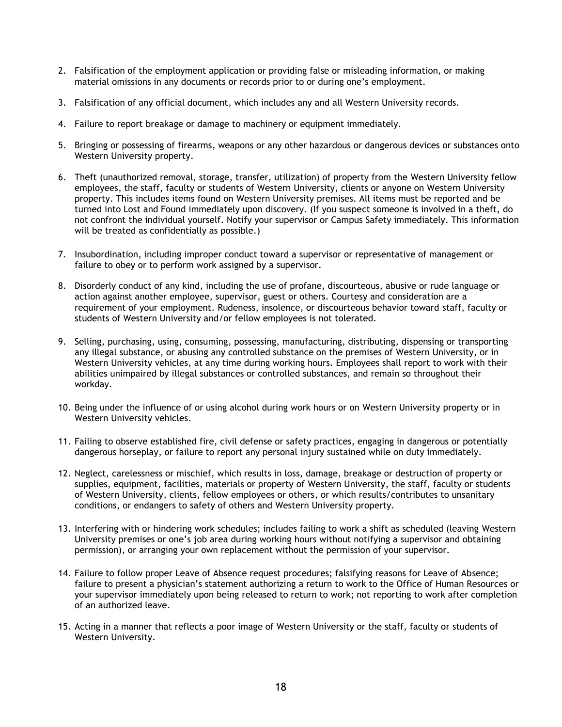2. Falsification of the employment application or providing false or misleading information, or making material omissions in any documents or records prior to or during one's employment.

3. Falsification of any official document, which includes any and all Western University records.

4. Failure to report breakage or damage to machinery or equipment immediately.

5. Bringing or possessing of firearms, weapons or any other hazardous or dangerous devices or substances onto Western University property.

6. Theft (unauthorized removal, storage, transfer, utilization) of property from the Western University fellow employees, the staff, faculty or students of Western University, clients or anyone on Western University property. This includes items found on Western University premises. All items must be reported and be turned into Lost and Found immediately upon discovery. (If you suspect someone is involved in a theft, do not confront the individual yourself. Notify your supervisor or Campus Safety immediately. This information will be treated as confidentially as possible.)

7. Insubordination, including improper conduct toward a supervisor or representative of management or failure to obey or to perform work assigned by a supervisor.

8. Disorderly conduct of any kind, including the use of profane, discourteous, abusive or rude language or action against another employee, supervisor, guest or others. Courtesy and consideration are a requirement of your employment. Rudeness, insolence, or discourteous behavior toward staff, faculty or students of Western University and/or fellow employees is not tolerated.

9. Selling, purchasing, using, consuming, possessing, manufacturing, distributing, dispensing or transporting any illegal substance, or abusing any controlled substance on the premises of Western University, or in Western University vehicles, at any time during working hours. Employees shall report to work with their abilities unimpaired by illegal substances or controlled substances, and remain so throughout their workday.

10. Being under the influence of or using alcohol during work hours or on Western University property or in Western University vehicles.

11. Failing to observe established fire, civil defense or safety practices, engaging in dangerous or potentially dangerous horseplay, or failure to report any personal injury sustained while on duty immediately.

12. Neglect, carelessness or mischief, which results in loss, damage, breakage or destruction of property or supplies, equipment, facilities, materials or property of Western University, the staff, faculty or students of Western University, clients, fellow employees or others, or which results/contributes to unsanitary conditions, or endangers to safety of others and Western University property.

13. Interfering with or hindering work schedules; includes failing to work a shift as scheduled (leaving Western University premises or one's job area during working hours without notifying a supervisor and obtaining permission), or arranging your own replacement without the permission of your supervisor.

14. Failure to follow proper Leave of Absence request procedures; falsifying reasons for Leave of Absence; failure to present a physician's statement authorizing a return to work to the Office of Human Resources or your supervisor immediately upon being released to return to work; not reporting to work after completion of an authorized leave.

15. Acting in a manner that reflects a poor image of Western University or the staff, faculty or students of Western University.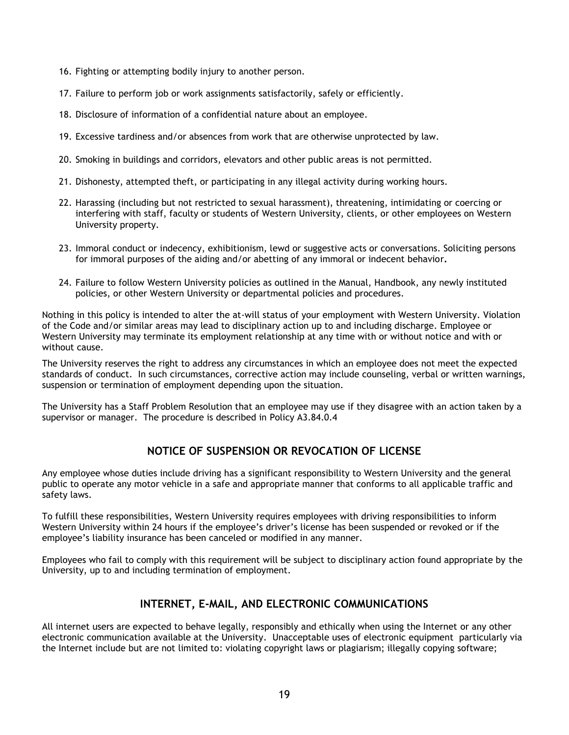16. Fighting or attempting bodily injury to another person.
17. Failure to perform job or work assignments satisfactorily, safely or efficiently.
18. Disclosure of information of a confidential nature about an employee.
19. Excessive tardiness and/or absences from work that are otherwise unprotected by law.
20. Smoking in buildings and corridors, elevators and other public areas is not permitted.
21. Dishonesty, attempted theft, or participating in any illegal activity during working hours.
22. Harassing (including but not restricted to sexual harassment), threatening, intimidating or coercing or interfering with staff, faculty or students of Western University, clients, or other employees on Western University property.
23. Immoral conduct or indecency, exhibitionism, lewd or suggestive acts or conversations. Soliciting persons for immoral purposes of the aiding and/or abetting of any immoral or indecent behavior**.**
24. Failure to follow Western University policies as outlined in the Manual, Handbook, any newly instituted policies, or other Western University or departmental policies and procedures.

Nothing in this policy is intended to alter the at-will status of your employment with Western University. Violation of the Code and/or similar areas may lead to disciplinary action up to and including discharge. Employee or Western University may terminate its employment relationship at any time with or without notice and with or without cause.

The University reserves the right to address any circumstances in which an employee does not meet the expected standards of conduct. In such circumstances, corrective action may include counseling, verbal or written warnings, suspension or termination of employment depending upon the situation.

The University has a Staff Problem Resolution that an employee may use if they disagree with an action taken by a supervisor or manager. The procedure is described in Policy A3.84.0.4

## NOTICE OF SUSPENSION OR REVOCATION OF LICENSE

Any employee whose duties include driving has a significant responsibility to Western University and the general public to operate any motor vehicle in a safe and appropriate manner that conforms to all applicable traffic and safety laws.

To fulfill these responsibilities, Western University requires employees with driving responsibilities to inform Western University within 24 hours if the employee's driver's license has been suspended or revoked or if the employee's liability insurance has been canceled or modified in any manner.

Employees who fail to comply with this requirement will be subject to disciplinary action found appropriate by the University, up to and including termination of employment.

## INTERNET, E-MAIL, AND ELECTRONIC COMMUNICATIONS

All internet users are expected to behave legally, responsibly and ethically when using the Internet or any other electronic communication available at the University. Unacceptable uses of electronic equipment particularly via the Internet include but are not limited to: violating copyright laws or plagiarism; illegally copying software;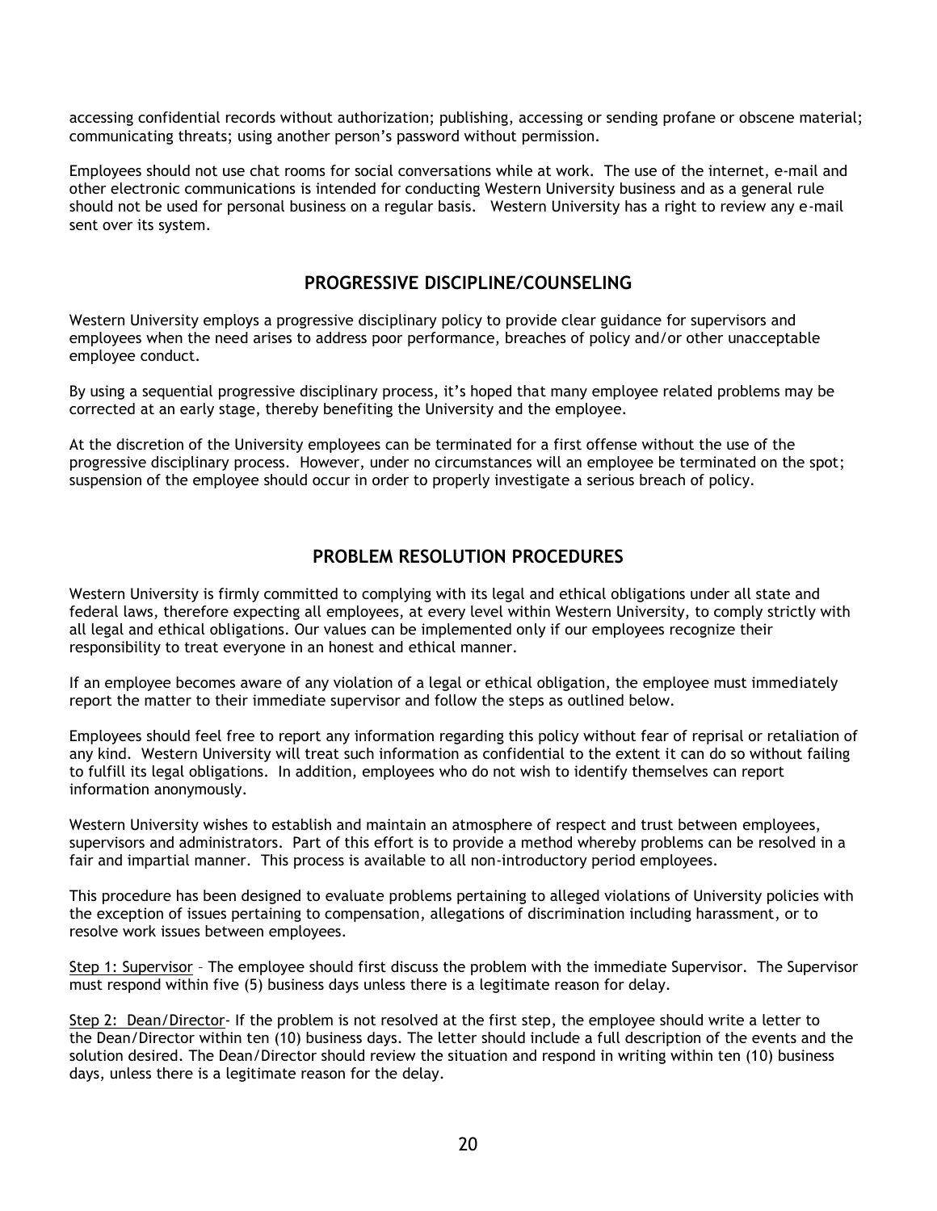accessing confidential records without authorization; publishing, accessing or sending profane or obscene material; communicating threats; using another person's password without permission.

Employees should not use chat rooms for social conversations while at work. The use of the internet, e-mail and other electronic communications is intended for conducting Western University business and as a general rule should not be used for personal business on a regular basis. Western University has a right to review any e-mail sent over its system.

## PROGRESSIVE DISCIPLINE/COUNSELING

Western University employs a progressive disciplinary policy to provide clear guidance for supervisors and employees when the need arises to address poor performance, breaches of policy and/or other unacceptable employee conduct.

By using a sequential progressive disciplinary process, it's hoped that many employee related problems may be corrected at an early stage, thereby benefiting the University and the employee.

At the discretion of the University employees can be terminated for a first offense without the use of the progressive disciplinary process. However, under no circumstances will an employee be terminated on the spot; suspension of the employee should occur in order to properly investigate a serious breach of policy.

## PROBLEM RESOLUTION PROCEDURES

Western University is firmly committed to complying with its legal and ethical obligations under all state and federal laws, therefore expecting all employees, at every level within Western University, to comply strictly with all legal and ethical obligations. Our values can be implemented only if our employees recognize their responsibility to treat everyone in an honest and ethical manner.

If an employee becomes aware of any violation of a legal or ethical obligation, the employee must immediately report the matter to their immediate supervisor and follow the steps as outlined below.

Employees should feel free to report any information regarding this policy without fear of reprisal or retaliation of any kind. Western University will treat such information as confidential to the extent it can do so without failing to fulfill its legal obligations. In addition, employees who do not wish to identify themselves can report information anonymously.

Western University wishes to establish and maintain an atmosphere of respect and trust between employees, supervisors and administrators. Part of this effort is to provide a method whereby problems can be resolved in a fair and impartial manner. This process is available to all non-introductory period employees.

This procedure has been designed to evaluate problems pertaining to alleged violations of University policies with the exception of issues pertaining to compensation, allegations of discrimination including harassment, or to resolve work issues between employees.

<u>Step 1: Supervisor</u> – The employee should first discuss the problem with the immediate Supervisor. The Supervisor must respond within five (5) business days unless there is a legitimate reason for delay.

<u>Step 2: Dean/Director</u>- If the problem is not resolved at the first step, the employee should write a letter to the Dean/Director within ten (10) business days. The letter should include a full description of the events and the solution desired. The Dean/Director should review the situation and respond in writing within ten (10) business days, unless there is a legitimate reason for the delay.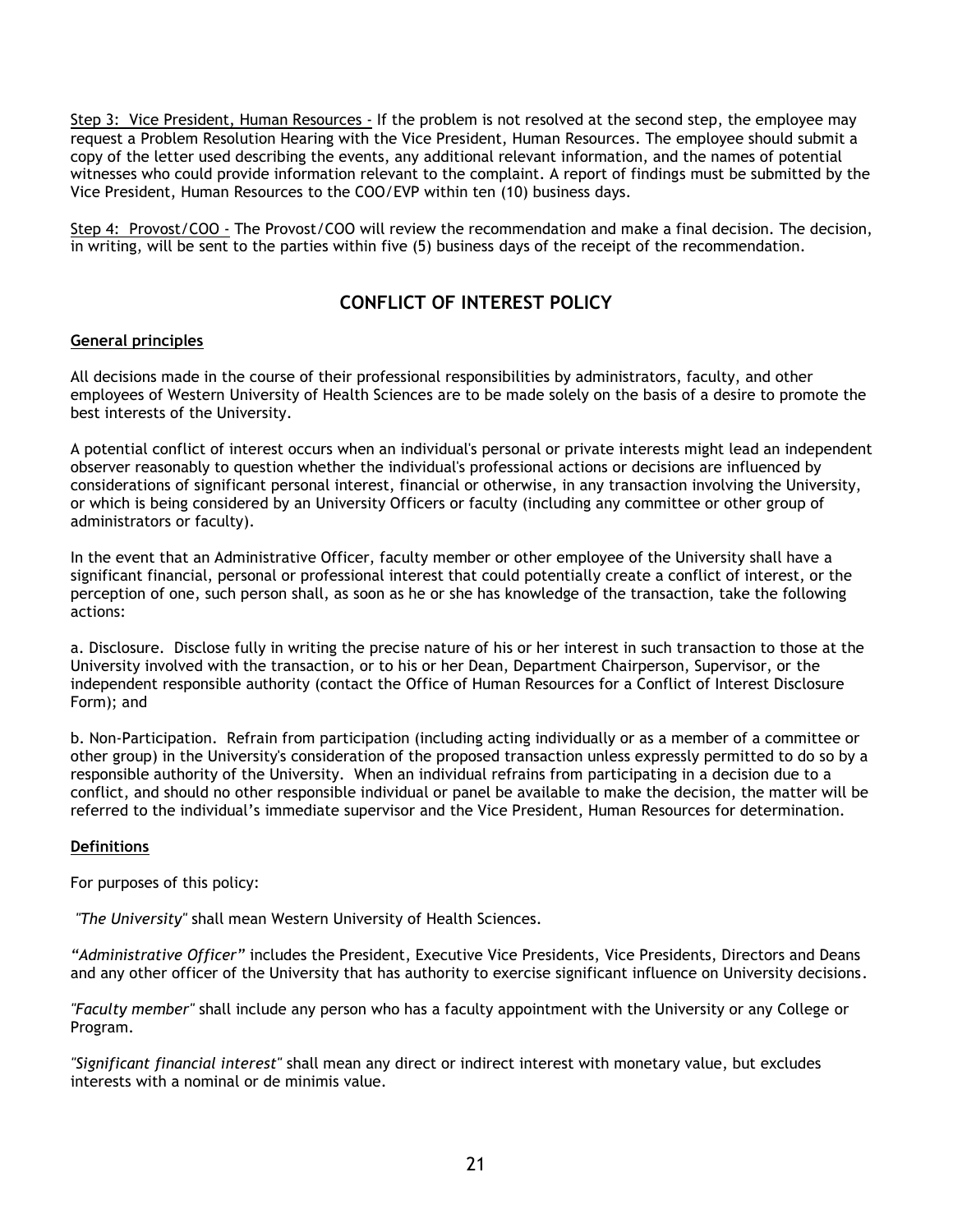Step 3: Vice President, Human Resources - If the problem is not resolved at the second step, the employee may request a Problem Resolution Hearing with the Vice President, Human Resources. The employee should submit a copy of the letter used describing the events, any additional relevant information, and the names of potential witnesses who could provide information relevant to the complaint. A report of findings must be submitted by the Vice President, Human Resources to the COO/EVP within ten (10) business days.

Step 4: Provost/COO - The Provost/COO will review the recommendation and make a final decision. The decision, in writing, will be sent to the parties within five (5) business days of the receipt of the recommendation.

## CONFLICT OF INTEREST POLICY

**General principles**

All decisions made in the course of their professional responsibilities by administrators, faculty, and other employees of Western University of Health Sciences are to be made solely on the basis of a desire to promote the best interests of the University.

A potential conflict of interest occurs when an individual's personal or private interests might lead an independent observer reasonably to question whether the individual's professional actions or decisions are influenced by considerations of significant personal interest, financial or otherwise, in any transaction involving the University, or which is being considered by an University Officers or faculty (including any committee or other group of administrators or faculty).

In the event that an Administrative Officer, faculty member or other employee of the University shall have a significant financial, personal or professional interest that could potentially create a conflict of interest, or the perception of one, such person shall, as soon as he or she has knowledge of the transaction, take the following actions:

a. Disclosure. Disclose fully in writing the precise nature of his or her interest in such transaction to those at the University involved with the transaction, or to his or her Dean, Department Chairperson, Supervisor, or the independent responsible authority (contact the Office of Human Resources for a Conflict of Interest Disclosure Form); and

b. Non-Participation. Refrain from participation (including acting individually or as a member of a committee or other group) in the University's consideration of the proposed transaction unless expressly permitted to do so by a responsible authority of the University. When an individual refrains from participating in a decision due to a conflict, and should no other responsible individual or panel be available to make the decision, the matter will be referred to the individual's immediate supervisor and the Vice President, Human Resources for determination.

**Definitions**

For purposes of this policy:

*"The University"* shall mean Western University of Health Sciences.

*"Administrative Officer"* includes the President, Executive Vice Presidents, Vice Presidents, Directors and Deans and any other officer of the University that has authority to exercise significant influence on University decisions.

*"Faculty member"* shall include any person who has a faculty appointment with the University or any College or Program.

*"Significant financial interest"* shall mean any direct or indirect interest with monetary value, but excludes interests with a nominal or de minimis value.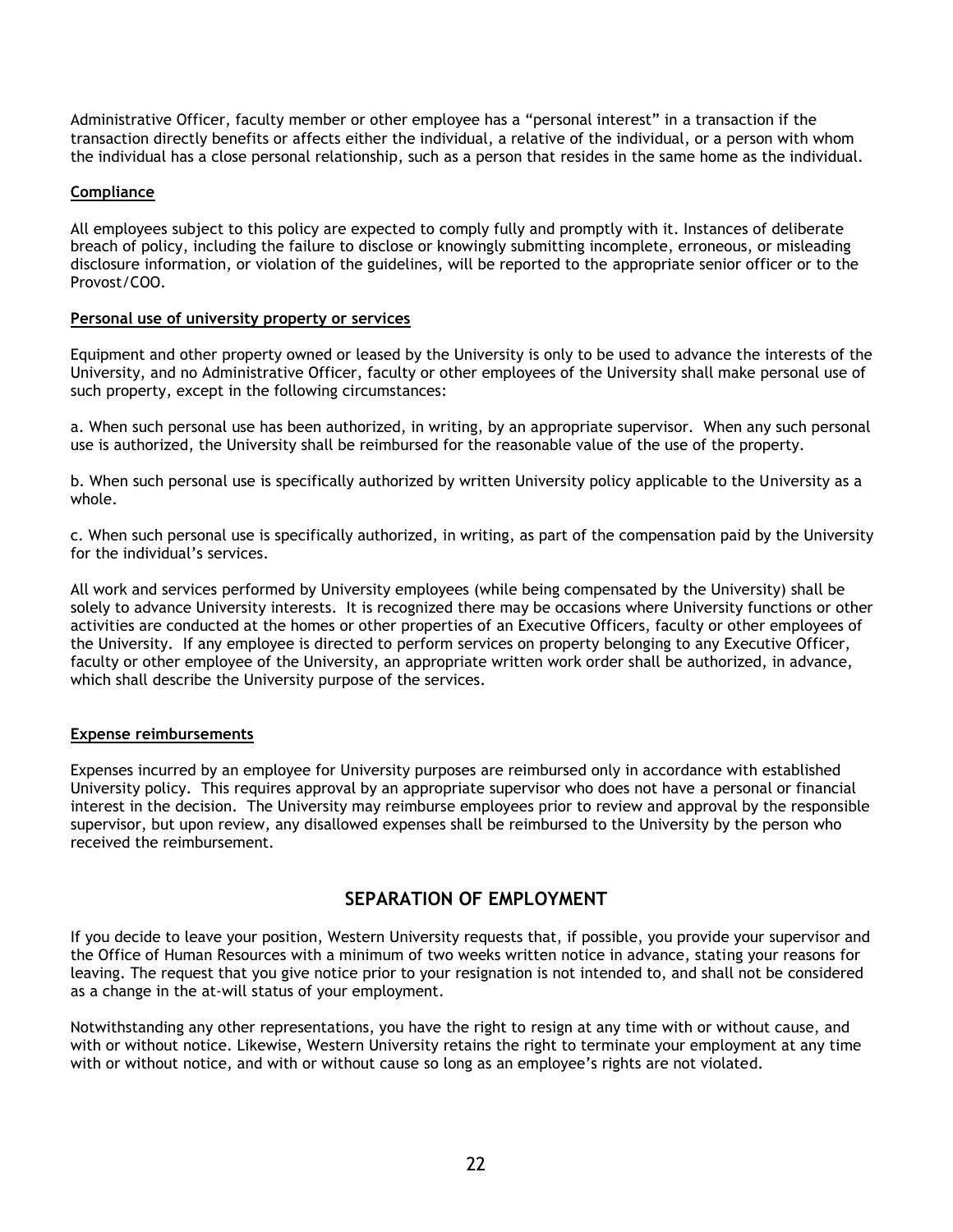Administrative Officer, faculty member or other employee has a "personal interest" in a transaction if the transaction directly benefits or affects either the individual, a relative of the individual, or a person with whom the individual has a close personal relationship, such as a person that resides in the same home as the individual.

**Compliance**

All employees subject to this policy are expected to comply fully and promptly with it. Instances of deliberate breach of policy, including the failure to disclose or knowingly submitting incomplete, erroneous, or misleading disclosure information, or violation of the guidelines, will be reported to the appropriate senior officer or to the Provost/COO.

**Personal use of university property or services**

Equipment and other property owned or leased by the University is only to be used to advance the interests of the University, and no Administrative Officer, faculty or other employees of the University shall make personal use of such property, except in the following circumstances:

a. When such personal use has been authorized, in writing, by an appropriate supervisor. When any such personal use is authorized, the University shall be reimbursed for the reasonable value of the use of the property.

b. When such personal use is specifically authorized by written University policy applicable to the University as a whole.

c. When such personal use is specifically authorized, in writing, as part of the compensation paid by the University for the individual's services.

All work and services performed by University employees (while being compensated by the University) shall be solely to advance University interests. It is recognized there may be occasions where University functions or other activities are conducted at the homes or other properties of an Executive Officers, faculty or other employees of the University. If any employee is directed to perform services on property belonging to any Executive Officer, faculty or other employee of the University, an appropriate written work order shall be authorized, in advance, which shall describe the University purpose of the services.

**Expense reimbursements**

Expenses incurred by an employee for University purposes are reimbursed only in accordance with established University policy. This requires approval by an appropriate supervisor who does not have a personal or financial interest in the decision. The University may reimburse employees prior to review and approval by the responsible supervisor, but upon review, any disallowed expenses shall be reimbursed to the University by the person who received the reimbursement.

## SEPARATION OF EMPLOYMENT

If you decide to leave your position, Western University requests that, if possible, you provide your supervisor and the Office of Human Resources with a minimum of two weeks written notice in advance, stating your reasons for leaving. The request that you give notice prior to your resignation is not intended to, and shall not be considered as a change in the at-will status of your employment.

Notwithstanding any other representations, you have the right to resign at any time with or without cause, and with or without notice. Likewise, Western University retains the right to terminate your employment at any time with or without notice, and with or without cause so long as an employee's rights are not violated.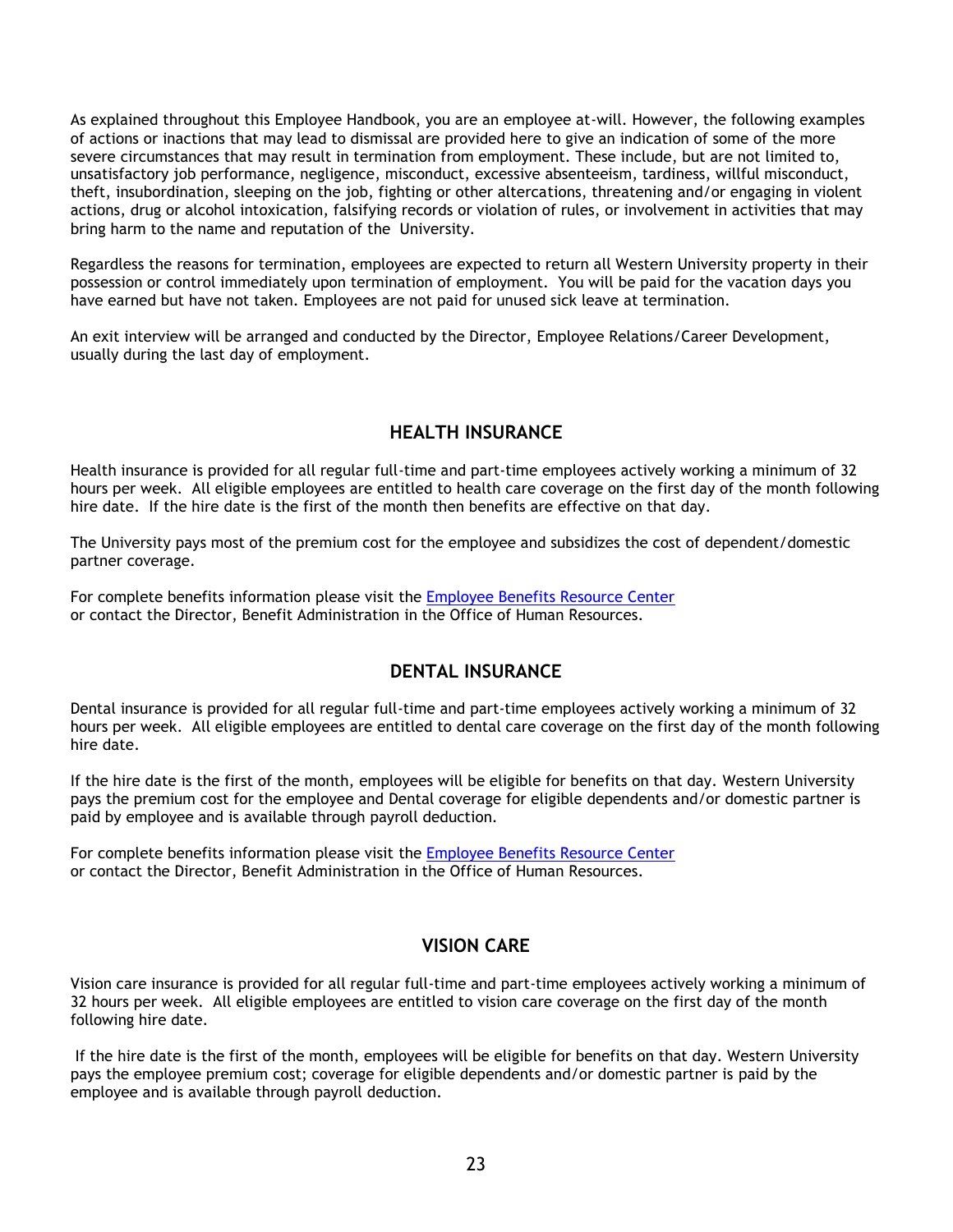As explained throughout this Employee Handbook, you are an employee at-will. However, the following examples of actions or inactions that may lead to dismissal are provided here to give an indication of some of the more severe circumstances that may result in termination from employment. These include, but are not limited to, unsatisfactory job performance, negligence, misconduct, excessive absenteeism, tardiness, willful misconduct, theft, insubordination, sleeping on the job, fighting or other altercations, threatening and/or engaging in violent actions, drug or alcohol intoxication, falsifying records or violation of rules, or involvement in activities that may bring harm to the name and reputation of the University.

Regardless the reasons for termination, employees are expected to return all Western University property in their possession or control immediately upon termination of employment. You will be paid for the vacation days you have earned but have not taken. Employees are not paid for unused sick leave at termination.

An exit interview will be arranged and conducted by the Director, Employee Relations/Career Development, usually during the last day of employment.

## HEALTH INSURANCE

Health insurance is provided for all regular full-time and part-time employees actively working a minimum of 32 hours per week. All eligible employees are entitled to health care coverage on the first day of the month following hire date. If the hire date is the first of the month then benefits are effective on that day.

The University pays most of the premium cost for the employee and subsidizes the cost of dependent/domestic partner coverage.

For complete benefits information please visit the Employee Benefits Resource Center or contact the Director, Benefit Administration in the Office of Human Resources.

## DENTAL INSURANCE

Dental insurance is provided for all regular full-time and part-time employees actively working a minimum of 32 hours per week. All eligible employees are entitled to dental care coverage on the first day of the month following hire date.

If the hire date is the first of the month, employees will be eligible for benefits on that day. Western University pays the premium cost for the employee and Dental coverage for eligible dependents and/or domestic partner is paid by employee and is available through payroll deduction.

For complete benefits information please visit the Employee Benefits Resource Center or contact the Director, Benefit Administration in the Office of Human Resources.

## VISION CARE

Vision care insurance is provided for all regular full-time and part-time employees actively working a minimum of 32 hours per week. All eligible employees are entitled to vision care coverage on the first day of the month following hire date.

If the hire date is the first of the month, employees will be eligible for benefits on that day. Western University pays the employee premium cost; coverage for eligible dependents and/or domestic partner is paid by the employee and is available through payroll deduction.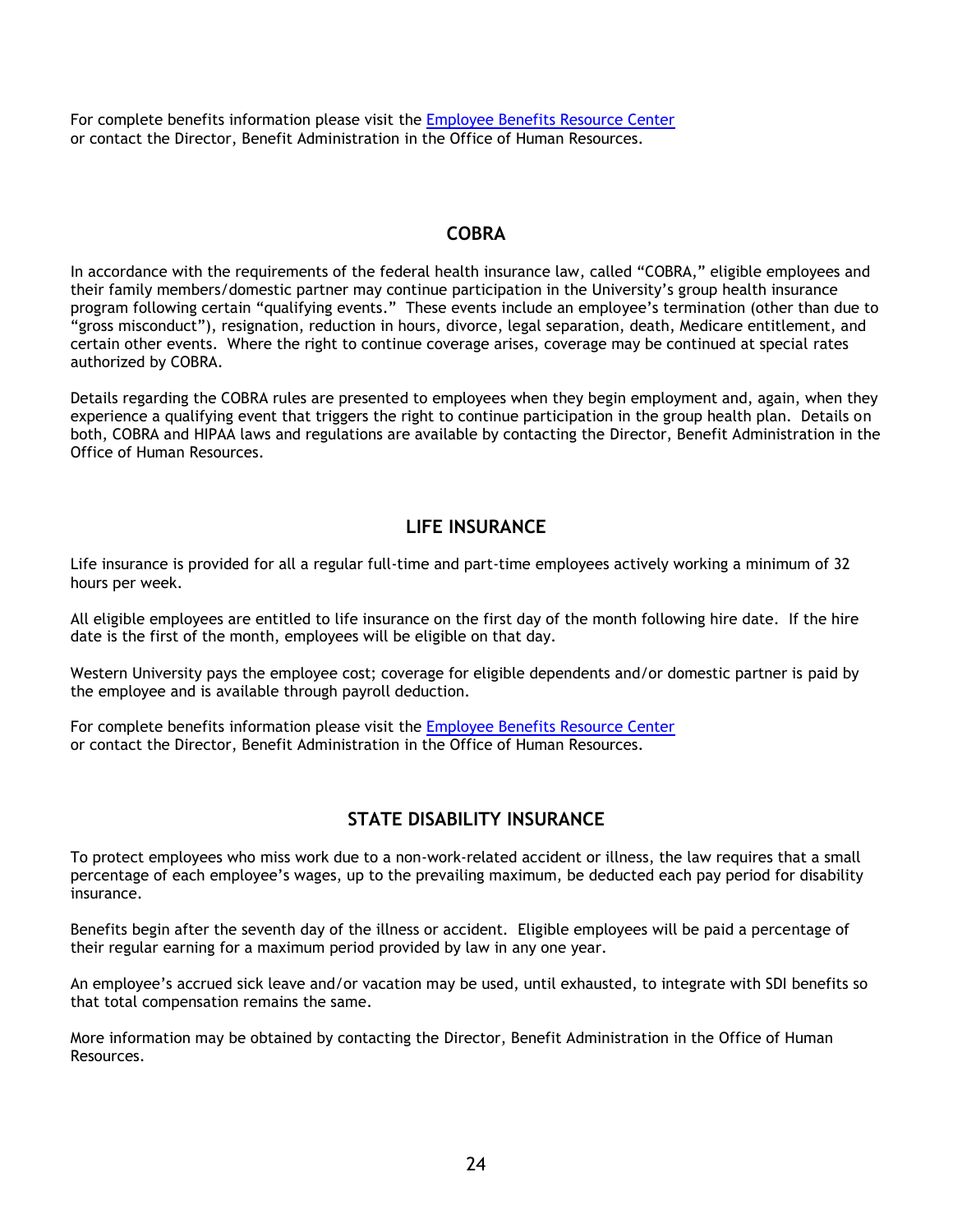For complete benefits information please visit the [Employee Benefits Resource Center](#) or contact the Director, Benefit Administration in the Office of Human Resources.

## COBRA

In accordance with the requirements of the federal health insurance law, called "COBRA," eligible employees and their family members/domestic partner may continue participation in the University's group health insurance program following certain "qualifying events." These events include an employee's termination (other than due to "gross misconduct"), resignation, reduction in hours, divorce, legal separation, death, Medicare entitlement, and certain other events. Where the right to continue coverage arises, coverage may be continued at special rates authorized by COBRA.

Details regarding the COBRA rules are presented to employees when they begin employment and, again, when they experience a qualifying event that triggers the right to continue participation in the group health plan. Details on both, COBRA and HIPAA laws and regulations are available by contacting the Director, Benefit Administration in the Office of Human Resources.

## LIFE INSURANCE

Life insurance is provided for all a regular full-time and part-time employees actively working a minimum of 32 hours per week.

All eligible employees are entitled to life insurance on the first day of the month following hire date. If the hire date is the first of the month, employees will be eligible on that day.

Western University pays the employee cost; coverage for eligible dependents and/or domestic partner is paid by the employee and is available through payroll deduction.

For complete benefits information please visit the [Employee Benefits Resource Center](#) or contact the Director, Benefit Administration in the Office of Human Resources.

## STATE DISABILITY INSURANCE

To protect employees who miss work due to a non-work-related accident or illness, the law requires that a small percentage of each employee's wages, up to the prevailing maximum, be deducted each pay period for disability insurance.

Benefits begin after the seventh day of the illness or accident. Eligible employees will be paid a percentage of their regular earning for a maximum period provided by law in any one year.

An employee's accrued sick leave and/or vacation may be used, until exhausted, to integrate with SDI benefits so that total compensation remains the same.

More information may be obtained by contacting the Director, Benefit Administration in the Office of Human Resources.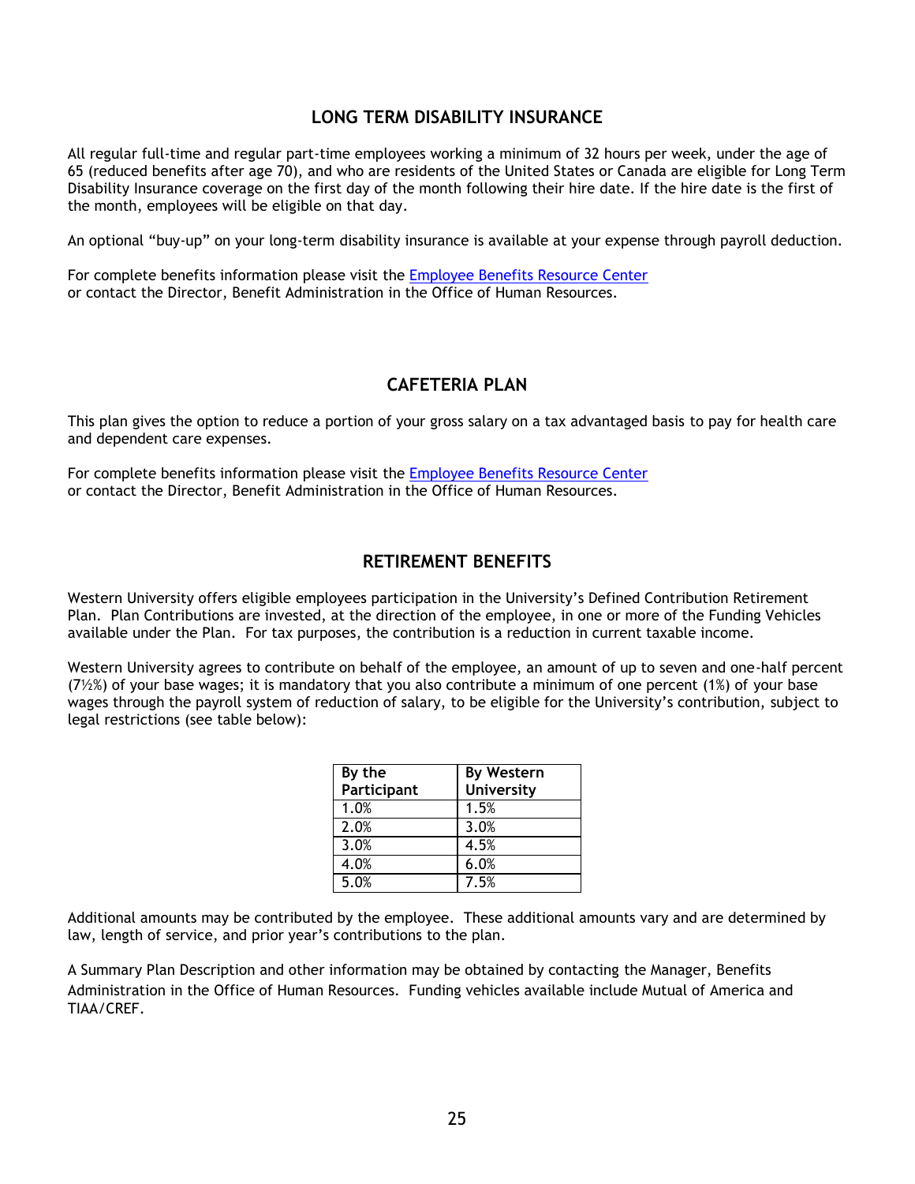## LONG TERM DISABILITY INSURANCE

All regular full-time and regular part-time employees working a minimum of 32 hours per week, under the age of 65 (reduced benefits after age 70), and who are residents of the United States or Canada are eligible for Long Term Disability Insurance coverage on the first day of the month following their hire date. If the hire date is the first of the month, employees will be eligible on that day.

An optional "buy-up" on your long-term disability insurance is available at your expense through payroll deduction.

For complete benefits information please visit the Employee Benefits Resource Center or contact the Director, Benefit Administration in the Office of Human Resources.

## CAFETERIA PLAN

This plan gives the option to reduce a portion of your gross salary on a tax advantaged basis to pay for health care and dependent care expenses.

For complete benefits information please visit the Employee Benefits Resource Center or contact the Director, Benefit Administration in the Office of Human Resources.

## RETIREMENT BENEFITS

Western University offers eligible employees participation in the University's Defined Contribution Retirement Plan. Plan Contributions are invested, at the direction of the employee, in one or more of the Funding Vehicles available under the Plan. For tax purposes, the contribution is a reduction in current taxable income.

Western University agrees to contribute on behalf of the employee, an amount of up to seven and one-half percent (7½%) of your base wages; it is mandatory that you also contribute a minimum of one percent (1%) of your base wages through the payroll system of reduction of salary, to be eligible for the University's contribution, subject to legal restrictions (see table below):

| By the Participant | By Western University |
|---|---|
| 1.0% | 1.5% |
| 2.0% | 3.0% |
| 3.0% | 4.5% |
| 4.0% | 6.0% |
| 5.0% | 7.5% |

Additional amounts may be contributed by the employee. These additional amounts vary and are determined by law, length of service, and prior year's contributions to the plan.

A Summary Plan Description and other information may be obtained by contacting the Manager, Benefits Administration in the Office of Human Resources. Funding vehicles available include Mutual of America and TIAA/CREF.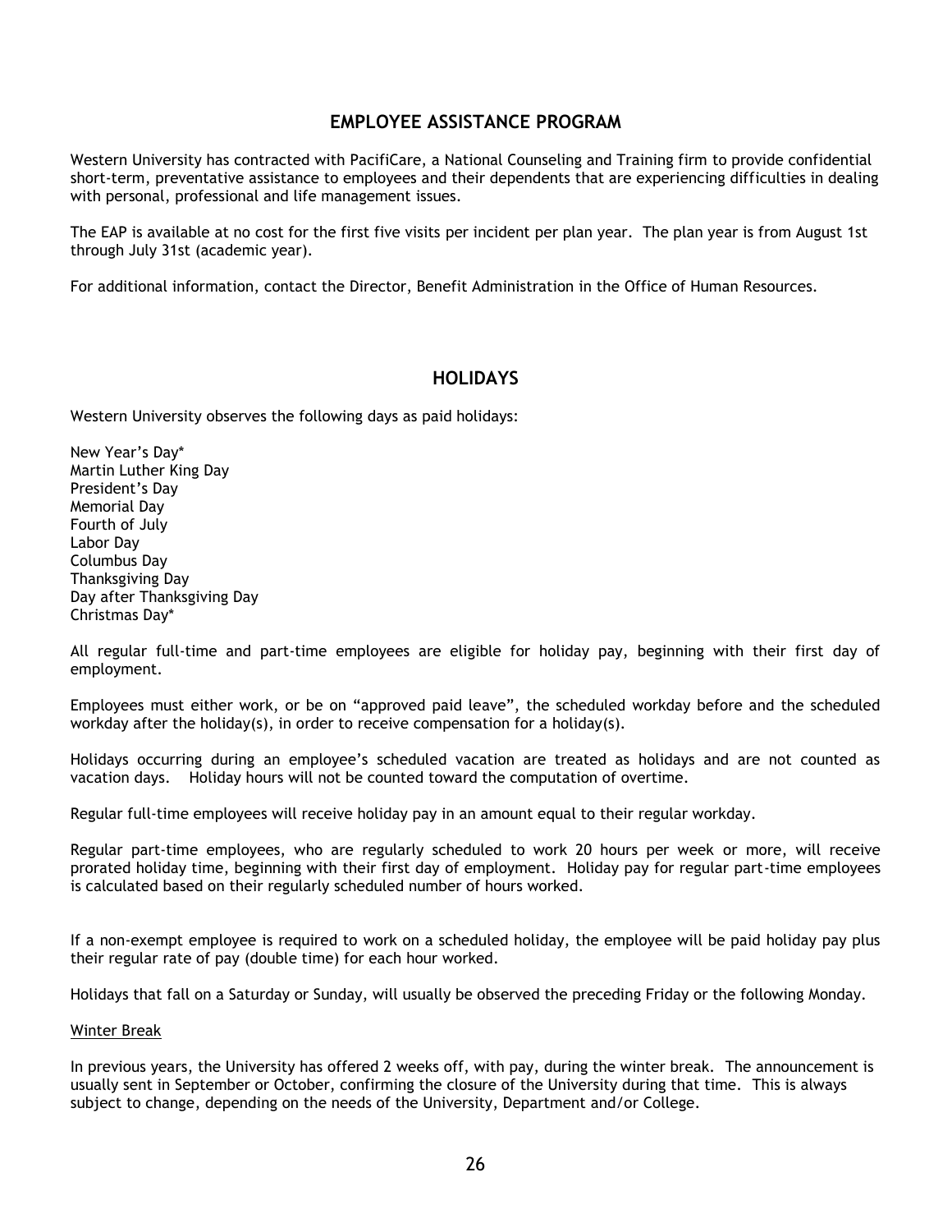## EMPLOYEE ASSISTANCE PROGRAM

Western University has contracted with PacifiCare, a National Counseling and Training firm to provide confidential short-term, preventative assistance to employees and their dependents that are experiencing difficulties in dealing with personal, professional and life management issues.

The EAP is available at no cost for the first five visits per incident per plan year. The plan year is from August 1st through July 31st (academic year).

For additional information, contact the Director, Benefit Administration in the Office of Human Resources.

## HOLIDAYS

Western University observes the following days as paid holidays:

New Year's Day*
Martin Luther King Day
President's Day
Memorial Day
Fourth of July
Labor Day
Columbus Day
Thanksgiving Day
Day after Thanksgiving Day
Christmas Day*

All regular full-time and part-time employees are eligible for holiday pay, beginning with their first day of employment.

Employees must either work, or be on "approved paid leave", the scheduled workday before and the scheduled workday after the holiday(s), in order to receive compensation for a holiday(s).

Holidays occurring during an employee's scheduled vacation are treated as holidays and are not counted as vacation days. Holiday hours will not be counted toward the computation of overtime.

Regular full-time employees will receive holiday pay in an amount equal to their regular workday.

Regular part-time employees, who are regularly scheduled to work 20 hours per week or more, will receive prorated holiday time, beginning with their first day of employment. Holiday pay for regular part-time employees is calculated based on their regularly scheduled number of hours worked.

If a non-exempt employee is required to work on a scheduled holiday, the employee will be paid holiday pay plus their regular rate of pay (double time) for each hour worked.

Holidays that fall on a Saturday or Sunday, will usually be observed the preceding Friday or the following Monday.

<u>Winter Break</u>

In previous years, the University has offered 2 weeks off, with pay, during the winter break. The announcement is usually sent in September or October, confirming the closure of the University during that time. This is always subject to change, depending on the needs of the University, Department and/or College.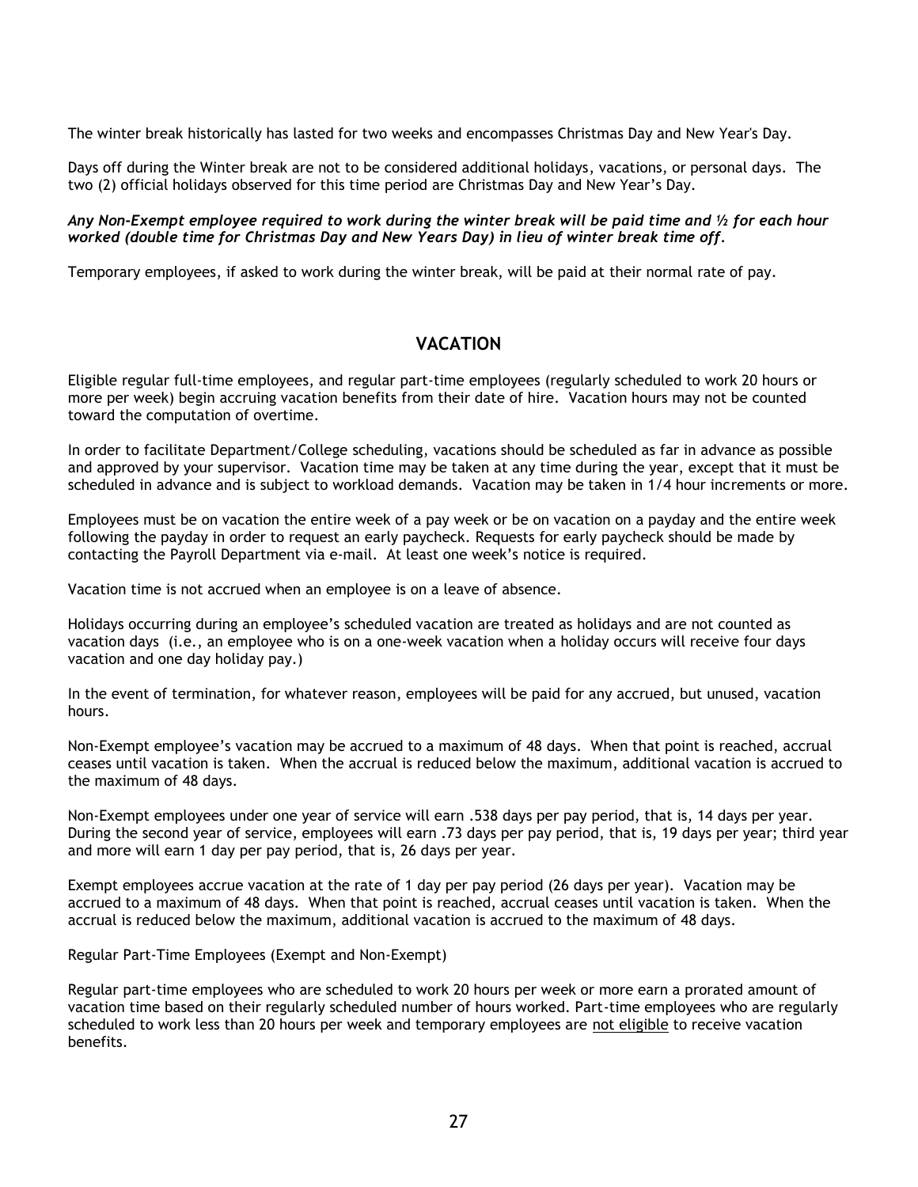The winter break historically has lasted for two weeks and encompasses Christmas Day and New Year's Day.

Days off during the Winter break are not to be considered additional holidays, vacations, or personal days. The two (2) official holidays observed for this time period are Christmas Day and New Year's Day.

***Any Non-Exempt employee required to work during the winter break will be paid time and ½ for each hour worked (double time for Christmas Day and New Years Day) in lieu of winter break time off.***

Temporary employees, if asked to work during the winter break, will be paid at their normal rate of pay.

## VACATION

Eligible regular full-time employees, and regular part-time employees (regularly scheduled to work 20 hours or more per week) begin accruing vacation benefits from their date of hire. Vacation hours may not be counted toward the computation of overtime.

In order to facilitate Department/College scheduling, vacations should be scheduled as far in advance as possible and approved by your supervisor. Vacation time may be taken at any time during the year, except that it must be scheduled in advance and is subject to workload demands. Vacation may be taken in 1/4 hour increments or more.

Employees must be on vacation the entire week of a pay week or be on vacation on a payday and the entire week following the payday in order to request an early paycheck. Requests for early paycheck should be made by contacting the Payroll Department via e-mail. At least one week's notice is required.

Vacation time is not accrued when an employee is on a leave of absence.

Holidays occurring during an employee's scheduled vacation are treated as holidays and are not counted as vacation days (i.e., an employee who is on a one-week vacation when a holiday occurs will receive four days vacation and one day holiday pay.)

In the event of termination, for whatever reason, employees will be paid for any accrued, but unused, vacation hours.

Non-Exempt employee's vacation may be accrued to a maximum of 48 days. When that point is reached, accrual ceases until vacation is taken. When the accrual is reduced below the maximum, additional vacation is accrued to the maximum of 48 days.

Non-Exempt employees under one year of service will earn .538 days per pay period, that is, 14 days per year. During the second year of service, employees will earn .73 days per pay period, that is, 19 days per year; third year and more will earn 1 day per pay period, that is, 26 days per year.

Exempt employees accrue vacation at the rate of 1 day per pay period (26 days per year). Vacation may be accrued to a maximum of 48 days. When that point is reached, accrual ceases until vacation is taken. When the accrual is reduced below the maximum, additional vacation is accrued to the maximum of 48 days.

Regular Part-Time Employees (Exempt and Non-Exempt)

Regular part-time employees who are scheduled to work 20 hours per week or more earn a prorated amount of vacation time based on their regularly scheduled number of hours worked. Part-time employees who are regularly scheduled to work less than 20 hours per week and temporary employees are <u>not eligible</u> to receive vacation benefits.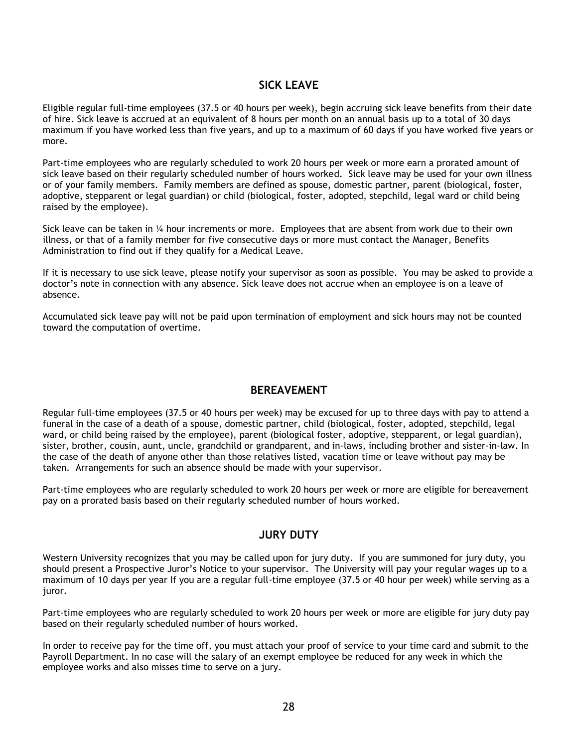## SICK LEAVE

Eligible regular full-time employees (37.5 or 40 hours per week), begin accruing sick leave benefits from their date of hire. Sick leave is accrued at an equivalent of 8 hours per month on an annual basis up to a total of 30 days maximum if you have worked less than five years, and up to a maximum of 60 days if you have worked five years or more.

Part-time employees who are regularly scheduled to work 20 hours per week or more earn a prorated amount of sick leave based on their regularly scheduled number of hours worked. Sick leave may be used for your own illness or of your family members. Family members are defined as spouse, domestic partner, parent (biological, foster, adoptive, stepparent or legal guardian) or child (biological, foster, adopted, stepchild, legal ward or child being raised by the employee).

Sick leave can be taken in ¼ hour increments or more. Employees that are absent from work due to their own illness, or that of a family member for five consecutive days or more must contact the Manager, Benefits Administration to find out if they qualify for a Medical Leave.

If it is necessary to use sick leave, please notify your supervisor as soon as possible. You may be asked to provide a doctor's note in connection with any absence. Sick leave does not accrue when an employee is on a leave of absence.

Accumulated sick leave pay will not be paid upon termination of employment and sick hours may not be counted toward the computation of overtime.

## BEREAVEMENT

Regular full-time employees (37.5 or 40 hours per week) may be excused for up to three days with pay to attend a funeral in the case of a death of a spouse, domestic partner, child (biological, foster, adopted, stepchild, legal ward, or child being raised by the employee), parent (biological foster, adoptive, stepparent, or legal guardian), sister, brother, cousin, aunt, uncle, grandchild or grandparent, and in-laws, including brother and sister-in-law. In the case of the death of anyone other than those relatives listed, vacation time or leave without pay may be taken. Arrangements for such an absence should be made with your supervisor.

Part-time employees who are regularly scheduled to work 20 hours per week or more are eligible for bereavement pay on a prorated basis based on their regularly scheduled number of hours worked.

## JURY DUTY

Western University recognizes that you may be called upon for jury duty. If you are summoned for jury duty, you should present a Prospective Juror's Notice to your supervisor. The University will pay your regular wages up to a maximum of 10 days per year If you are a regular full-time employee (37.5 or 40 hour per week) while serving as a juror.

Part-time employees who are regularly scheduled to work 20 hours per week or more are eligible for jury duty pay based on their regularly scheduled number of hours worked.

In order to receive pay for the time off, you must attach your proof of service to your time card and submit to the Payroll Department. In no case will the salary of an exempt employee be reduced for any week in which the employee works and also misses time to serve on a jury.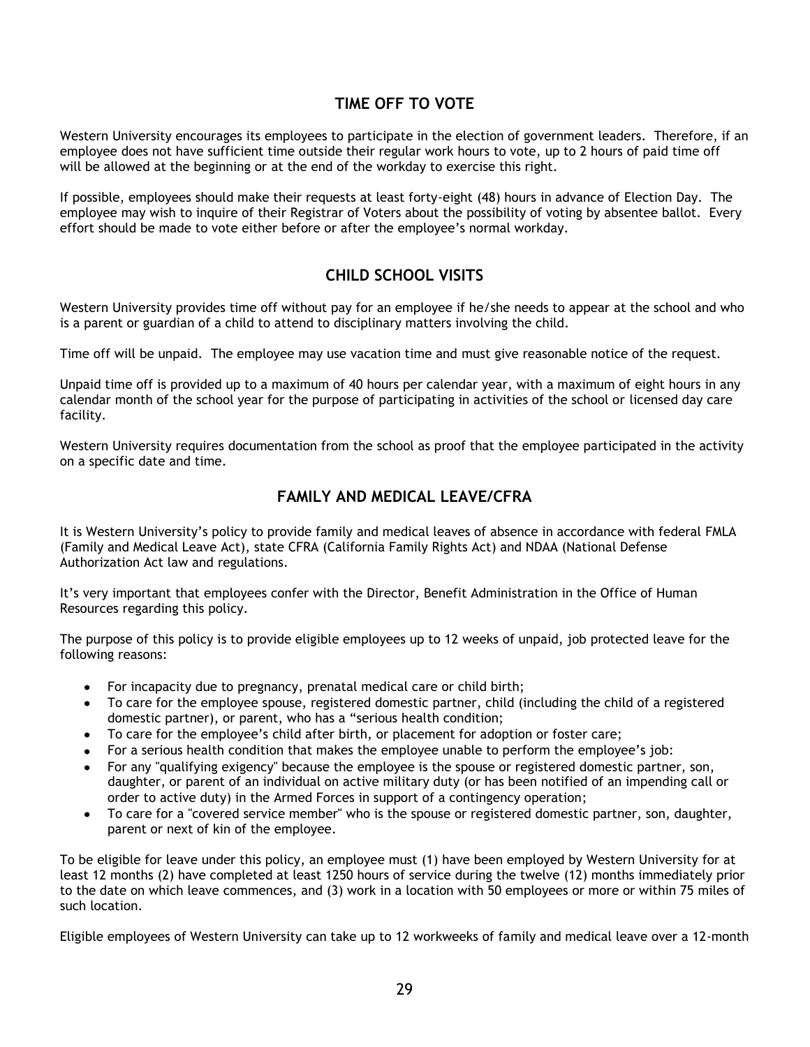## TIME OFF TO VOTE

Western University encourages its employees to participate in the election of government leaders. Therefore, if an employee does not have sufficient time outside their regular work hours to vote, up to 2 hours of paid time off will be allowed at the beginning or at the end of the workday to exercise this right.

If possible, employees should make their requests at least forty-eight (48) hours in advance of Election Day. The employee may wish to inquire of their Registrar of Voters about the possibility of voting by absentee ballot. Every effort should be made to vote either before or after the employee's normal workday.

## CHILD SCHOOL VISITS

Western University provides time off without pay for an employee if he/she needs to appear at the school and who is a parent or guardian of a child to attend to disciplinary matters involving the child.

Time off will be unpaid. The employee may use vacation time and must give reasonable notice of the request.

Unpaid time off is provided up to a maximum of 40 hours per calendar year, with a maximum of eight hours in any calendar month of the school year for the purpose of participating in activities of the school or licensed day care facility.

Western University requires documentation from the school as proof that the employee participated in the activity on a specific date and time.

## FAMILY AND MEDICAL LEAVE/CFRA

It is Western University's policy to provide family and medical leaves of absence in accordance with federal FMLA (Family and Medical Leave Act), state CFRA (California Family Rights Act) and NDAA (National Defense Authorization Act law and regulations.

It's very important that employees confer with the Director, Benefit Administration in the Office of Human Resources regarding this policy.

The purpose of this policy is to provide eligible employees up to 12 weeks of unpaid, job protected leave for the following reasons:

- For incapacity due to pregnancy, prenatal medical care or child birth;
- To care for the employee spouse, registered domestic partner, child (including the child of a registered domestic partner), or parent, who has a "serious health condition;
- To care for the employee's child after birth, or placement for adoption or foster care;
- For a serious health condition that makes the employee unable to perform the employee's job:
- For any "qualifying exigency" because the employee is the spouse or registered domestic partner, son, daughter, or parent of an individual on active military duty (or has been notified of an impending call or order to active duty) in the Armed Forces in support of a contingency operation;
- To care for a "covered service member" who is the spouse or registered domestic partner, son, daughter, parent or next of kin of the employee.

To be eligible for leave under this policy, an employee must (1) have been employed by Western University for at least 12 months (2) have completed at least 1250 hours of service during the twelve (12) months immediately prior to the date on which leave commences, and (3) work in a location with 50 employees or more or within 75 miles of such location.

Eligible employees of Western University can take up to 12 workweeks of family and medical leave over a 12-month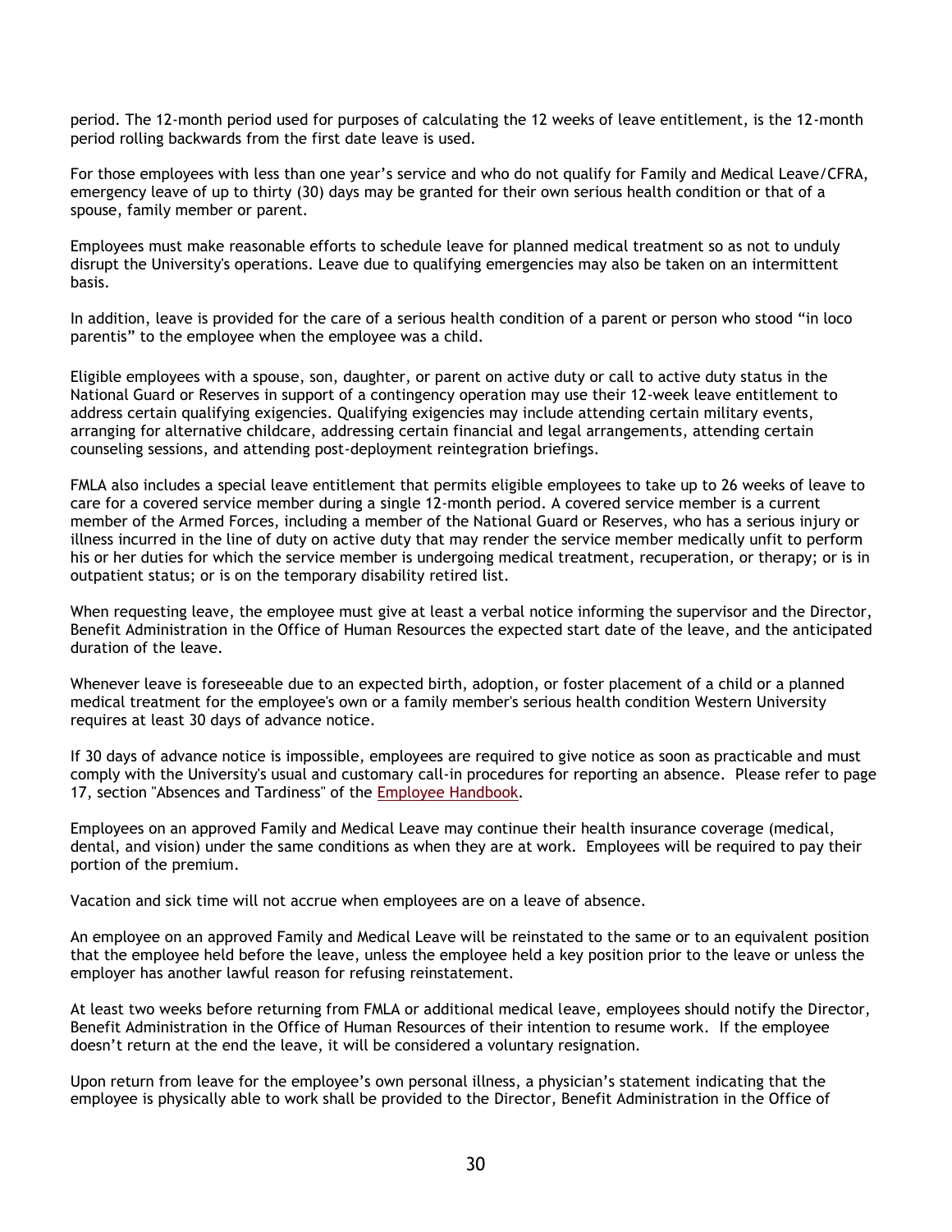period. The 12-month period used for purposes of calculating the 12 weeks of leave entitlement, is the 12-month period rolling backwards from the first date leave is used.

For those employees with less than one year's service and who do not qualify for Family and Medical Leave/CFRA, emergency leave of up to thirty (30) days may be granted for their own serious health condition or that of a spouse, family member or parent.

Employees must make reasonable efforts to schedule leave for planned medical treatment so as not to unduly disrupt the University's operations. Leave due to qualifying emergencies may also be taken on an intermittent basis.

In addition, leave is provided for the care of a serious health condition of a parent or person who stood "in loco parentis" to the employee when the employee was a child.

Eligible employees with a spouse, son, daughter, or parent on active duty or call to active duty status in the National Guard or Reserves in support of a contingency operation may use their 12-week leave entitlement to address certain qualifying exigencies. Qualifying exigencies may include attending certain military events, arranging for alternative childcare, addressing certain financial and legal arrangements, attending certain counseling sessions, and attending post-deployment reintegration briefings.

FMLA also includes a special leave entitlement that permits eligible employees to take up to 26 weeks of leave to care for a covered service member during a single 12-month period. A covered service member is a current member of the Armed Forces, including a member of the National Guard or Reserves, who has a serious injury or illness incurred in the line of duty on active duty that may render the service member medically unfit to perform his or her duties for which the service member is undergoing medical treatment, recuperation, or therapy; or is in outpatient status; or is on the temporary disability retired list.

When requesting leave, the employee must give at least a verbal notice informing the supervisor and the Director, Benefit Administration in the Office of Human Resources the expected start date of the leave, and the anticipated duration of the leave.

Whenever leave is foreseeable due to an expected birth, adoption, or foster placement of a child or a planned medical treatment for the employee's own or a family member's serious health condition Western University requires at least 30 days of advance notice.

If 30 days of advance notice is impossible, employees are required to give notice as soon as practicable and must comply with the University's usual and customary call-in procedures for reporting an absence. Please refer to page 17, section "Absences and Tardiness" of the Employee Handbook.

Employees on an approved Family and Medical Leave may continue their health insurance coverage (medical, dental, and vision) under the same conditions as when they are at work. Employees will be required to pay their portion of the premium.

Vacation and sick time will not accrue when employees are on a leave of absence.

An employee on an approved Family and Medical Leave will be reinstated to the same or to an equivalent position that the employee held before the leave, unless the employee held a key position prior to the leave or unless the employer has another lawful reason for refusing reinstatement.

At least two weeks before returning from FMLA or additional medical leave, employees should notify the Director, Benefit Administration in the Office of Human Resources of their intention to resume work. If the employee doesn't return at the end the leave, it will be considered a voluntary resignation.

Upon return from leave for the employee's own personal illness, a physician's statement indicating that the employee is physically able to work shall be provided to the Director, Benefit Administration in the Office of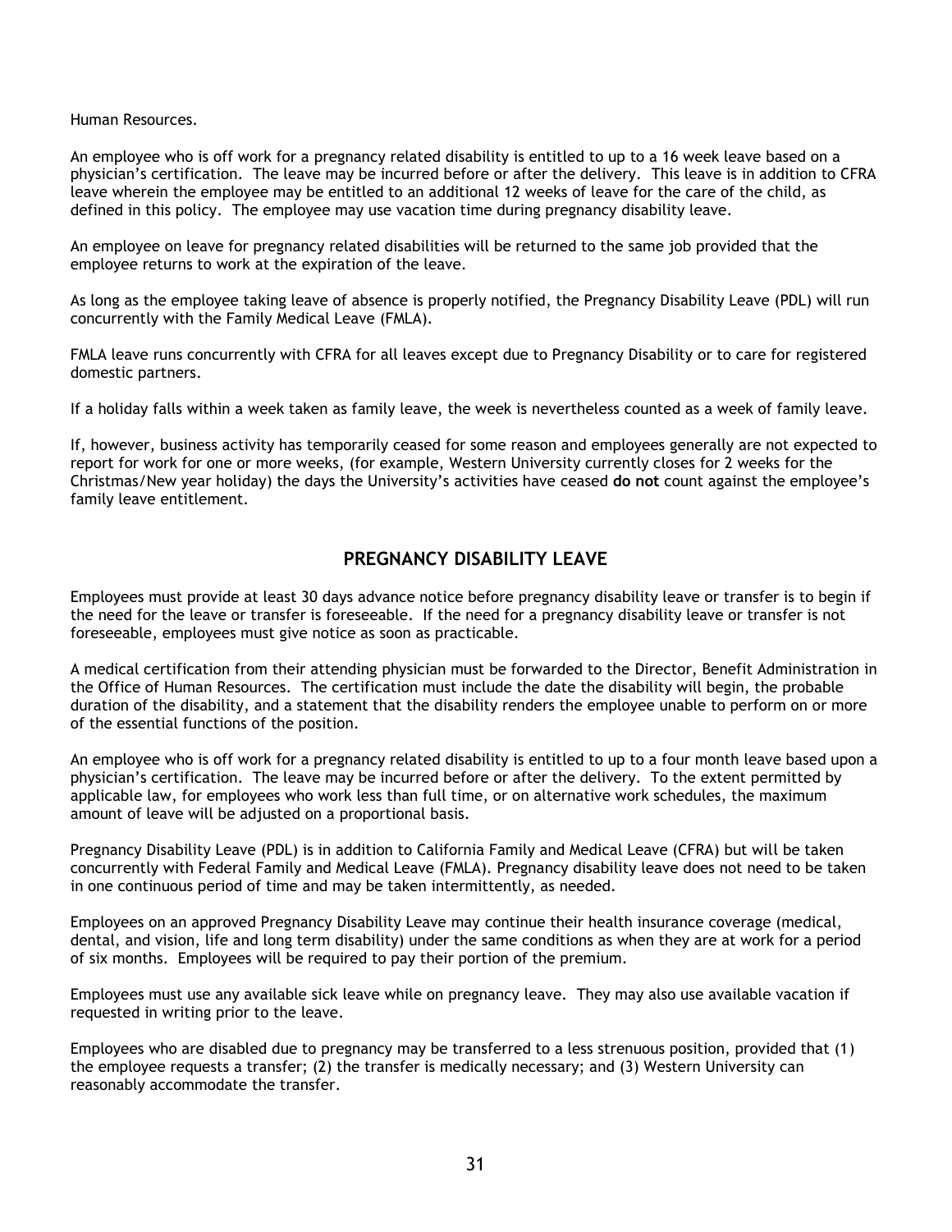Human Resources.

An employee who is off work for a pregnancy related disability is entitled to up to a 16 week leave based on a physician's certification. The leave may be incurred before or after the delivery. This leave is in addition to CFRA leave wherein the employee may be entitled to an additional 12 weeks of leave for the care of the child, as defined in this policy. The employee may use vacation time during pregnancy disability leave.

An employee on leave for pregnancy related disabilities will be returned to the same job provided that the employee returns to work at the expiration of the leave.

As long as the employee taking leave of absence is properly notified, the Pregnancy Disability Leave (PDL) will run concurrently with the Family Medical Leave (FMLA).

FMLA leave runs concurrently with CFRA for all leaves except due to Pregnancy Disability or to care for registered domestic partners.

If a holiday falls within a week taken as family leave, the week is nevertheless counted as a week of family leave.

If, however, business activity has temporarily ceased for some reason and employees generally are not expected to report for work for one or more weeks, (for example, Western University currently closes for 2 weeks for the Christmas/New year holiday) the days the University's activities have ceased **do not** count against the employee's family leave entitlement.

## PREGNANCY DISABILITY LEAVE

Employees must provide at least 30 days advance notice before pregnancy disability leave or transfer is to begin if the need for the leave or transfer is foreseeable. If the need for a pregnancy disability leave or transfer is not foreseeable, employees must give notice as soon as practicable.

A medical certification from their attending physician must be forwarded to the Director, Benefit Administration in the Office of Human Resources. The certification must include the date the disability will begin, the probable duration of the disability, and a statement that the disability renders the employee unable to perform on or more of the essential functions of the position.

An employee who is off work for a pregnancy related disability is entitled to up to a four month leave based upon a physician's certification. The leave may be incurred before or after the delivery. To the extent permitted by applicable law, for employees who work less than full time, or on alternative work schedules, the maximum amount of leave will be adjusted on a proportional basis.

Pregnancy Disability Leave (PDL) is in addition to California Family and Medical Leave (CFRA) but will be taken concurrently with Federal Family and Medical Leave (FMLA). Pregnancy disability leave does not need to be taken in one continuous period of time and may be taken intermittently, as needed.

Employees on an approved Pregnancy Disability Leave may continue their health insurance coverage (medical, dental, and vision, life and long term disability) under the same conditions as when they are at work for a period of six months. Employees will be required to pay their portion of the premium.

Employees must use any available sick leave while on pregnancy leave. They may also use available vacation if requested in writing prior to the leave.

Employees who are disabled due to pregnancy may be transferred to a less strenuous position, provided that (1) the employee requests a transfer; (2) the transfer is medically necessary; and (3) Western University can reasonably accommodate the transfer.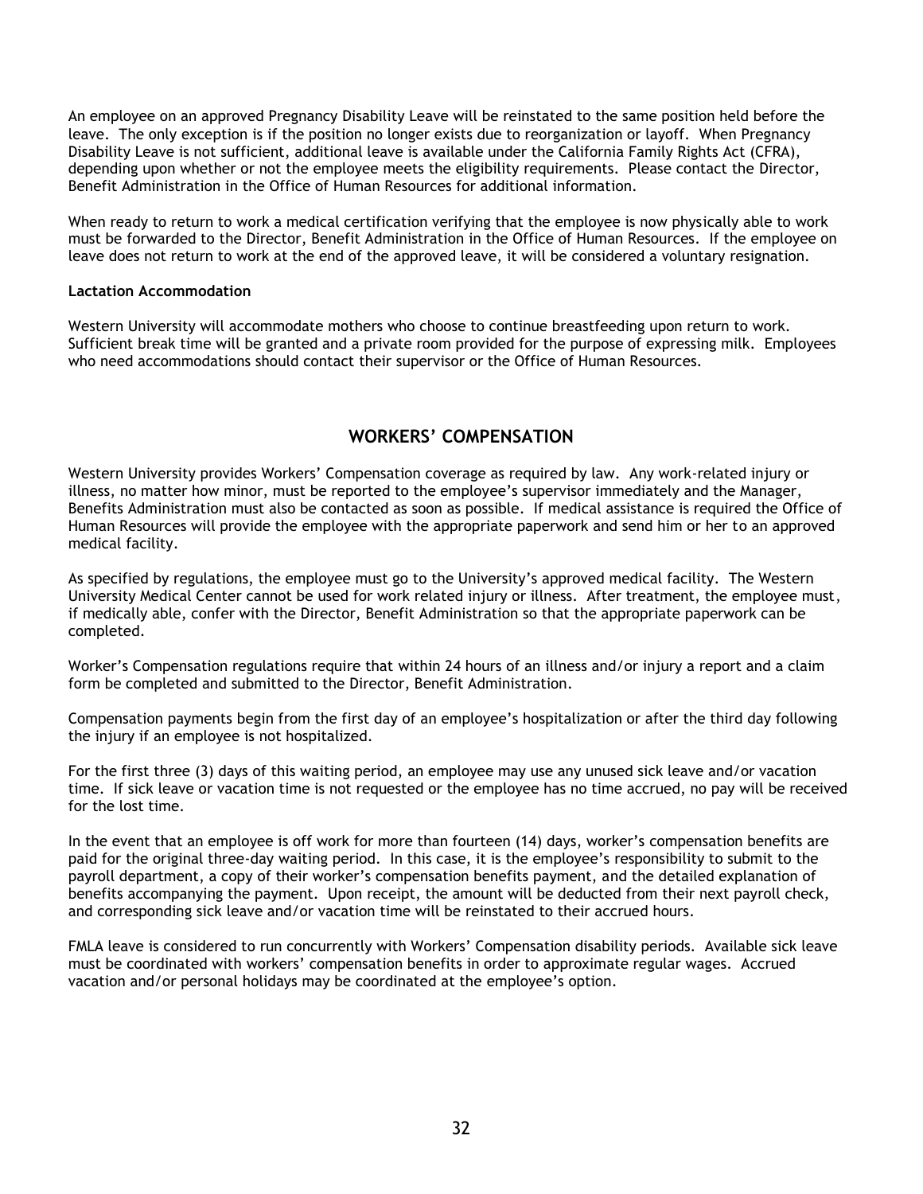An employee on an approved Pregnancy Disability Leave will be reinstated to the same position held before the leave. The only exception is if the position no longer exists due to reorganization or layoff. When Pregnancy Disability Leave is not sufficient, additional leave is available under the California Family Rights Act (CFRA), depending upon whether or not the employee meets the eligibility requirements. Please contact the Director, Benefit Administration in the Office of Human Resources for additional information.

When ready to return to work a medical certification verifying that the employee is now physically able to work must be forwarded to the Director, Benefit Administration in the Office of Human Resources. If the employee on leave does not return to work at the end of the approved leave, it will be considered a voluntary resignation.

**Lactation Accommodation**

Western University will accommodate mothers who choose to continue breastfeeding upon return to work. Sufficient break time will be granted and a private room provided for the purpose of expressing milk. Employees who need accommodations should contact their supervisor or the Office of Human Resources.

## WORKERS' COMPENSATION

Western University provides Workers' Compensation coverage as required by law. Any work-related injury or illness, no matter how minor, must be reported to the employee's supervisor immediately and the Manager, Benefits Administration must also be contacted as soon as possible. If medical assistance is required the Office of Human Resources will provide the employee with the appropriate paperwork and send him or her to an approved medical facility.

As specified by regulations, the employee must go to the University's approved medical facility. The Western University Medical Center cannot be used for work related injury or illness. After treatment, the employee must, if medically able, confer with the Director, Benefit Administration so that the appropriate paperwork can be completed.

Worker's Compensation regulations require that within 24 hours of an illness and/or injury a report and a claim form be completed and submitted to the Director, Benefit Administration.

Compensation payments begin from the first day of an employee's hospitalization or after the third day following the injury if an employee is not hospitalized.

For the first three (3) days of this waiting period, an employee may use any unused sick leave and/or vacation time. If sick leave or vacation time is not requested or the employee has no time accrued, no pay will be received for the lost time.

In the event that an employee is off work for more than fourteen (14) days, worker's compensation benefits are paid for the original three-day waiting period. In this case, it is the employee's responsibility to submit to the payroll department, a copy of their worker's compensation benefits payment, and the detailed explanation of benefits accompanying the payment. Upon receipt, the amount will be deducted from their next payroll check, and corresponding sick leave and/or vacation time will be reinstated to their accrued hours.

FMLA leave is considered to run concurrently with Workers' Compensation disability periods. Available sick leave must be coordinated with workers' compensation benefits in order to approximate regular wages. Accrued vacation and/or personal holidays may be coordinated at the employee's option.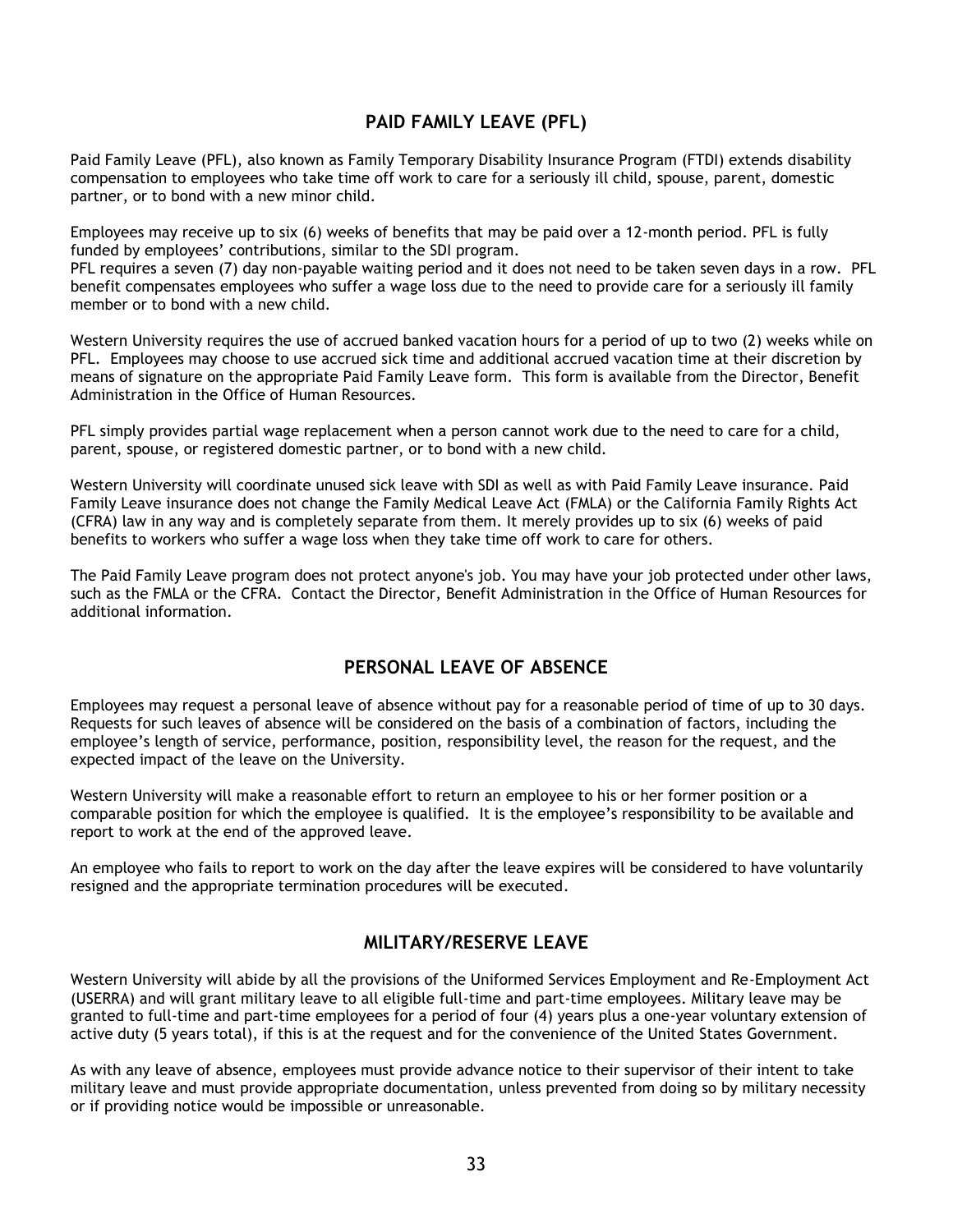## PAID FAMILY LEAVE (PFL)

Paid Family Leave (PFL), also known as Family Temporary Disability Insurance Program (FTDI) extends disability compensation to employees who take time off work to care for a seriously ill child, spouse, parent, domestic partner, or to bond with a new minor child.

Employees may receive up to six (6) weeks of benefits that may be paid over a 12-month period. PFL is fully funded by employees' contributions, similar to the SDI program.
PFL requires a seven (7) day non-payable waiting period and it does not need to be taken seven days in a row. PFL benefit compensates employees who suffer a wage loss due to the need to provide care for a seriously ill family member or to bond with a new child.

Western University requires the use of accrued banked vacation hours for a period of up to two (2) weeks while on PFL. Employees may choose to use accrued sick time and additional accrued vacation time at their discretion by means of signature on the appropriate Paid Family Leave form. This form is available from the Director, Benefit Administration in the Office of Human Resources.

PFL simply provides partial wage replacement when a person cannot work due to the need to care for a child, parent, spouse, or registered domestic partner, or to bond with a new child.

Western University will coordinate unused sick leave with SDI as well as with Paid Family Leave insurance. Paid Family Leave insurance does not change the Family Medical Leave Act (FMLA) or the California Family Rights Act (CFRA) law in any way and is completely separate from them. It merely provides up to six (6) weeks of paid benefits to workers who suffer a wage loss when they take time off work to care for others.

The Paid Family Leave program does not protect anyone's job. You may have your job protected under other laws, such as the FMLA or the CFRA. Contact the Director, Benefit Administration in the Office of Human Resources for additional information.

## PERSONAL LEAVE OF ABSENCE

Employees may request a personal leave of absence without pay for a reasonable period of time of up to 30 days. Requests for such leaves of absence will be considered on the basis of a combination of factors, including the employee's length of service, performance, position, responsibility level, the reason for the request, and the expected impact of the leave on the University.

Western University will make a reasonable effort to return an employee to his or her former position or a comparable position for which the employee is qualified. It is the employee's responsibility to be available and report to work at the end of the approved leave.

An employee who fails to report to work on the day after the leave expires will be considered to have voluntarily resigned and the appropriate termination procedures will be executed.

## MILITARY/RESERVE LEAVE

Western University will abide by all the provisions of the Uniformed Services Employment and Re-Employment Act (USERRA) and will grant military leave to all eligible full-time and part-time employees. Military leave may be granted to full-time and part-time employees for a period of four (4) years plus a one-year voluntary extension of active duty (5 years total), if this is at the request and for the convenience of the United States Government.

As with any leave of absence, employees must provide advance notice to their supervisor of their intent to take military leave and must provide appropriate documentation, unless prevented from doing so by military necessity or if providing notice would be impossible or unreasonable.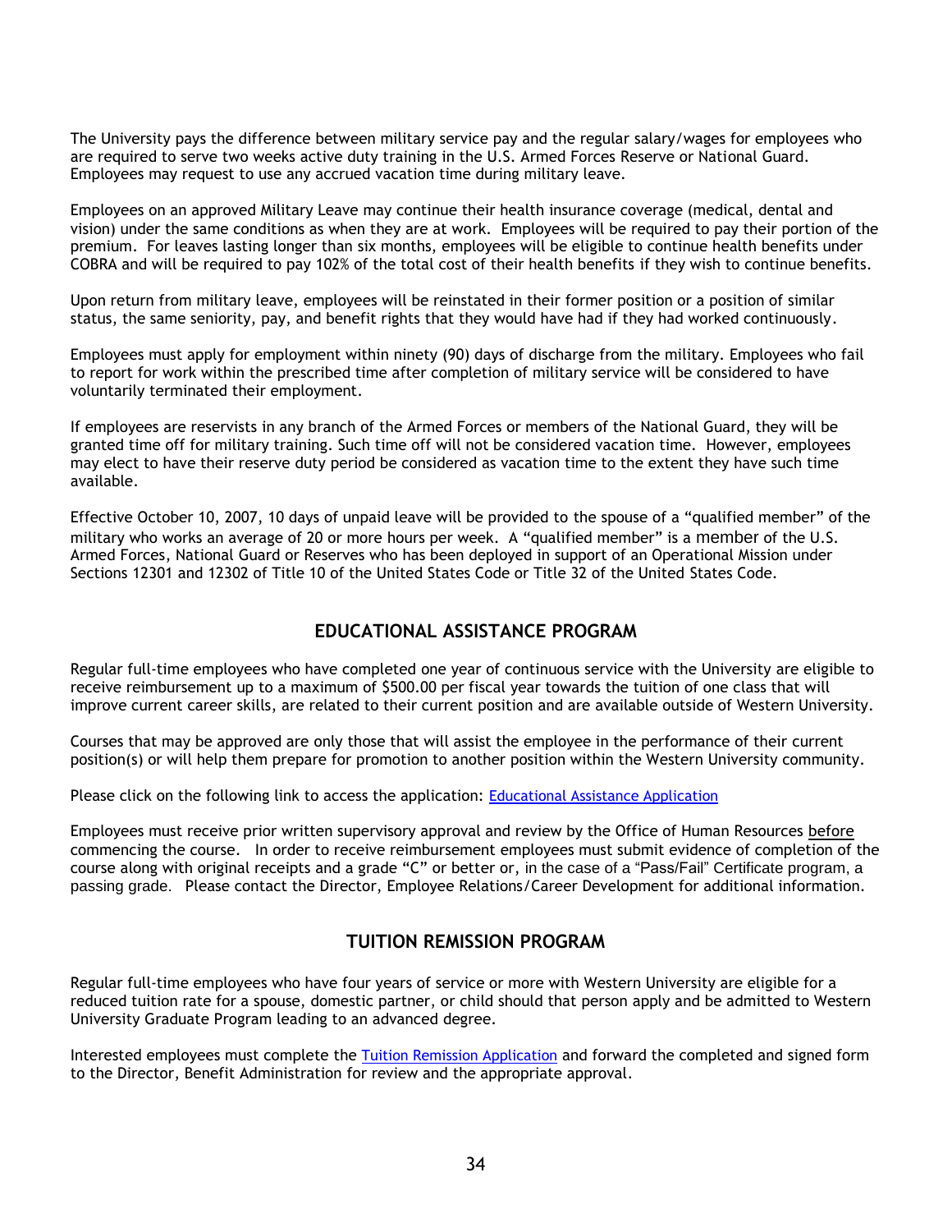The University pays the difference between military service pay and the regular salary/wages for employees who are required to serve two weeks active duty training in the U.S. Armed Forces Reserve or National Guard. Employees may request to use any accrued vacation time during military leave.

Employees on an approved Military Leave may continue their health insurance coverage (medical, dental and vision) under the same conditions as when they are at work. Employees will be required to pay their portion of the premium. For leaves lasting longer than six months, employees will be eligible to continue health benefits under COBRA and will be required to pay 102% of the total cost of their health benefits if they wish to continue benefits.

Upon return from military leave, employees will be reinstated in their former position or a position of similar status, the same seniority, pay, and benefit rights that they would have had if they had worked continuously.

Employees must apply for employment within ninety (90) days of discharge from the military. Employees who fail to report for work within the prescribed time after completion of military service will be considered to have voluntarily terminated their employment.

If employees are reservists in any branch of the Armed Forces or members of the National Guard, they will be granted time off for military training. Such time off will not be considered vacation time. However, employees may elect to have their reserve duty period be considered as vacation time to the extent they have such time available.

Effective October 10, 2007, 10 days of unpaid leave will be provided to the spouse of a "qualified member" of the military who works an average of 20 or more hours per week. A "qualified member" is a member of the U.S. Armed Forces, National Guard or Reserves who has been deployed in support of an Operational Mission under Sections 12301 and 12302 of Title 10 of the United States Code or Title 32 of the United States Code.

## EDUCATIONAL ASSISTANCE PROGRAM

Regular full-time employees who have completed one year of continuous service with the University are eligible to receive reimbursement up to a maximum of $500.00 per fiscal year towards the tuition of one class that will improve current career skills, are related to their current position and are available outside of Western University.

Courses that may be approved are only those that will assist the employee in the performance of their current position(s) or will help them prepare for promotion to another position within the Western University community.

Please click on the following link to access the application: Educational Assistance Application

Employees must receive prior written supervisory approval and review by the Office of Human Resources before commencing the course. In order to receive reimbursement employees must submit evidence of completion of the course along with original receipts and a grade "C" or better or, in the case of a "Pass/Fail" Certificate program, a passing grade. Please contact the Director, Employee Relations/Career Development for additional information.

## TUITION REMISSION PROGRAM

Regular full-time employees who have four years of service or more with Western University are eligible for a reduced tuition rate for a spouse, domestic partner, or child should that person apply and be admitted to Western University Graduate Program leading to an advanced degree.

Interested employees must complete the Tuition Remission Application and forward the completed and signed form to the Director, Benefit Administration for review and the appropriate approval.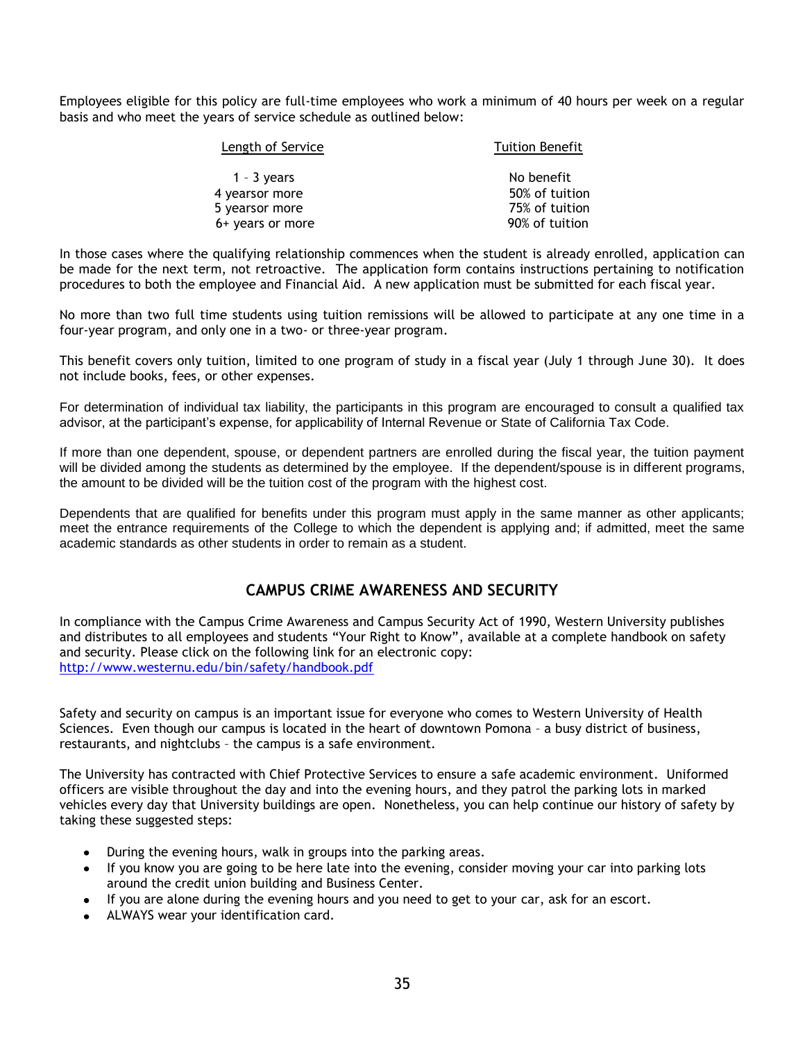Employees eligible for this policy are full-time employees who work a minimum of 40 hours per week on a regular basis and who meet the years of service schedule as outlined below:

| Length of Service | Tuition Benefit |
| --- | --- |
| 1 – 3 years | No benefit |
| 4 yearsor more | 50% of tuition |
| 5 yearsor more | 75% of tuition |
| 6+ years or more | 90% of tuition |

In those cases where the qualifying relationship commences when the student is already enrolled, application can be made for the next term, not retroactive. The application form contains instructions pertaining to notification procedures to both the employee and Financial Aid. A new application must be submitted for each fiscal year.

No more than two full time students using tuition remissions will be allowed to participate at any one time in a four-year program, and only one in a two- or three-year program.

This benefit covers only tuition, limited to one program of study in a fiscal year (July 1 through June 30). It does not include books, fees, or other expenses.

For determination of individual tax liability, the participants in this program are encouraged to consult a qualified tax advisor, at the participant's expense, for applicability of Internal Revenue or State of California Tax Code.

If more than one dependent, spouse, or dependent partners are enrolled during the fiscal year, the tuition payment will be divided among the students as determined by the employee. If the dependent/spouse is in different programs, the amount to be divided will be the tuition cost of the program with the highest cost.

Dependents that are qualified for benefits under this program must apply in the same manner as other applicants; meet the entrance requirements of the College to which the dependent is applying and; if admitted, meet the same academic standards as other students in order to remain as a student.

## CAMPUS CRIME AWARENESS AND SECURITY

In compliance with the Campus Crime Awareness and Campus Security Act of 1990, Western University publishes and distributes to all employees and students "Your Right to Know", available at a complete handbook on safety and security. Please click on the following link for an electronic copy:
http://www.westernu.edu/bin/safety/handbook.pdf

Safety and security on campus is an important issue for everyone who comes to Western University of Health Sciences. Even though our campus is located in the heart of downtown Pomona – a busy district of business, restaurants, and nightclubs – the campus is a safe environment.

The University has contracted with Chief Protective Services to ensure a safe academic environment. Uniformed officers are visible throughout the day and into the evening hours, and they patrol the parking lots in marked vehicles every day that University buildings are open. Nonetheless, you can help continue our history of safety by taking these suggested steps:

- During the evening hours, walk in groups into the parking areas.
- If you know you are going to be here late into the evening, consider moving your car into parking lots around the credit union building and Business Center.
- If you are alone during the evening hours and you need to get to your car, ask for an escort.
- ALWAYS wear your identification card.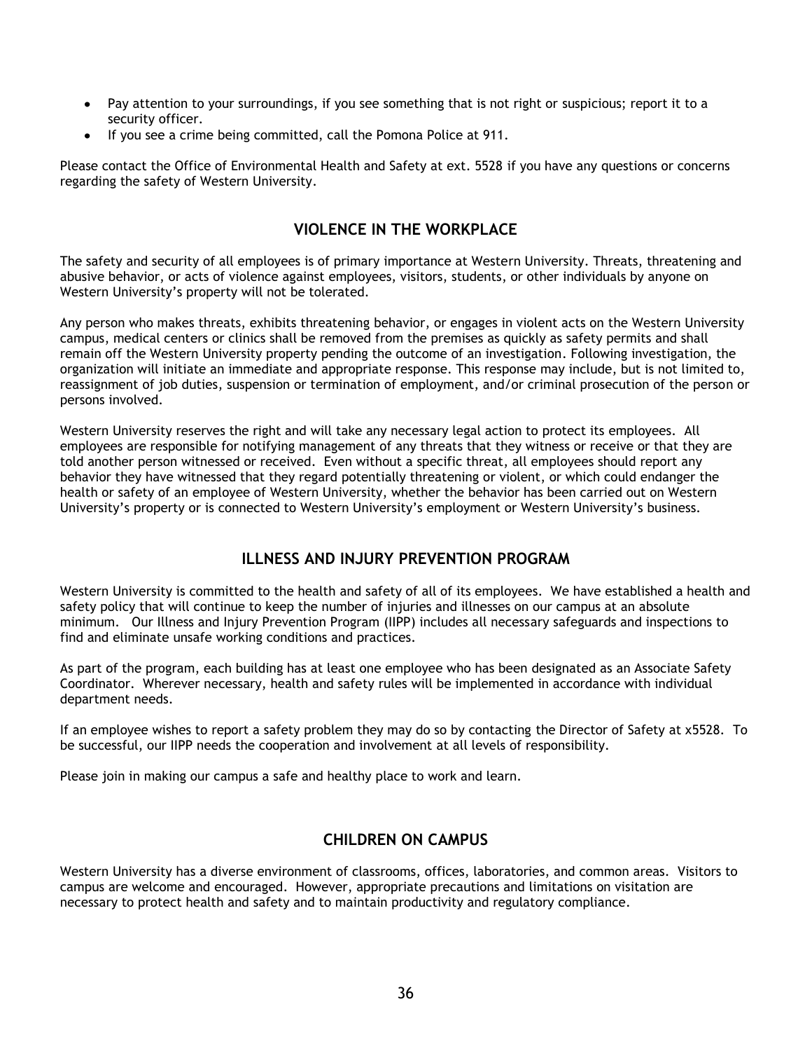- Pay attention to your surroundings, if you see something that is not right or suspicious; report it to a security officer.
- If you see a crime being committed, call the Pomona Police at 911.

Please contact the Office of Environmental Health and Safety at ext. 5528 if you have any questions or concerns regarding the safety of Western University.

## VIOLENCE IN THE WORKPLACE

The safety and security of all employees is of primary importance at Western University. Threats, threatening and abusive behavior, or acts of violence against employees, visitors, students, or other individuals by anyone on Western University's property will not be tolerated.

Any person who makes threats, exhibits threatening behavior, or engages in violent acts on the Western University campus, medical centers or clinics shall be removed from the premises as quickly as safety permits and shall remain off the Western University property pending the outcome of an investigation. Following investigation, the organization will initiate an immediate and appropriate response. This response may include, but is not limited to, reassignment of job duties, suspension or termination of employment, and/or criminal prosecution of the person or persons involved.

Western University reserves the right and will take any necessary legal action to protect its employees. All employees are responsible for notifying management of any threats that they witness or receive or that they are told another person witnessed or received. Even without a specific threat, all employees should report any behavior they have witnessed that they regard potentially threatening or violent, or which could endanger the health or safety of an employee of Western University, whether the behavior has been carried out on Western University's property or is connected to Western University's employment or Western University's business.

## ILLNESS AND INJURY PREVENTION PROGRAM

Western University is committed to the health and safety of all of its employees. We have established a health and safety policy that will continue to keep the number of injuries and illnesses on our campus at an absolute minimum. Our Illness and Injury Prevention Program (IIPP) includes all necessary safeguards and inspections to find and eliminate unsafe working conditions and practices.

As part of the program, each building has at least one employee who has been designated as an Associate Safety Coordinator. Wherever necessary, health and safety rules will be implemented in accordance with individual department needs.

If an employee wishes to report a safety problem they may do so by contacting the Director of Safety at x5528. To be successful, our IIPP needs the cooperation and involvement at all levels of responsibility.

Please join in making our campus a safe and healthy place to work and learn.

## CHILDREN ON CAMPUS

Western University has a diverse environment of classrooms, offices, laboratories, and common areas. Visitors to campus are welcome and encouraged. However, appropriate precautions and limitations on visitation are necessary to protect health and safety and to maintain productivity and regulatory compliance.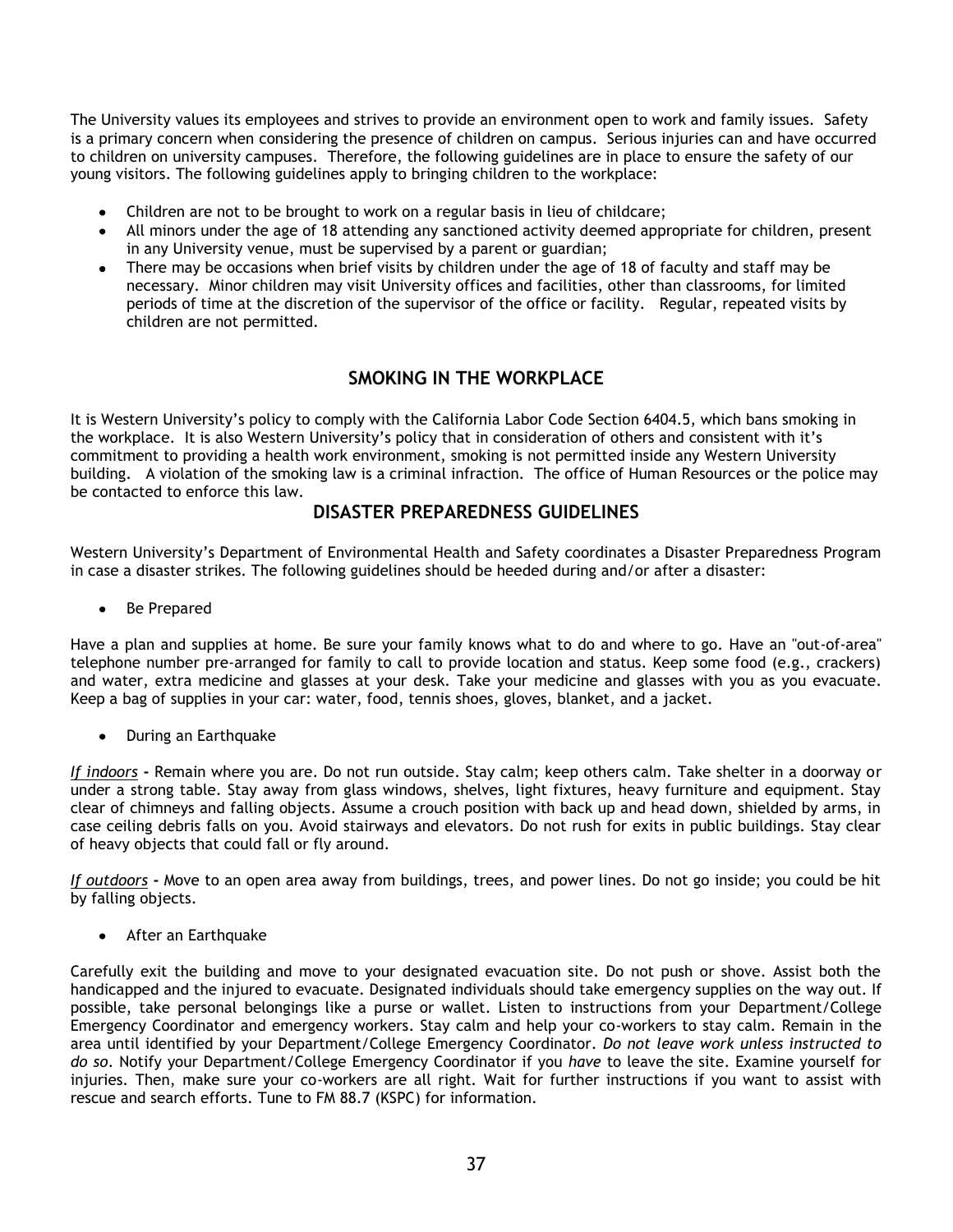The University values its employees and strives to provide an environment open to work and family issues. Safety is a primary concern when considering the presence of children on campus. Serious injuries can and have occurred to children on university campuses. Therefore, the following guidelines are in place to ensure the safety of our young visitors. The following guidelines apply to bringing children to the workplace:

- Children are not to be brought to work on a regular basis in lieu of childcare;
- All minors under the age of 18 attending any sanctioned activity deemed appropriate for children, present in any University venue, must be supervised by a parent or guardian;
- There may be occasions when brief visits by children under the age of 18 of faculty and staff may be necessary. Minor children may visit University offices and facilities, other than classrooms, for limited periods of time at the discretion of the supervisor of the office or facility. Regular, repeated visits by children are not permitted.

## SMOKING IN THE WORKPLACE

It is Western University's policy to comply with the California Labor Code Section 6404.5, which bans smoking in the workplace. It is also Western University's policy that in consideration of others and consistent with it's commitment to providing a health work environment, smoking is not permitted inside any Western University building. A violation of the smoking law is a criminal infraction. The office of Human Resources or the police may be contacted to enforce this law.

## DISASTER PREPAREDNESS GUIDELINES

Western University's Department of Environmental Health and Safety coordinates a Disaster Preparedness Program in case a disaster strikes. The following guidelines should be heeded during and/or after a disaster:

- Be Prepared

Have a plan and supplies at home. Be sure your family knows what to do and where to go. Have an "out-of-area" telephone number pre-arranged for family to call to provide location and status. Keep some food (e.g., crackers) and water, extra medicine and glasses at your desk. Take your medicine and glasses with you as you evacuate. Keep a bag of supplies in your car: water, food, tennis shoes, gloves, blanket, and a jacket.

- During an Earthquake

*If indoors* **-** Remain where you are. Do not run outside. Stay calm; keep others calm. Take shelter in a doorway or under a strong table. Stay away from glass windows, shelves, light fixtures, heavy furniture and equipment. Stay clear of chimneys and falling objects. Assume a crouch position with back up and head down, shielded by arms, in case ceiling debris falls on you. Avoid stairways and elevators. Do not rush for exits in public buildings. Stay clear of heavy objects that could fall or fly around.

*If outdoors* **-** Move to an open area away from buildings, trees, and power lines. Do not go inside; you could be hit by falling objects.

- After an Earthquake

Carefully exit the building and move to your designated evacuation site. Do not push or shove. Assist both the handicapped and the injured to evacuate. Designated individuals should take emergency supplies on the way out. If possible, take personal belongings like a purse or wallet. Listen to instructions from your Department/College Emergency Coordinator and emergency workers. Stay calm and help your co-workers to stay calm. Remain in the area until identified by your Department/College Emergency Coordinator. *Do not leave work unless instructed to do so*. Notify your Department/College Emergency Coordinator if you *have* to leave the site. Examine yourself for injuries. Then, make sure your co-workers are all right. Wait for further instructions if you want to assist with rescue and search efforts. Tune to FM 88.7 (KSPC) for information.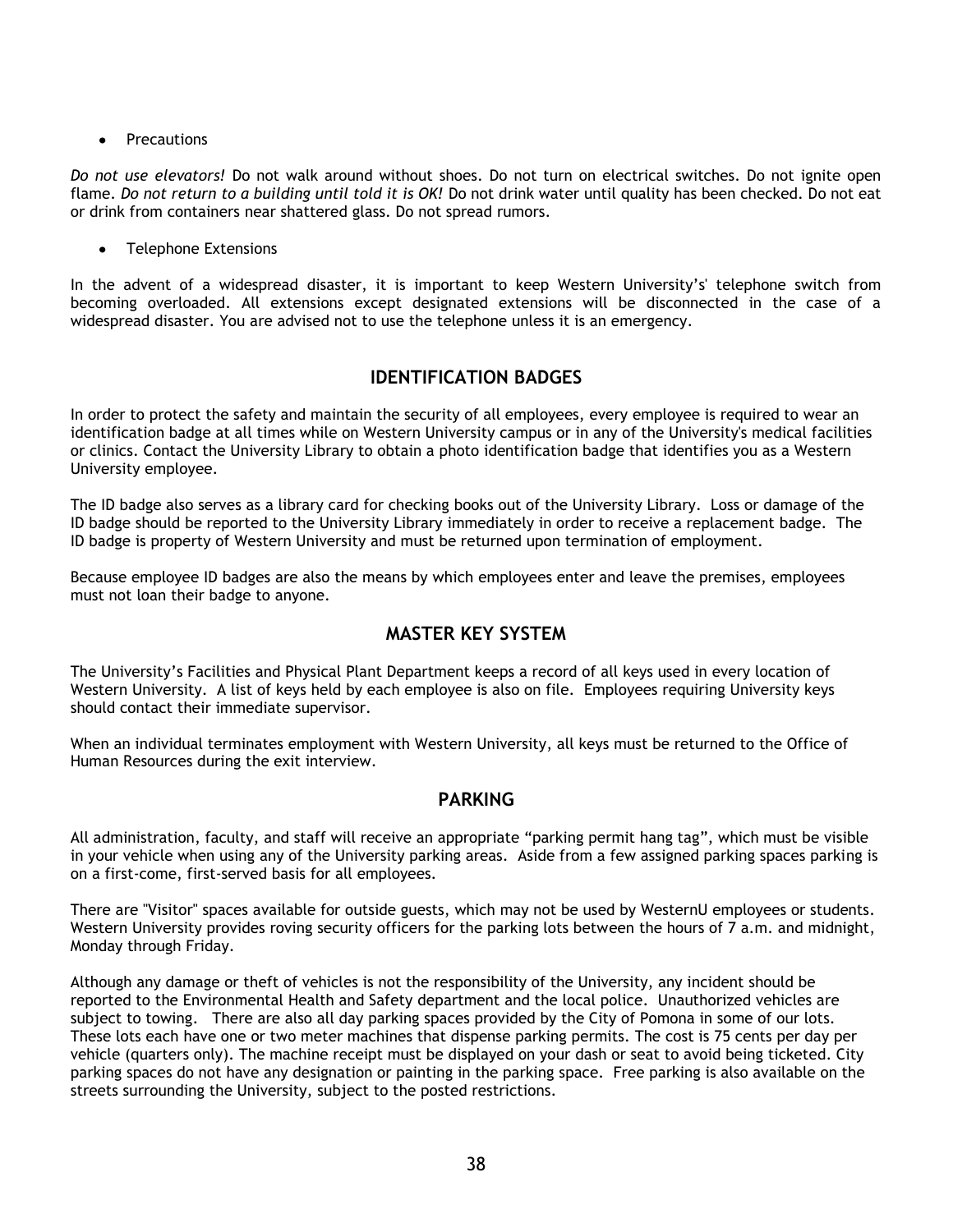- Precautions

*Do not use elevators!* Do not walk around without shoes. Do not turn on electrical switches. Do not ignite open flame. *Do not return to a building until told it is OK!* Do not drink water until quality has been checked. Do not eat or drink from containers near shattered glass. Do not spread rumors.

- Telephone Extensions

In the advent of a widespread disaster, it is important to keep Western University's' telephone switch from becoming overloaded. All extensions except designated extensions will be disconnected in the case of a widespread disaster. You are advised not to use the telephone unless it is an emergency.

## IDENTIFICATION BADGES

In order to protect the safety and maintain the security of all employees, every employee is required to wear an identification badge at all times while on Western University campus or in any of the University's medical facilities or clinics. Contact the University Library to obtain a photo identification badge that identifies you as a Western University employee.

The ID badge also serves as a library card for checking books out of the University Library. Loss or damage of the ID badge should be reported to the University Library immediately in order to receive a replacement badge. The ID badge is property of Western University and must be returned upon termination of employment.

Because employee ID badges are also the means by which employees enter and leave the premises, employees must not loan their badge to anyone.

## MASTER KEY SYSTEM

The University's Facilities and Physical Plant Department keeps a record of all keys used in every location of Western University. A list of keys held by each employee is also on file. Employees requiring University keys should contact their immediate supervisor.

When an individual terminates employment with Western University, all keys must be returned to the Office of Human Resources during the exit interview.

## PARKING

All administration, faculty, and staff will receive an appropriate "parking permit hang tag", which must be visible in your vehicle when using any of the University parking areas. Aside from a few assigned parking spaces parking is on a first-come, first-served basis for all employees.

There are "Visitor" spaces available for outside guests, which may not be used by WesternU employees or students. Western University provides roving security officers for the parking lots between the hours of 7 a.m. and midnight, Monday through Friday.

Although any damage or theft of vehicles is not the responsibility of the University, any incident should be reported to the Environmental Health and Safety department and the local police. Unauthorized vehicles are subject to towing. There are also all day parking spaces provided by the City of Pomona in some of our lots. These lots each have one or two meter machines that dispense parking permits. The cost is 75 cents per day per vehicle (quarters only). The machine receipt must be displayed on your dash or seat to avoid being ticketed. City parking spaces do not have any designation or painting in the parking space. Free parking is also available on the streets surrounding the University, subject to the posted restrictions.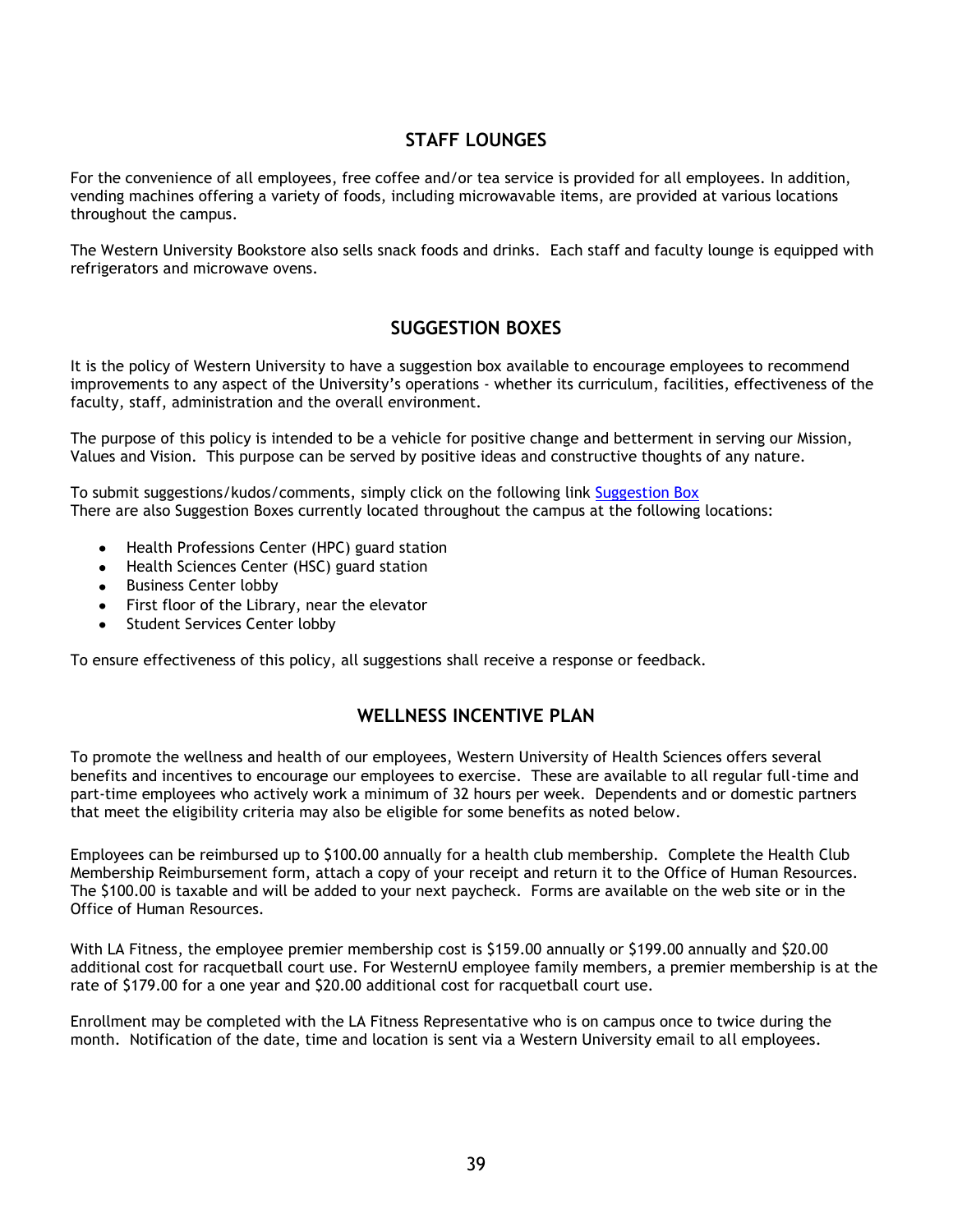## STAFF LOUNGES

For the convenience of all employees, free coffee and/or tea service is provided for all employees. In addition, vending machines offering a variety of foods, including microwavable items, are provided at various locations throughout the campus.

The Western University Bookstore also sells snack foods and drinks. Each staff and faculty lounge is equipped with refrigerators and microwave ovens.

## SUGGESTION BOXES

It is the policy of Western University to have a suggestion box available to encourage employees to recommend improvements to any aspect of the University's operations - whether its curriculum, facilities, effectiveness of the faculty, staff, administration and the overall environment.

The purpose of this policy is intended to be a vehicle for positive change and betterment in serving our Mission, Values and Vision. This purpose can be served by positive ideas and constructive thoughts of any nature.

To submit suggestions/kudos/comments, simply click on the following link Suggestion Box
There are also Suggestion Boxes currently located throughout the campus at the following locations:

- Health Professions Center (HPC) guard station
- Health Sciences Center (HSC) guard station
- Business Center lobby
- First floor of the Library, near the elevator
- Student Services Center lobby

To ensure effectiveness of this policy, all suggestions shall receive a response or feedback.

## WELLNESS INCENTIVE PLAN

To promote the wellness and health of our employees, Western University of Health Sciences offers several benefits and incentives to encourage our employees to exercise. These are available to all regular full-time and part-time employees who actively work a minimum of 32 hours per week. Dependents and or domestic partners that meet the eligibility criteria may also be eligible for some benefits as noted below.

Employees can be reimbursed up to $100.00 annually for a health club membership. Complete the Health Club Membership Reimbursement form, attach a copy of your receipt and return it to the Office of Human Resources. The $100.00 is taxable and will be added to your next paycheck. Forms are available on the web site or in the Office of Human Resources.

With LA Fitness, the employee premier membership cost is $159.00 annually or $199.00 annually and $20.00 additional cost for racquetball court use. For WesternU employee family members, a premier membership is at the rate of $179.00 for a one year and $20.00 additional cost for racquetball court use.

Enrollment may be completed with the LA Fitness Representative who is on campus once to twice during the month. Notification of the date, time and location is sent via a Western University email to all employees.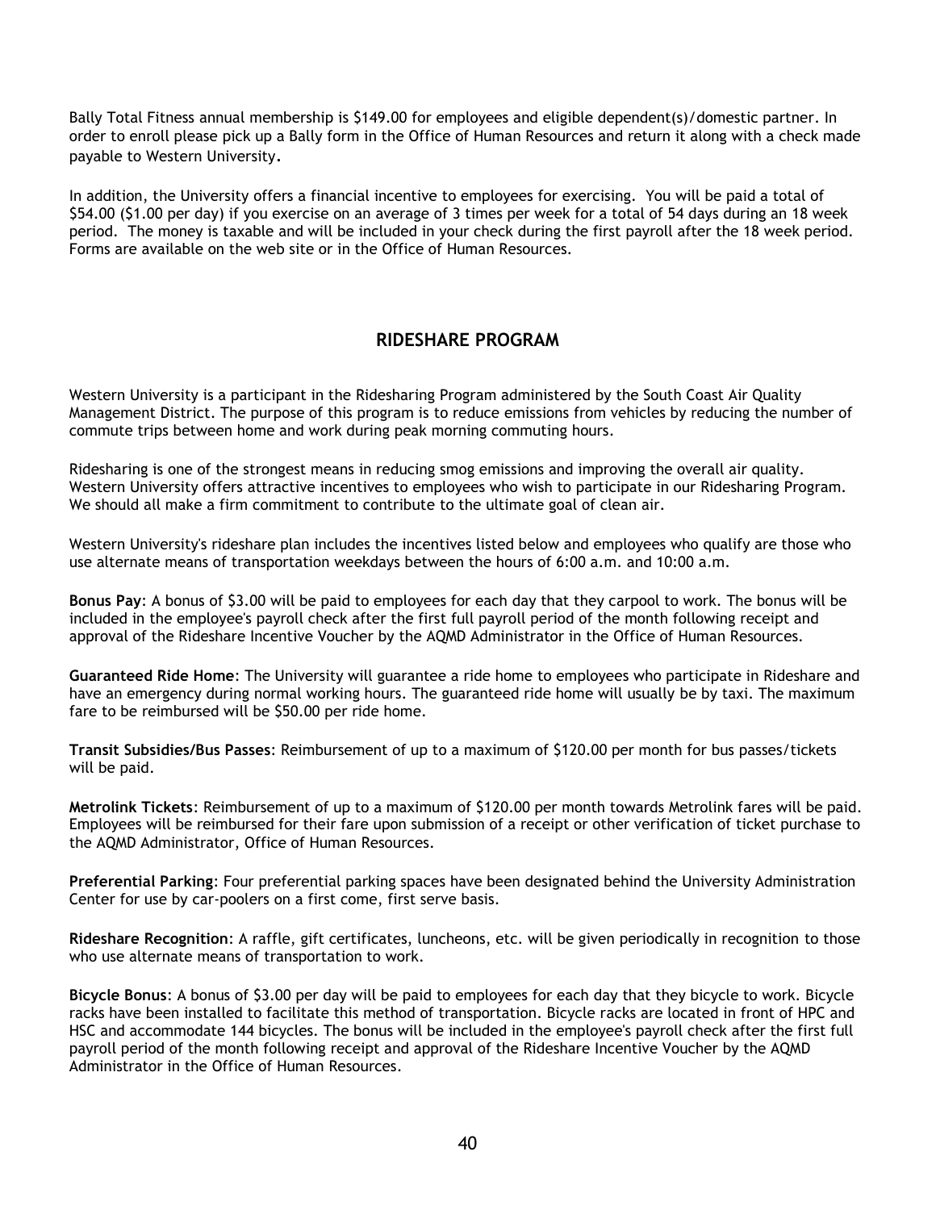Bally Total Fitness annual membership is $149.00 for employees and eligible dependent(s)/domestic partner. In order to enroll please pick up a Bally form in the Office of Human Resources and return it along with a check made payable to Western University.

In addition, the University offers a financial incentive to employees for exercising. You will be paid a total of $54.00 ($1.00 per day) if you exercise on an average of 3 times per week for a total of 54 days during an 18 week period. The money is taxable and will be included in your check during the first payroll after the 18 week period. Forms are available on the web site or in the Office of Human Resources.

## RIDESHARE PROGRAM

Western University is a participant in the Ridesharing Program administered by the South Coast Air Quality Management District. The purpose of this program is to reduce emissions from vehicles by reducing the number of commute trips between home and work during peak morning commuting hours.

Ridesharing is one of the strongest means in reducing smog emissions and improving the overall air quality. Western University offers attractive incentives to employees who wish to participate in our Ridesharing Program. We should all make a firm commitment to contribute to the ultimate goal of clean air.

Western University's rideshare plan includes the incentives listed below and employees who qualify are those who use alternate means of transportation weekdays between the hours of 6:00 a.m. and 10:00 a.m.

**Bonus Pay**: A bonus of $3.00 will be paid to employees for each day that they carpool to work. The bonus will be included in the employee's payroll check after the first full payroll period of the month following receipt and approval of the Rideshare Incentive Voucher by the AQMD Administrator in the Office of Human Resources.

**Guaranteed Ride Home**: The University will guarantee a ride home to employees who participate in Rideshare and have an emergency during normal working hours. The guaranteed ride home will usually be by taxi. The maximum fare to be reimbursed will be $50.00 per ride home.

**Transit Subsidies/Bus Passes**: Reimbursement of up to a maximum of $120.00 per month for bus passes/tickets will be paid.

**Metrolink Tickets**: Reimbursement of up to a maximum of $120.00 per month towards Metrolink fares will be paid. Employees will be reimbursed for their fare upon submission of a receipt or other verification of ticket purchase to the AQMD Administrator, Office of Human Resources.

**Preferential Parking**: Four preferential parking spaces have been designated behind the University Administration Center for use by car-poolers on a first come, first serve basis.

**Rideshare Recognition**: A raffle, gift certificates, luncheons, etc. will be given periodically in recognition to those who use alternate means of transportation to work.

**Bicycle Bonus**: A bonus of $3.00 per day will be paid to employees for each day that they bicycle to work. Bicycle racks have been installed to facilitate this method of transportation. Bicycle racks are located in front of HPC and HSC and accommodate 144 bicycles. The bonus will be included in the employee's payroll check after the first full payroll period of the month following receipt and approval of the Rideshare Incentive Voucher by the AQMD Administrator in the Office of Human Resources.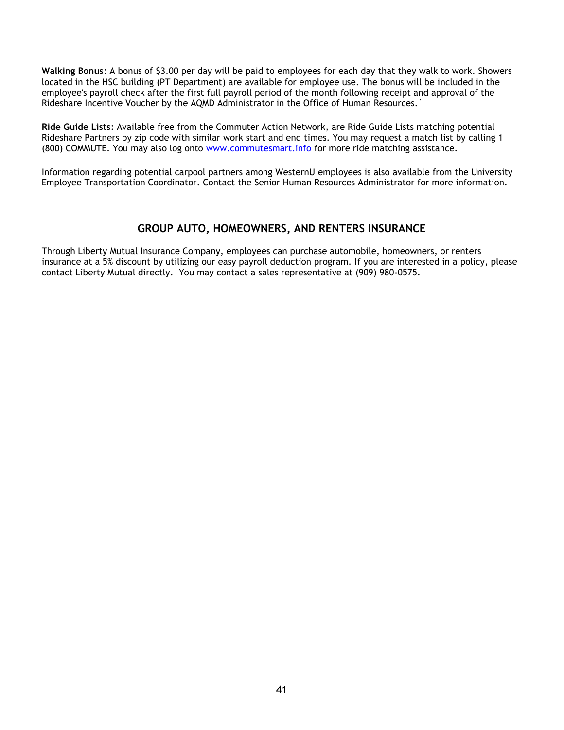**Walking Bonus**: A bonus of $3.00 per day will be paid to employees for each day that they walk to work. Showers located in the HSC building (PT Department) are available for employee use. The bonus will be included in the employee's payroll check after the first full payroll period of the month following receipt and approval of the Rideshare Incentive Voucher by the AQMD Administrator in the Office of Human Resources.`

**Ride Guide Lists**: Available free from the Commuter Action Network, are Ride Guide Lists matching potential Rideshare Partners by zip code with similar work start and end times. You may request a match list by calling 1 (800) COMMUTE. You may also log onto www.commutesmart.info for more ride matching assistance.

Information regarding potential carpool partners among WesternU employees is also available from the University Employee Transportation Coordinator. Contact the Senior Human Resources Administrator for more information.

## GROUP AUTO, HOMEOWNERS, AND RENTERS INSURANCE

Through Liberty Mutual Insurance Company, employees can purchase automobile, homeowners, or renters insurance at a 5% discount by utilizing our easy payroll deduction program. If you are interested in a policy, please contact Liberty Mutual directly. You may contact a sales representative at (909) 980-0575.